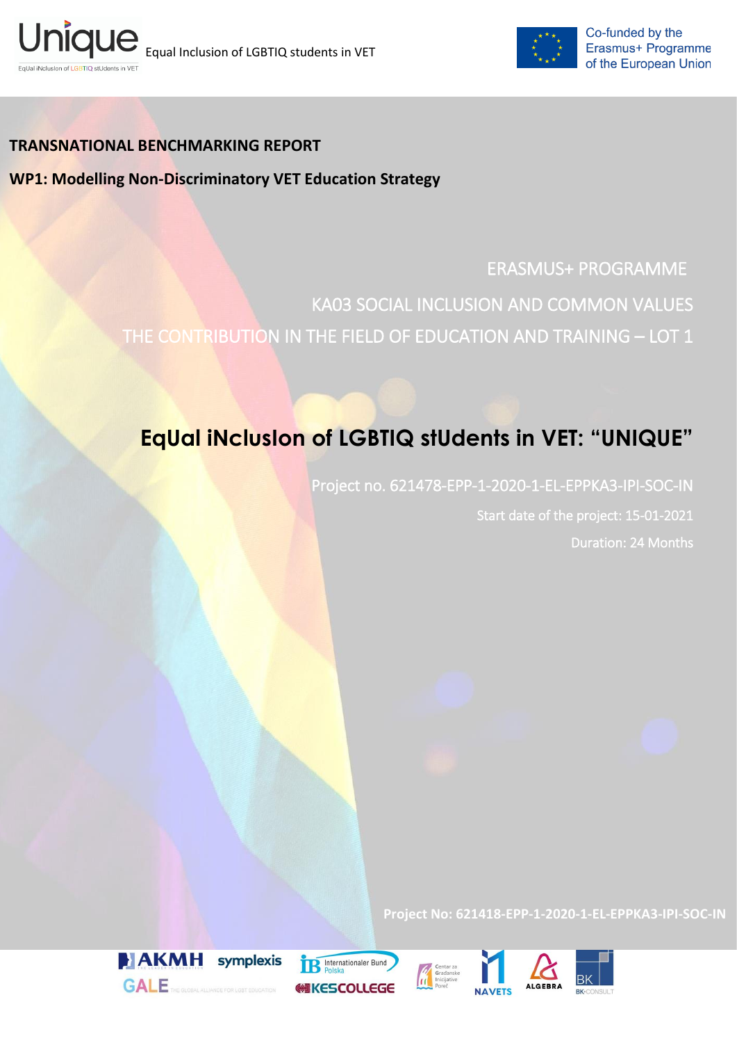Unique Equal Inclusion of LGBTIQ students in VET

Co-funded by the Erasmus+ Programme of the European Union

**TRANSNATIONAL BENCHMARKING REPORT**

**WP1: Modelling Non-Discriminatory VET Education Strategy**

ERASMUS+ PROGRAMME

KA03 SOCIAL INCLUSION AND COMMON VALUES

THE CONTRIBUTION IN THE FIELD OF EDUCATION AND TRAINING – LOT 1

# EqUal iNclusIon of LGBTIQ stUdents in VET: "UNIQUE"

Project no. 621478-EPP-1-2020-1-EL-EPPKA3-IPI-SOC-IN

Start date of the project: 15-01-2021

Duration: 24 Months

**Project No: 621418-EPP-1-2020-1-EL-EPPKA3-IPI-SOC-IN**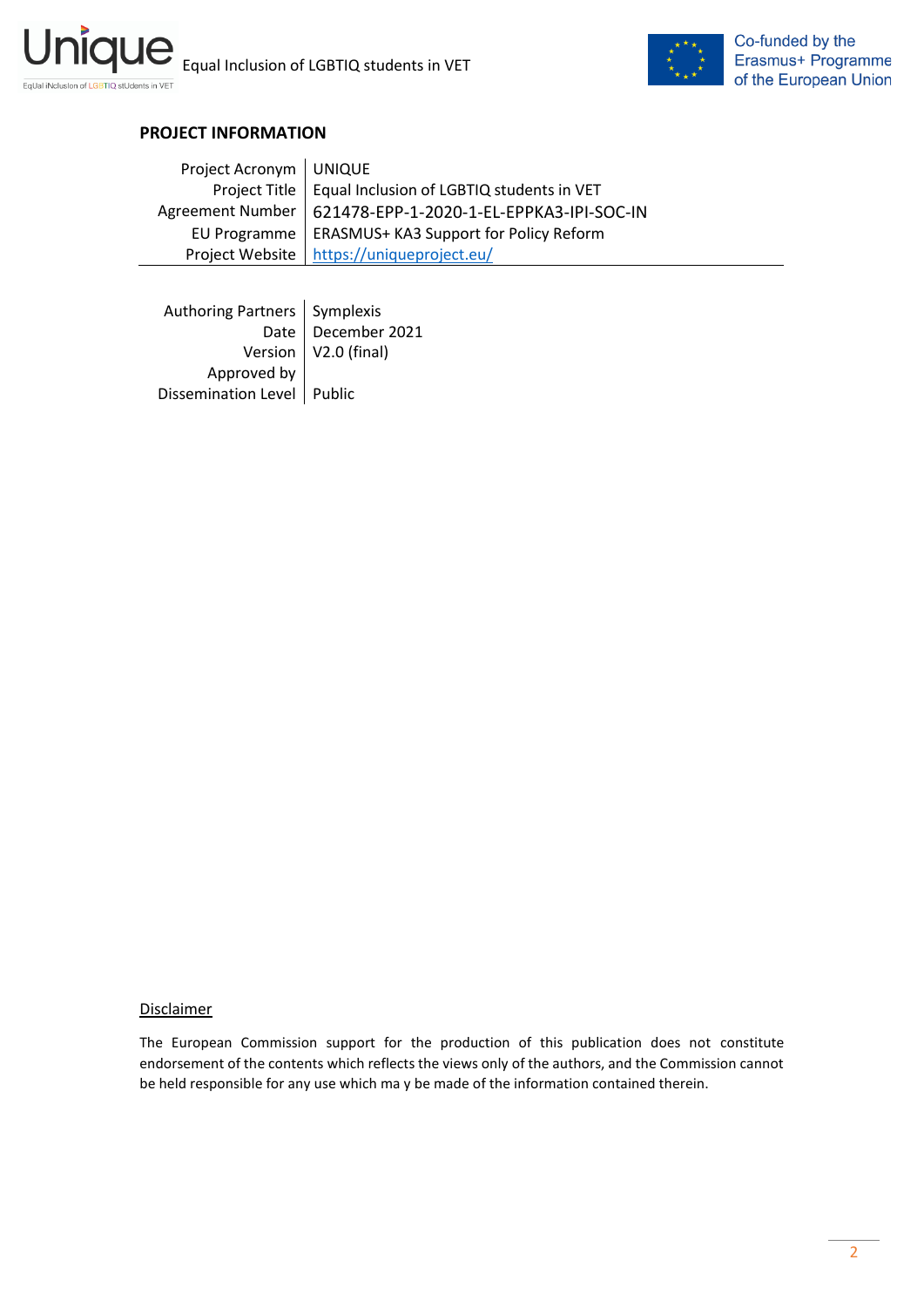**PROJECT INFORMATION**

| | |
|---|---|
| Project Acronym | UNIQUE |
| Project Title | Equal Inclusion of LGBTIQ students in VET |
| Agreement Number | 621478-EPP-1-2020-1-EL-EPPKA3-IPI-SOC-IN |
| EU Programme | ERASMUS+ KA3 Support for Policy Reform |
| Project Website | [https://uniqueproject.eu/](https://uniqueproject.eu/) |

| | |
|---|---|
| Authoring Partners | Symplexis |
| Date | December 2021 |
| Version | V2.0 (final) |
| Approved by | |
| Dissemination Level | Public |

<u>Disclaimer</u>

The European Commission support for the production of this publication does not constitute endorsement of the contents which reflects the views only of the authors, and the Commission cannot be held responsible for any use which ma y be made of the information contained therein.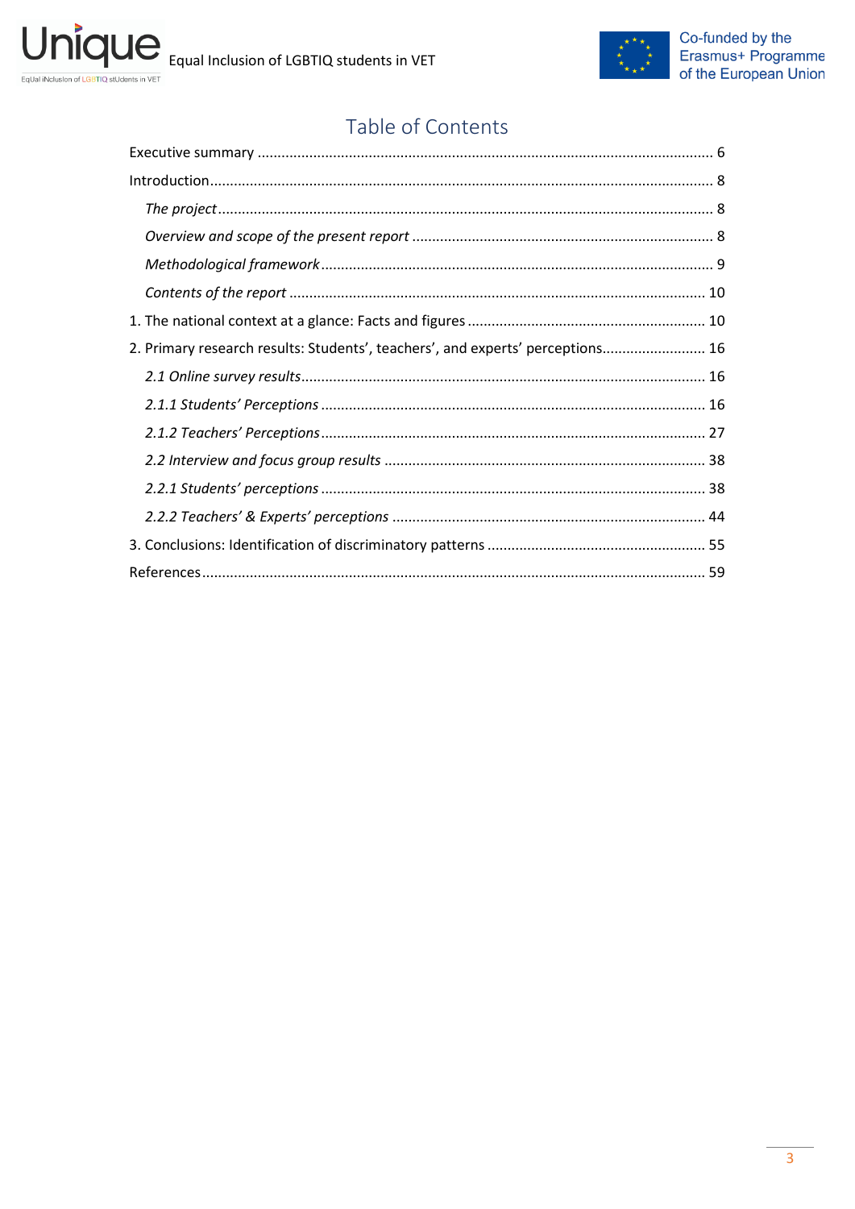# Table of Contents

Executive summary ..... 6

Introduction ..... 8

*The project* ..... 8

*Overview and scope of the present report* ..... 8

*Methodological framework* ..... 9

*Contents of the report* ..... 10

1. The national context at a glance: Facts and figures ..... 10

2. Primary research results: Students', teachers', and experts' perceptions ..... 16

*2.1 Online survey results* ..... 16

*2.1.1 Students' Perceptions* ..... 16

*2.1.2 Teachers' Perceptions* ..... 27

*2.2 Interview and focus group results* ..... 38

*2.2.1 Students' perceptions* ..... 38

*2.2.2 Teachers' & Experts' perceptions* ..... 44

3. Conclusions: Identification of discriminatory patterns ..... 55

References ..... 59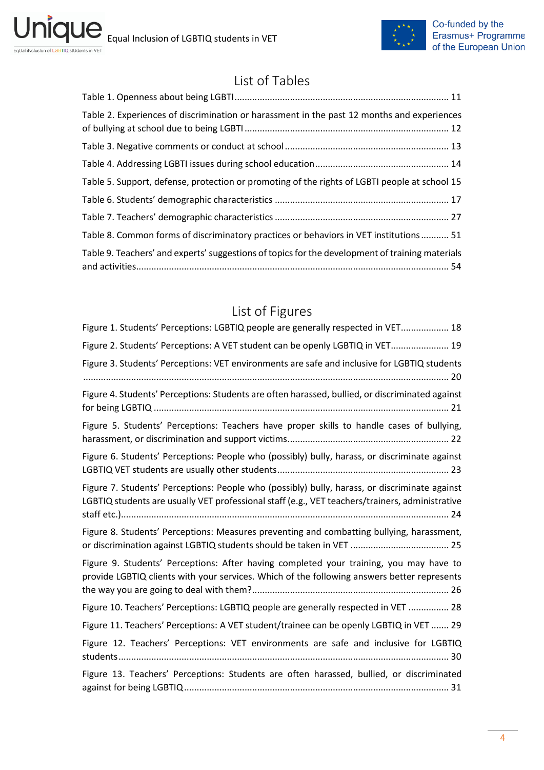# List of Tables

Table 1. Openness about being LGBTI ........ 11

Table 2. Experiences of discrimination or harassment in the past 12 months and experiences of bullying at school due to being LGBTI ........ 12

Table 3. Negative comments or conduct at school ........ 13

Table 4. Addressing LGBTI issues during school education ........ 14

Table 5. Support, defense, protection or promoting of the rights of LGBTI people at school 15

Table 6. Students' demographic characteristics ........ 17

Table 7. Teachers' demographic characteristics ........ 27

Table 8. Common forms of discriminatory practices or behaviors in VET institutions ........ 51

Table 9. Teachers' and experts' suggestions of topics for the development of training materials and activities ........ 54

# List of Figures

Figure 1. Students' Perceptions: LGBTIQ people are generally respected in VET ........ 18

Figure 2. Students' Perceptions: A VET student can be openly LGBTIQ in VET ........ 19

Figure 3. Students' Perceptions: VET environments are safe and inclusive for LGBTIQ students ........ 20

Figure 4. Students' Perceptions: Students are often harassed, bullied, or discriminated against for being LGBTIQ ........ 21

Figure 5. Students' Perceptions: Teachers have proper skills to handle cases of bullying, harassment, or discrimination and support victims ........ 22

Figure 6. Students' Perceptions: People who (possibly) bully, harass, or discriminate against LGBTIQ VET students are usually other students ........ 23

Figure 7. Students' Perceptions: People who (possibly) bully, harass, or discriminate against LGBTIQ students are usually VET professional staff (e.g., VET teachers/trainers, administrative staff etc.) ........ 24

Figure 8. Students' Perceptions: Measures preventing and combatting bullying, harassment, or discrimination against LGBTIQ students should be taken in VET ........ 25

Figure 9. Students' Perceptions: After having completed your training, you may have to provide LGBTIQ clients with your services. Which of the following answers better represents the way you are going to deal with them? ........ 26

Figure 10. Teachers' Perceptions: LGBTIQ people are generally respected in VET ........ 28

Figure 11. Teachers' Perceptions: A VET student/trainee can be openly LGBTIQ in VET ........ 29

Figure 12. Teachers' Perceptions: VET environments are safe and inclusive for LGBTIQ students ........ 30

Figure 13. Teachers' Perceptions: Students are often harassed, bullied, or discriminated against for being LGBTIQ ........ 31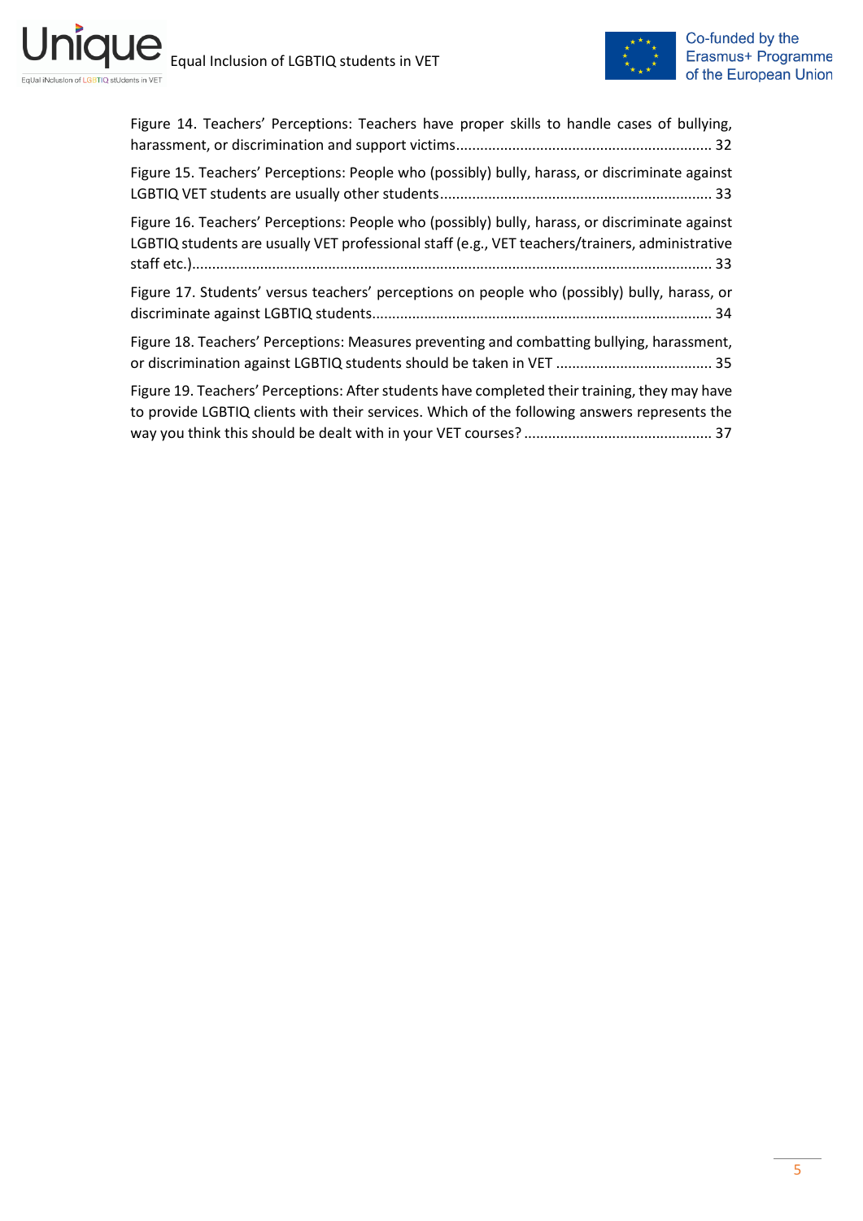Figure 14. Teachers' Perceptions: Teachers have proper skills to handle cases of bullying, harassment, or discrimination and support victims................................................................ 32

Figure 15. Teachers' Perceptions: People who (possibly) bully, harass, or discriminate against LGBTIQ VET students are usually other students.................................................................... 33

Figure 16. Teachers' Perceptions: People who (possibly) bully, harass, or discriminate against LGBTIQ students are usually VET professional staff (e.g., VET teachers/trainers, administrative staff etc.)................................................................................................................................ 33

Figure 17. Students' versus teachers' perceptions on people who (possibly) bully, harass, or discriminate against LGBTIQ students.................................................................................... 34

Figure 18. Teachers' Perceptions: Measures preventing and combatting bullying, harassment, or discrimination against LGBTIQ students should be taken in VET ....................................... 35

Figure 19. Teachers' Perceptions: After students have completed their training, they may have to provide LGBTIQ clients with their services. Which of the following answers represents the way you think this should be dealt with in your VET courses? ............................................... 37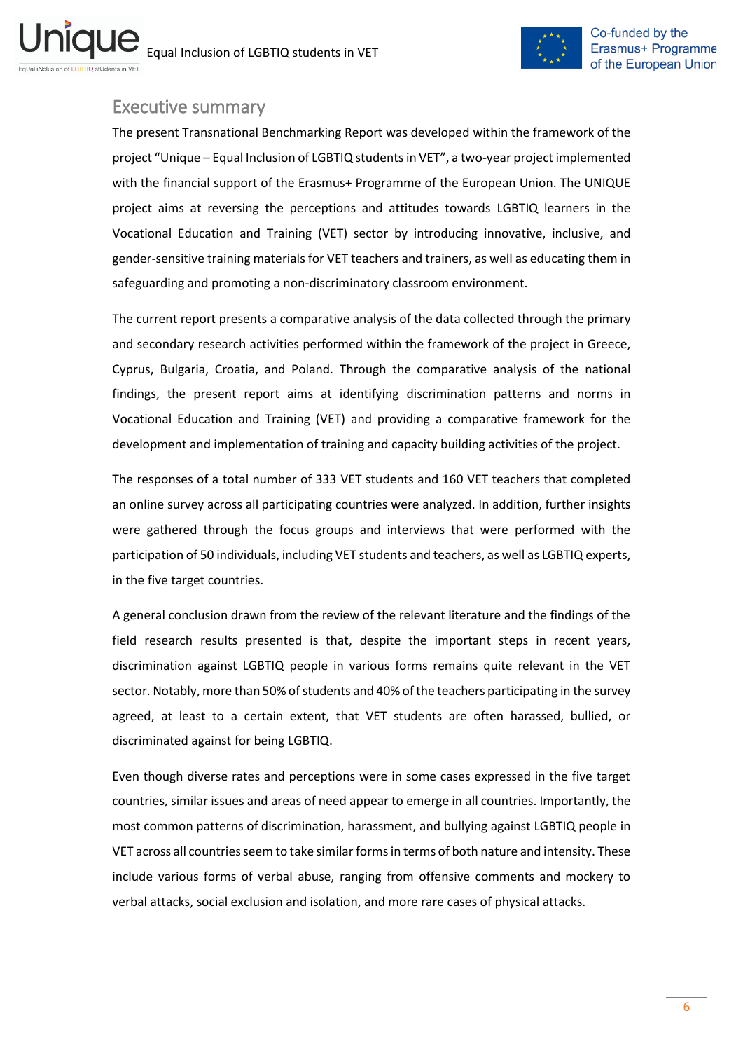## Executive summary

The present Transnational Benchmarking Report was developed within the framework of the project "Unique – Equal Inclusion of LGBTIQ students in VET", a two-year project implemented with the financial support of the Erasmus+ Programme of the European Union. The UNIQUE project aims at reversing the perceptions and attitudes towards LGBTIQ learners in the Vocational Education and Training (VET) sector by introducing innovative, inclusive, and gender-sensitive training materials for VET teachers and trainers, as well as educating them in safeguarding and promoting a non-discriminatory classroom environment.

The current report presents a comparative analysis of the data collected through the primary and secondary research activities performed within the framework of the project in Greece, Cyprus, Bulgaria, Croatia, and Poland. Through the comparative analysis of the national findings, the present report aims at identifying discrimination patterns and norms in Vocational Education and Training (VET) and providing a comparative framework for the development and implementation of training and capacity building activities of the project.

The responses of a total number of 333 VET students and 160 VET teachers that completed an online survey across all participating countries were analyzed. In addition, further insights were gathered through the focus groups and interviews that were performed with the participation of 50 individuals, including VET students and teachers, as well as LGBTIQ experts, in the five target countries.

A general conclusion drawn from the review of the relevant literature and the findings of the field research results presented is that, despite the important steps in recent years, discrimination against LGBTIQ people in various forms remains quite relevant in the VET sector. Notably, more than 50% of students and 40% of the teachers participating in the survey agreed, at least to a certain extent, that VET students are often harassed, bullied, or discriminated against for being LGBTIQ.

Even though diverse rates and perceptions were in some cases expressed in the five target countries, similar issues and areas of need appear to emerge in all countries. Importantly, the most common patterns of discrimination, harassment, and bullying against LGBTIQ people in VET across all countries seem to take similar forms in terms of both nature and intensity. These include various forms of verbal abuse, ranging from offensive comments and mockery to verbal attacks, social exclusion and isolation, and more rare cases of physical attacks.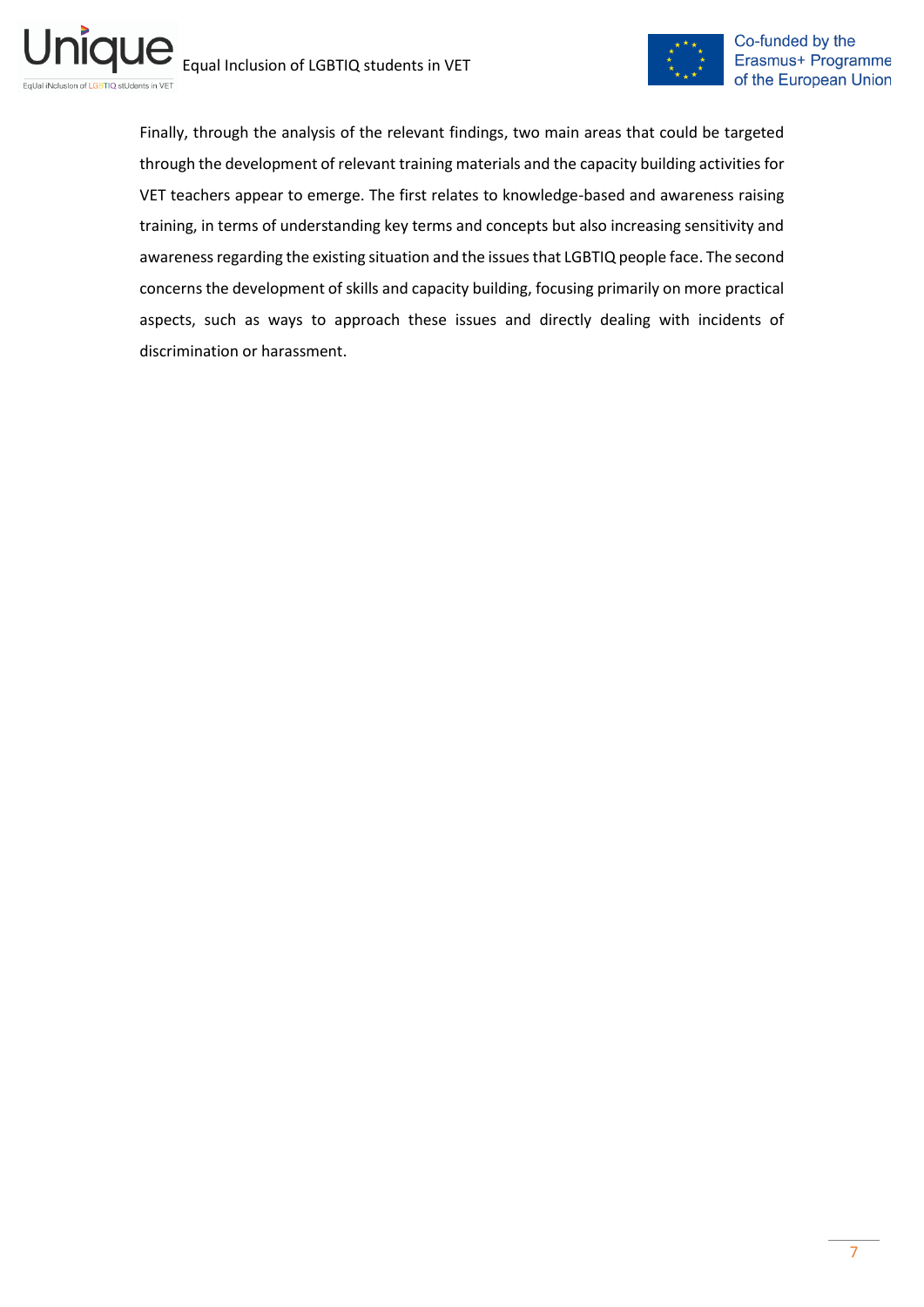Finally, through the analysis of the relevant findings, two main areas that could be targeted through the development of relevant training materials and the capacity building activities for VET teachers appear to emerge. The first relates to knowledge-based and awareness raising training, in terms of understanding key terms and concepts but also increasing sensitivity and awareness regarding the existing situation and the issues that LGBTIQ people face. The second concerns the development of skills and capacity building, focusing primarily on more practical aspects, such as ways to approach these issues and directly dealing with incidents of discrimination or harassment.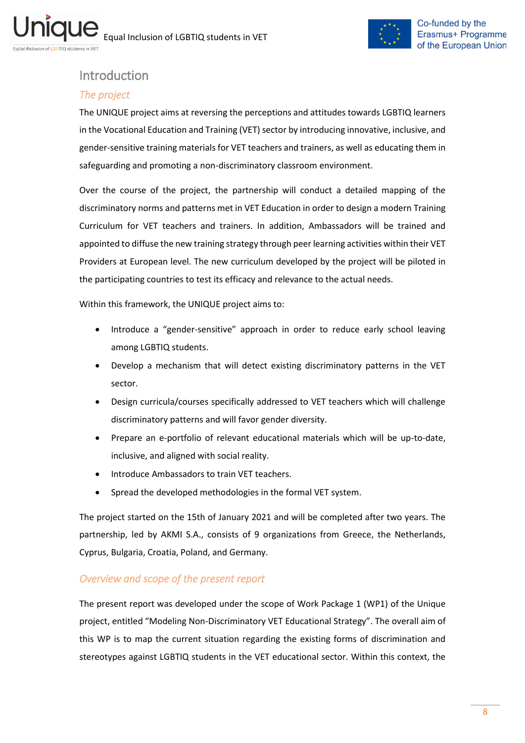# Introduction

## *The project*

The UNIQUE project aims at reversing the perceptions and attitudes towards LGBTIQ learners in the Vocational Education and Training (VET) sector by introducing innovative, inclusive, and gender-sensitive training materials for VET teachers and trainers, as well as educating them in safeguarding and promoting a non-discriminatory classroom environment.

Over the course of the project, the partnership will conduct a detailed mapping of the discriminatory norms and patterns met in VET Education in order to design a modern Training Curriculum for VET teachers and trainers. In addition, Ambassadors will be trained and appointed to diffuse the new training strategy through peer learning activities within their VET Providers at European level. The new curriculum developed by the project will be piloted in the participating countries to test its efficacy and relevance to the actual needs.

Within this framework, the UNIQUE project aims to:

- Introduce a "gender-sensitive" approach in order to reduce early school leaving among LGBTIQ students.
- Develop a mechanism that will detect existing discriminatory patterns in the VET sector.
- Design curricula/courses specifically addressed to VET teachers which will challenge discriminatory patterns and will favor gender diversity.
- Prepare an e-portfolio of relevant educational materials which will be up-to-date, inclusive, and aligned with social reality.
- Introduce Ambassadors to train VET teachers.
- Spread the developed methodologies in the formal VET system.

The project started on the 15th of January 2021 and will be completed after two years. The partnership, led by AKMI S.A., consists of 9 organizations from Greece, the Netherlands, Cyprus, Bulgaria, Croatia, Poland, and Germany.

## *Overview and scope of the present report*

The present report was developed under the scope of Work Package 1 (WP1) of the Unique project, entitled "Modeling Non-Discriminatory VET Educational Strategy". The overall aim of this WP is to map the current situation regarding the existing forms of discrimination and stereotypes against LGBTIQ students in the VET educational sector. Within this context, the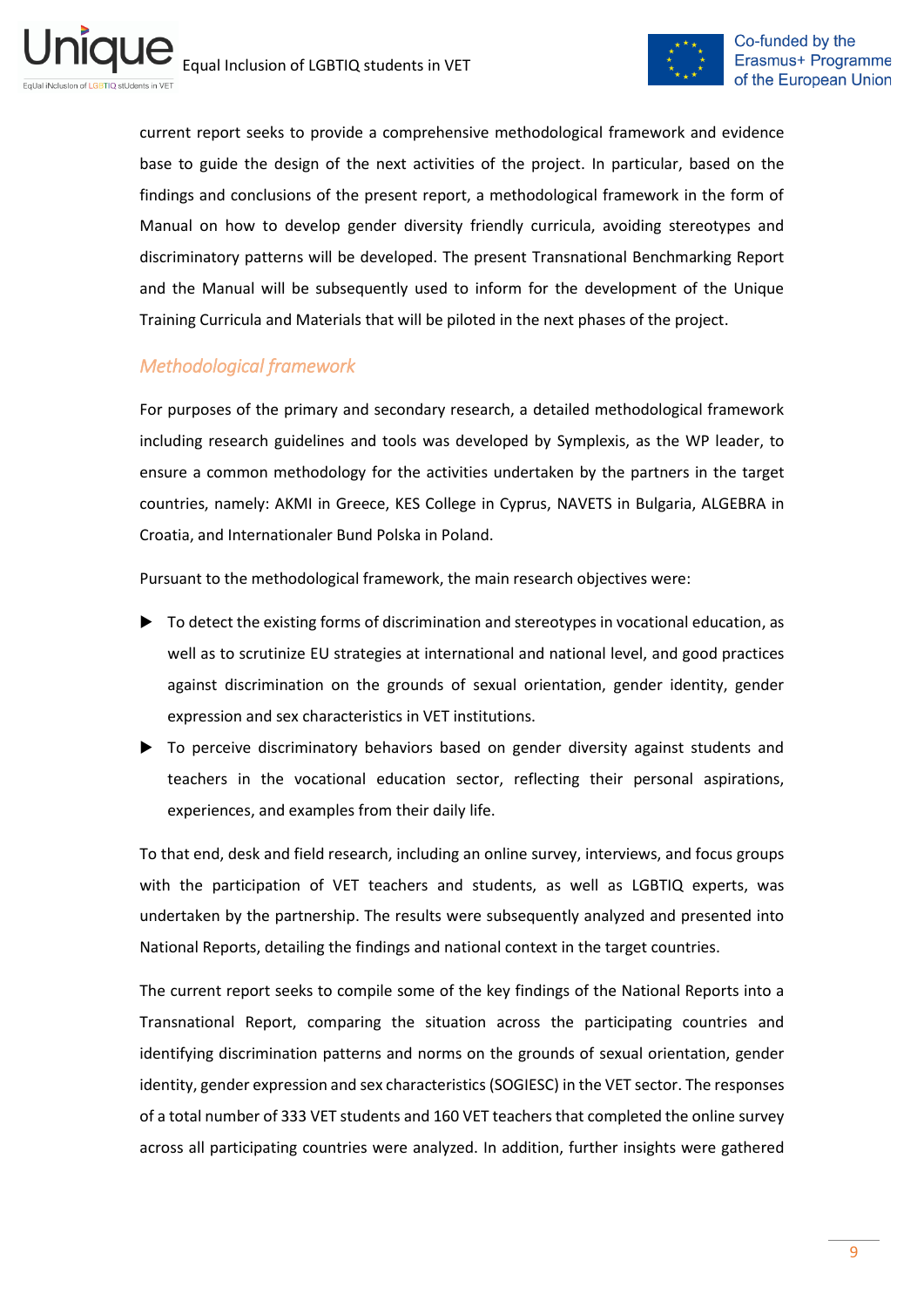current report seeks to provide a comprehensive methodological framework and evidence base to guide the design of the next activities of the project. In particular, based on the findings and conclusions of the present report, a methodological framework in the form of Manual on how to develop gender diversity friendly curricula, avoiding stereotypes and discriminatory patterns will be developed. The present Transnational Benchmarking Report and the Manual will be subsequently used to inform for the development of the Unique Training Curricula and Materials that will be piloted in the next phases of the project.

## *Methodological framework*

For purposes of the primary and secondary research, a detailed methodological framework including research guidelines and tools was developed by Symplexis, as the WP leader, to ensure a common methodology for the activities undertaken by the partners in the target countries, namely: AKMI in Greece, KES College in Cyprus, NAVETS in Bulgaria, ALGEBRA in Croatia, and Internationaler Bund Polska in Poland.

Pursuant to the methodological framework, the main research objectives were:

- To detect the existing forms of discrimination and stereotypes in vocational education, as well as to scrutinize EU strategies at international and national level, and good practices against discrimination on the grounds of sexual orientation, gender identity, gender expression and sex characteristics in VET institutions.
- To perceive discriminatory behaviors based on gender diversity against students and teachers in the vocational education sector, reflecting their personal aspirations, experiences, and examples from their daily life.

To that end, desk and field research, including an online survey, interviews, and focus groups with the participation of VET teachers and students, as well as LGBTIQ experts, was undertaken by the partnership. The results were subsequently analyzed and presented into National Reports, detailing the findings and national context in the target countries.

The current report seeks to compile some of the key findings of the National Reports into a Transnational Report, comparing the situation across the participating countries and identifying discrimination patterns and norms on the grounds of sexual orientation, gender identity, gender expression and sex characteristics (SOGIESC) in the VET sector. The responses of a total number of 333 VET students and 160 VET teachers that completed the online survey across all participating countries were analyzed. In addition, further insights were gathered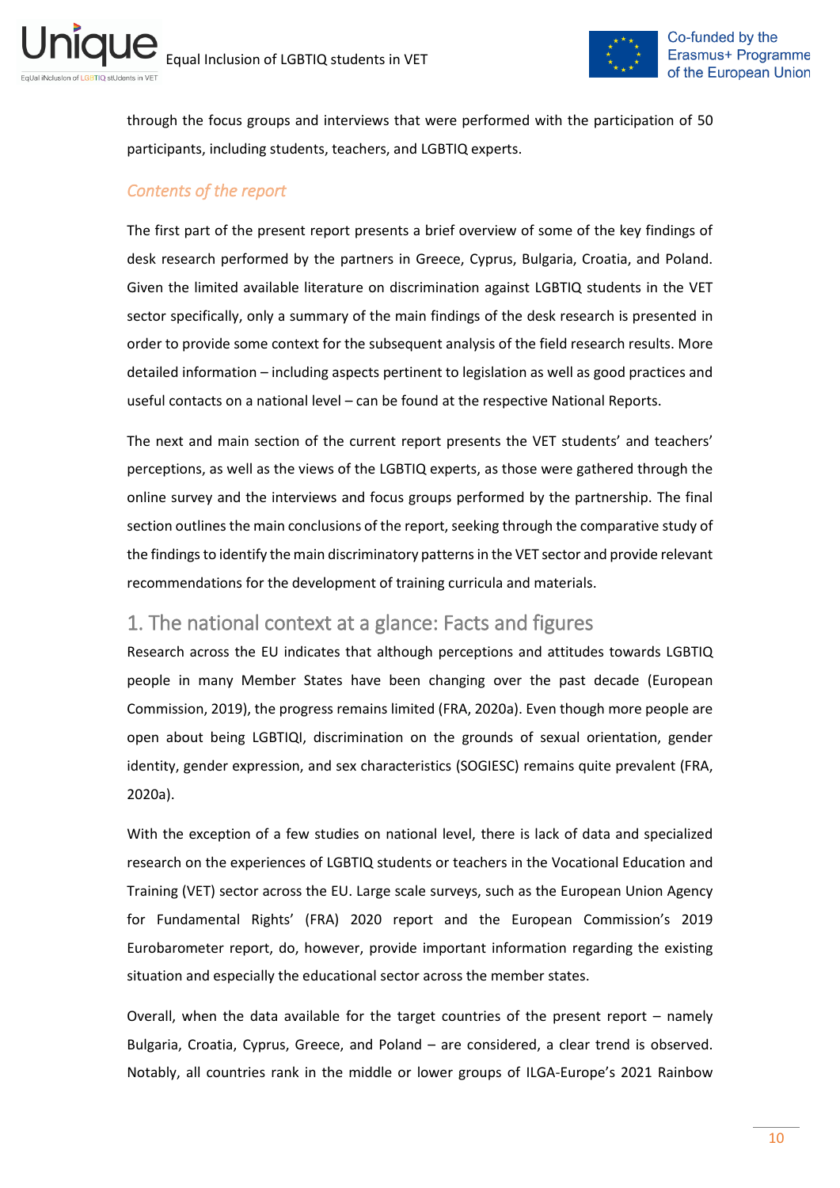through the focus groups and interviews that were performed with the participation of 50 participants, including students, teachers, and LGBTIQ experts.

### *Contents of the report*

The first part of the present report presents a brief overview of some of the key findings of desk research performed by the partners in Greece, Cyprus, Bulgaria, Croatia, and Poland. Given the limited available literature on discrimination against LGBTIQ students in the VET sector specifically, only a summary of the main findings of the desk research is presented in order to provide some context for the subsequent analysis of the field research results. More detailed information – including aspects pertinent to legislation as well as good practices and useful contacts on a national level – can be found at the respective National Reports.

The next and main section of the current report presents the VET students' and teachers' perceptions, as well as the views of the LGBTIQ experts, as those were gathered through the online survey and the interviews and focus groups performed by the partnership. The final section outlines the main conclusions of the report, seeking through the comparative study of the findings to identify the main discriminatory patterns in the VET sector and provide relevant recommendations for the development of training curricula and materials.

## 1. The national context at a glance: Facts and figures

Research across the EU indicates that although perceptions and attitudes towards LGBTIQ people in many Member States have been changing over the past decade (European Commission, 2019), the progress remains limited (FRA, 2020a). Even though more people are open about being LGBTIQI, discrimination on the grounds of sexual orientation, gender identity, gender expression, and sex characteristics (SOGIESC) remains quite prevalent (FRA, 2020a).

With the exception of a few studies on national level, there is lack of data and specialized research on the experiences of LGBTIQ students or teachers in the Vocational Education and Training (VET) sector across the EU. Large scale surveys, such as the European Union Agency for Fundamental Rights' (FRA) 2020 report and the European Commission's 2019 Eurobarometer report, do, however, provide important information regarding the existing situation and especially the educational sector across the member states.

Overall, when the data available for the target countries of the present report – namely Bulgaria, Croatia, Cyprus, Greece, and Poland – are considered, a clear trend is observed. Notably, all countries rank in the middle or lower groups of ILGA-Europe's 2021 Rainbow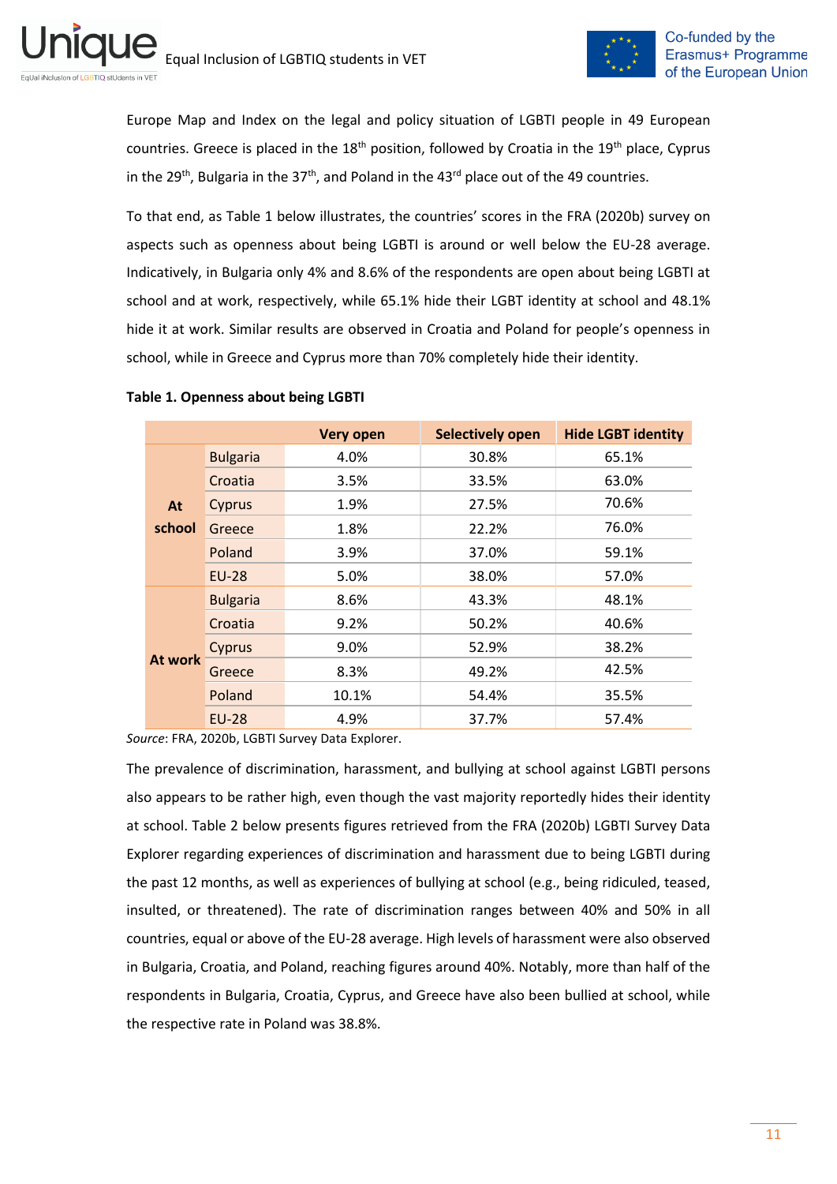Europe Map and Index on the legal and policy situation of LGBTI people in 49 European countries. Greece is placed in the 18th position, followed by Croatia in the 19th place, Cyprus in the 29th, Bulgaria in the 37th, and Poland in the 43rd place out of the 49 countries.

To that end, as Table 1 below illustrates, the countries' scores in the FRA (2020b) survey on aspects such as openness about being LGBTI is around or well below the EU-28 average. Indicatively, in Bulgaria only 4% and 8.6% of the respondents are open about being LGBTI at school and at work, respectively, while 65.1% hide their LGBT identity at school and 48.1% hide it at work. Similar results are observed in Croatia and Poland for people's openness in school, while in Greece and Cyprus more than 70% completely hide their identity.

**Table 1. Openness about being LGBTI**

| | | Very open | Selectively open | Hide LGBT identity |
|---|---|---|---|---|
| At school | Bulgaria | 4.0% | 30.8% | 65.1% |
| | Croatia | 3.5% | 33.5% | 63.0% |
| | Cyprus | 1.9% | 27.5% | 70.6% |
| | Greece | 1.8% | 22.2% | 76.0% |
| | Poland | 3.9% | 37.0% | 59.1% |
| | EU-28 | 5.0% | 38.0% | 57.0% |
| At work | Bulgaria | 8.6% | 43.3% | 48.1% |
| | Croatia | 9.2% | 50.2% | 40.6% |
| | Cyprus | 9.0% | 52.9% | 38.2% |
| | Greece | 8.3% | 49.2% | 42.5% |
| | Poland | 10.1% | 54.4% | 35.5% |
| | EU-28 | 4.9% | 37.7% | 57.4% |

*Source*: FRA, 2020b, LGBTI Survey Data Explorer.

The prevalence of discrimination, harassment, and bullying at school against LGBTI persons also appears to be rather high, even though the vast majority reportedly hides their identity at school. Table 2 below presents figures retrieved from the FRA (2020b) LGBTI Survey Data Explorer regarding experiences of discrimination and harassment due to being LGBTI during the past 12 months, as well as experiences of bullying at school (e.g., being ridiculed, teased, insulted, or threatened). The rate of discrimination ranges between 40% and 50% in all countries, equal or above of the EU-28 average. High levels of harassment were also observed in Bulgaria, Croatia, and Poland, reaching figures around 40%. Notably, more than half of the respondents in Bulgaria, Croatia, Cyprus, and Greece have also been bullied at school, while the respective rate in Poland was 38.8%.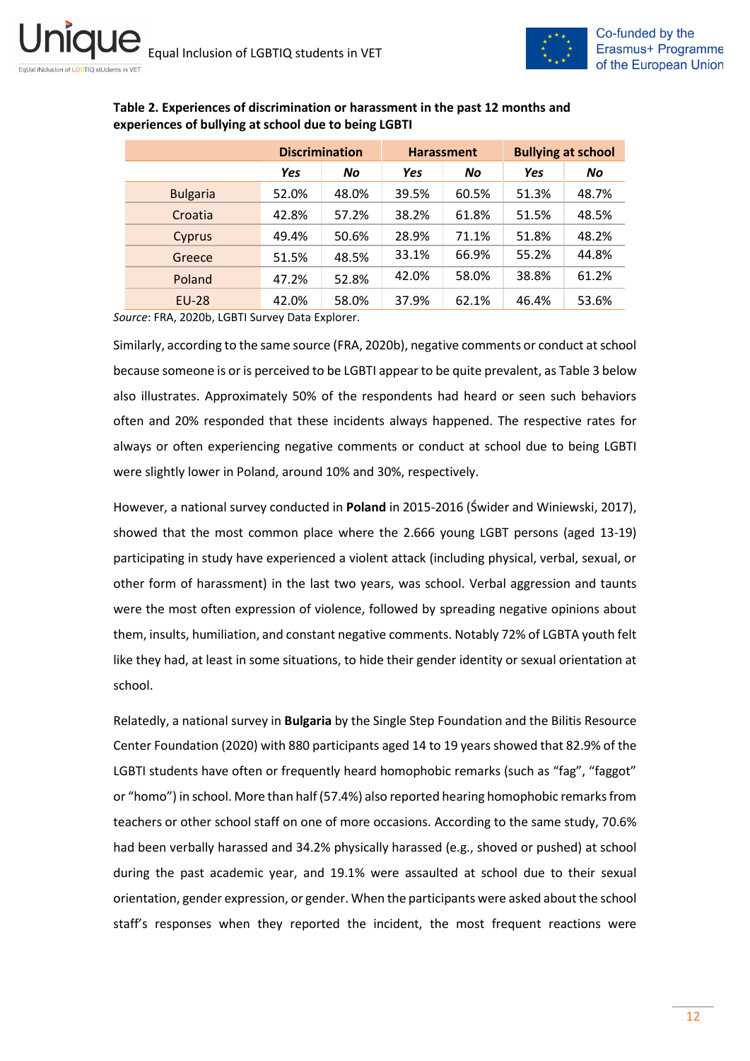**Table 2. Experiences of discrimination or harassment in the past 12 months and experiences of bullying at school due to being LGBTI**

| | Discrimination | | Harassment | | Bullying at school | |
|---|---|---|---|---|---|---|
| | *Yes* | *No* | *Yes* | *No* | *Yes* | *No* |
| Bulgaria | 52.0% | 48.0% | 39.5% | 60.5% | 51.3% | 48.7% |
| Croatia | 42.8% | 57.2% | 38.2% | 61.8% | 51.5% | 48.5% |
| Cyprus | 49.4% | 50.6% | 28.9% | 71.1% | 51.8% | 48.2% |
| Greece | 51.5% | 48.5% | 33.1% | 66.9% | 55.2% | 44.8% |
| Poland | 47.2% | 52.8% | 42.0% | 58.0% | 38.8% | 61.2% |
| EU-28 | 42.0% | 58.0% | 37.9% | 62.1% | 46.4% | 53.6% |

*Source*: FRA, 2020b, LGBTI Survey Data Explorer.

Similarly, according to the same source (FRA, 2020b), negative comments or conduct at school because someone is or is perceived to be LGBTI appear to be quite prevalent, as Table 3 below also illustrates. Approximately 50% of the respondents had heard or seen such behaviors often and 20% responded that these incidents always happened. The respective rates for always or often experiencing negative comments or conduct at school due to being LGBTI were slightly lower in Poland, around 10% and 30%, respectively.

However, a national survey conducted in **Poland** in 2015-2016 (Świder and Winiewski, 2017), showed that the most common place where the 2.666 young LGBT persons (aged 13-19) participating in study have experienced a violent attack (including physical, verbal, sexual, or other form of harassment) in the last two years, was school. Verbal aggression and taunts were the most often expression of violence, followed by spreading negative opinions about them, insults, humiliation, and constant negative comments. Notably 72% of LGBTA youth felt like they had, at least in some situations, to hide their gender identity or sexual orientation at school.

Relatedly, a national survey in **Bulgaria** by the Single Step Foundation and the Bilitis Resource Center Foundation (2020) with 880 participants aged 14 to 19 years showed that 82.9% of the LGBTI students have often or frequently heard homophobic remarks (such as "fag", "faggot" or "homo") in school. More than half (57.4%) also reported hearing homophobic remarks from teachers or other school staff on one of more occasions. According to the same study, 70.6% had been verbally harassed and 34.2% physically harassed (e.g., shoved or pushed) at school during the past academic year, and 19.1% were assaulted at school due to their sexual orientation, gender expression, or gender. When the participants were asked about the school staff's responses when they reported the incident, the most frequent reactions were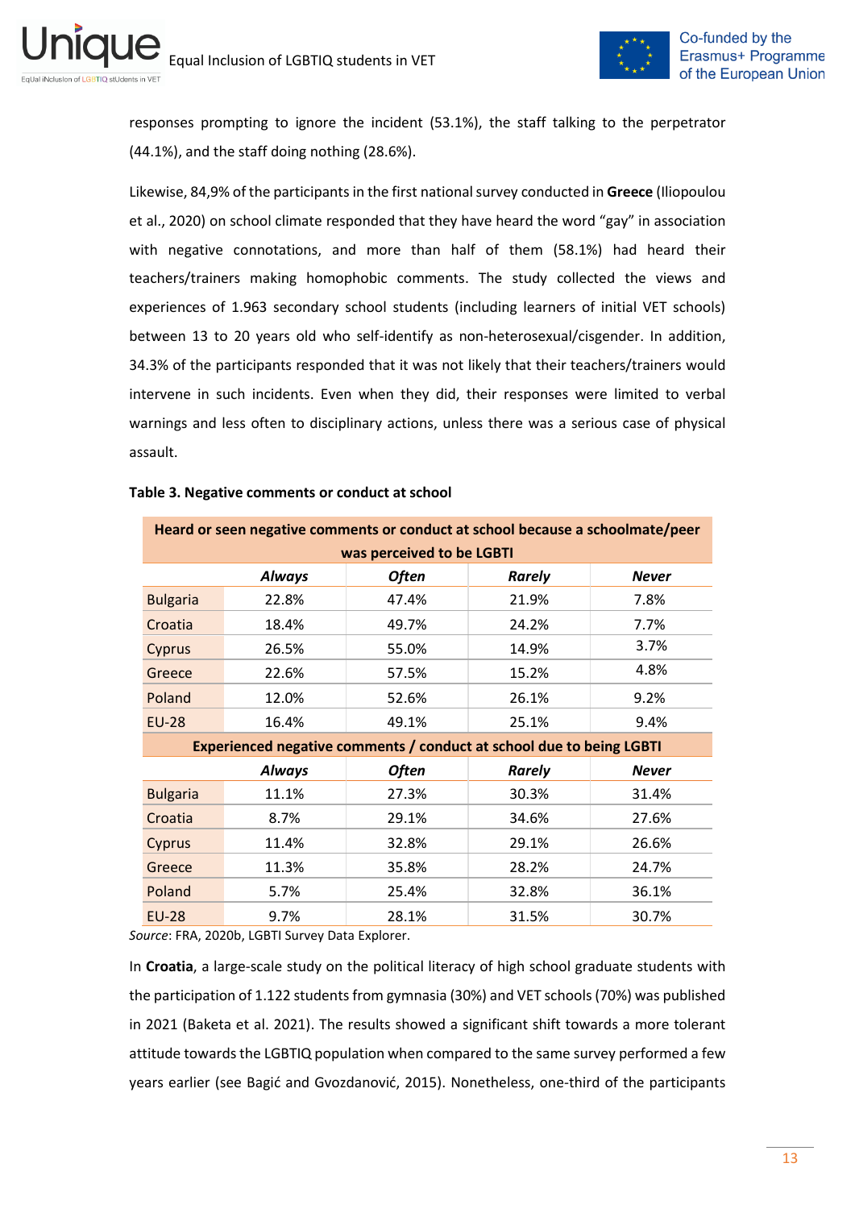responses prompting to ignore the incident (53.1%), the staff talking to the perpetrator (44.1%), and the staff doing nothing (28.6%).

Likewise, 84,9% of the participants in the first national survey conducted in **Greece** (Iliopoulou et al., 2020) on school climate responded that they have heard the word "gay" in association with negative connotations, and more than half of them (58.1%) had heard their teachers/trainers making homophobic comments. The study collected the views and experiences of 1.963 secondary school students (including learners of initial VET schools) between 13 to 20 years old who self-identify as non-heterosexual/cisgender. In addition, 34.3% of the participants responded that it was not likely that their teachers/trainers would intervene in such incidents. Even when they did, their responses were limited to verbal warnings and less often to disciplinary actions, unless there was a serious case of physical assault.

**Table 3. Negative comments or conduct at school**

| Heard or seen negative comments or conduct at school because a schoolmate/peer was perceived to be LGBTI | | | | |
|---|---|---|---|---|
| | ***Always*** | ***Often*** | ***Rarely*** | ***Never*** |
| Bulgaria | 22.8% | 47.4% | 21.9% | 7.8% |
| Croatia | 18.4% | 49.7% | 24.2% | 7.7% |
| Cyprus | 26.5% | 55.0% | 14.9% | 3.7% |
| Greece | 22.6% | 57.5% | 15.2% | 4.8% |
| Poland | 12.0% | 52.6% | 26.1% | 9.2% |
| EU-28 | 16.4% | 49.1% | 25.1% | 9.4% |
| **Experienced negative comments / conduct at school due to being LGBTI** | | | | |
| | ***Always*** | ***Often*** | ***Rarely*** | ***Never*** |
| Bulgaria | 11.1% | 27.3% | 30.3% | 31.4% |
| Croatia | 8.7% | 29.1% | 34.6% | 27.6% |
| Cyprus | 11.4% | 32.8% | 29.1% | 26.6% |
| Greece | 11.3% | 35.8% | 28.2% | 24.7% |
| Poland | 5.7% | 25.4% | 32.8% | 36.1% |
| EU-28 | 9.7% | 28.1% | 31.5% | 30.7% |

*Source*: FRA, 2020b, LGBTI Survey Data Explorer.

In **Croatia**, a large-scale study on the political literacy of high school graduate students with the participation of 1.122 students from gymnasia (30%) and VET schools (70%) was published in 2021 (Baketa et al. 2021). The results showed a significant shift towards a more tolerant attitude towards the LGBTIQ population when compared to the same survey performed a few years earlier (see Bagić and Gvozdanović, 2015). Nonetheless, one-third of the participants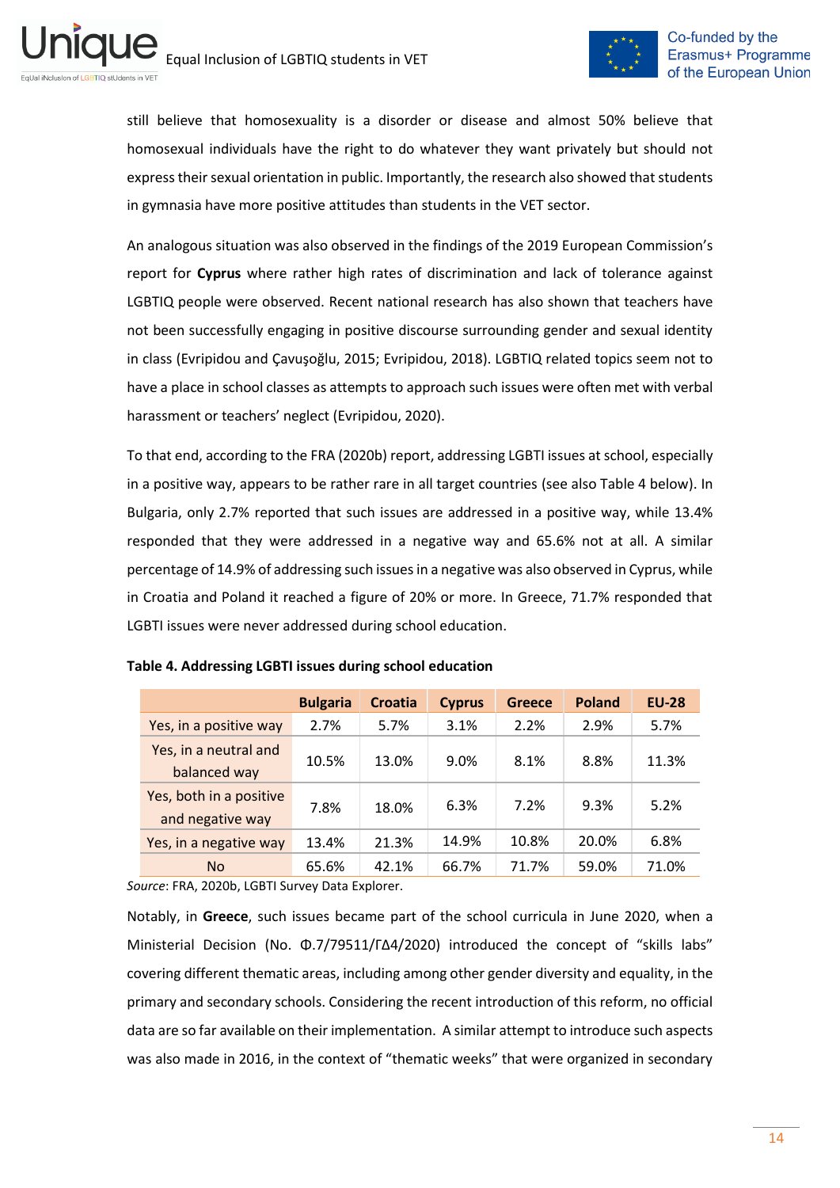still believe that homosexuality is a disorder or disease and almost 50% believe that homosexual individuals have the right to do whatever they want privately but should not express their sexual orientation in public. Importantly, the research also showed that students in gymnasia have more positive attitudes than students in the VET sector.

An analogous situation was also observed in the findings of the 2019 European Commission's report for **Cyprus** where rather high rates of discrimination and lack of tolerance against LGBTIQ people were observed. Recent national research has also shown that teachers have not been successfully engaging in positive discourse surrounding gender and sexual identity in class (Evripidou and Çavuşoğlu, 2015; Evripidou, 2018). LGBTIQ related topics seem not to have a place in school classes as attempts to approach such issues were often met with verbal harassment or teachers' neglect (Evripidou, 2020).

To that end, according to the FRA (2020b) report, addressing LGBTI issues at school, especially in a positive way, appears to be rather rare in all target countries (see also Table 4 below). In Bulgaria, only 2.7% reported that such issues are addressed in a positive way, while 13.4% responded that they were addressed in a negative way and 65.6% not at all. A similar percentage of 14.9% of addressing such issues in a negative was also observed in Cyprus, while in Croatia and Poland it reached a figure of 20% or more. In Greece, 71.7% responded that LGBTI issues were never addressed during school education.

**Table 4. Addressing LGBTI issues during school education**

| | Bulgaria | Croatia | Cyprus | Greece | Poland | EU-28 |
|---|---|---|---|---|---|---|
| Yes, in a positive way | 2.7% | 5.7% | 3.1% | 2.2% | 2.9% | 5.7% |
| Yes, in a neutral and balanced way | 10.5% | 13.0% | 9.0% | 8.1% | 8.8% | 11.3% |
| Yes, both in a positive and negative way | 7.8% | 18.0% | 6.3% | 7.2% | 9.3% | 5.2% |
| Yes, in a negative way | 13.4% | 21.3% | 14.9% | 10.8% | 20.0% | 6.8% |
| No | 65.6% | 42.1% | 66.7% | 71.7% | 59.0% | 71.0% |

*Source*: FRA, 2020b, LGBTI Survey Data Explorer.

Notably, in **Greece**, such issues became part of the school curricula in June 2020, when a Ministerial Decision (No. Φ.7/79511/ΓΔ4/2020) introduced the concept of "skills labs" covering different thematic areas, including among other gender diversity and equality, in the primary and secondary schools. Considering the recent introduction of this reform, no official data are so far available on their implementation. A similar attempt to introduce such aspects was also made in 2016, in the context of "thematic weeks" that were organized in secondary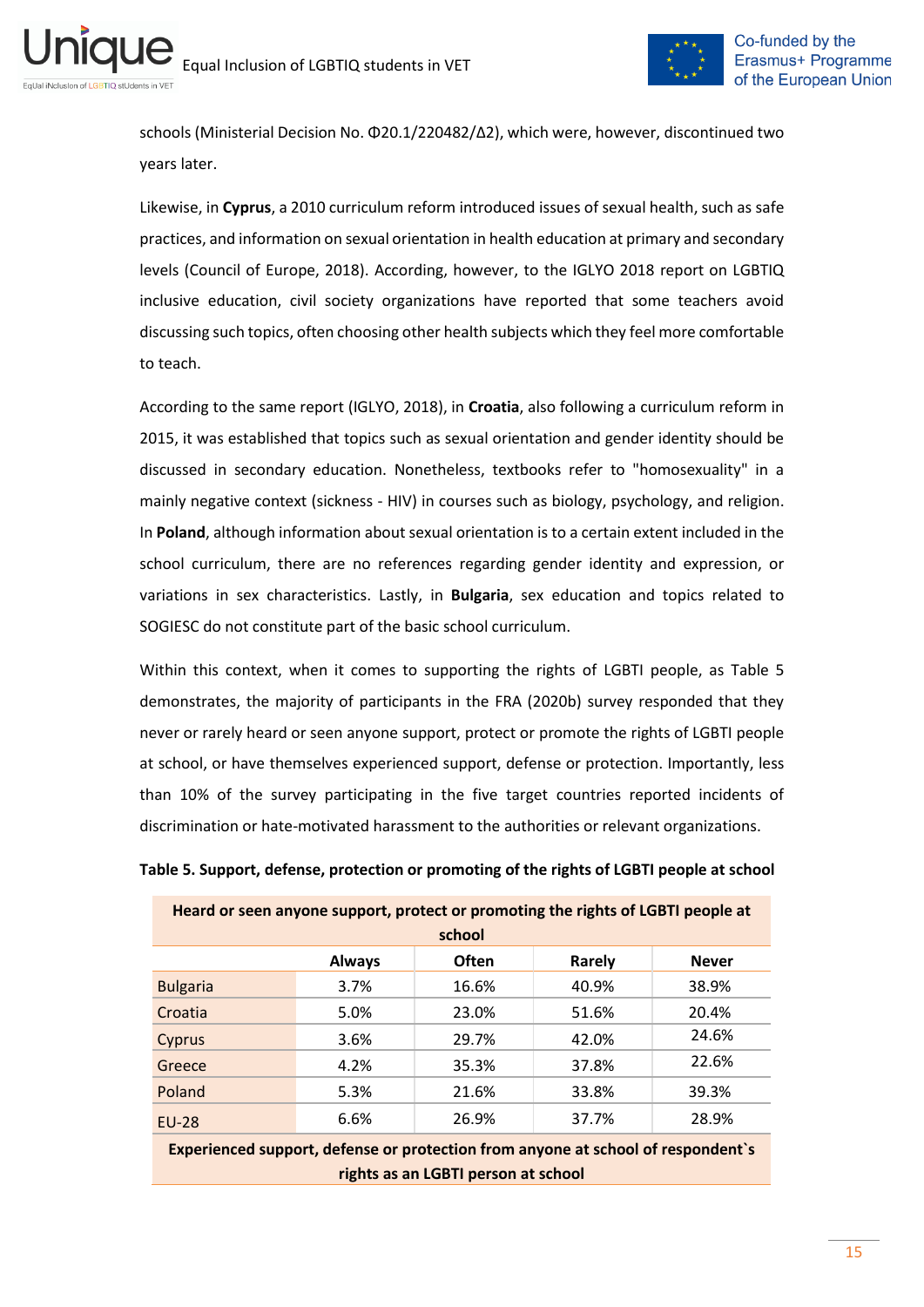schools (Ministerial Decision No. Φ20.1/220482/Δ2), which were, however, discontinued two years later.

Likewise, in **Cyprus**, a 2010 curriculum reform introduced issues of sexual health, such as safe practices, and information on sexual orientation in health education at primary and secondary levels (Council of Europe, 2018). According, however, to the IGLYO 2018 report on LGBTIQ inclusive education, civil society organizations have reported that some teachers avoid discussing such topics, often choosing other health subjects which they feel more comfortable to teach.

According to the same report (IGLYO, 2018), in **Croatia**, also following a curriculum reform in 2015, it was established that topics such as sexual orientation and gender identity should be discussed in secondary education. Nonetheless, textbooks refer to "homosexuality" in a mainly negative context (sickness - HIV) in courses such as biology, psychology, and religion. In **Poland**, although information about sexual orientation is to a certain extent included in the school curriculum, there are no references regarding gender identity and expression, or variations in sex characteristics. Lastly, in **Bulgaria**, sex education and topics related to SOGIESC do not constitute part of the basic school curriculum.

Within this context, when it comes to supporting the rights of LGBTI people, as Table 5 demonstrates, the majority of participants in the FRA (2020b) survey responded that they never or rarely heard or seen anyone support, protect or promote the rights of LGBTI people at school, or have themselves experienced support, defense or protection. Importantly, less than 10% of the survey participating in the five target countries reported incidents of discrimination or hate-motivated harassment to the authorities or relevant organizations.

**Table 5. Support, defense, protection or promoting of the rights of LGBTI people at school**

| Heard or seen anyone support, protect or promoting the rights of LGBTI people at school | | | | |
|---|---|---|---|---|
| | **Always** | **Often** | **Rarely** | **Never** |
| Bulgaria | 3.7% | 16.6% | 40.9% | 38.9% |
| Croatia | 5.0% | 23.0% | 51.6% | 20.4% |
| Cyprus | 3.6% | 29.7% | 42.0% | 24.6% |
| Greece | 4.2% | 35.3% | 37.8% | 22.6% |
| Poland | 5.3% | 21.6% | 33.8% | 39.3% |
| EU-28 | 6.6% | 26.9% | 37.7% | 28.9% |
| **Experienced support, defense or protection from anyone at school of respondent`s rights as an LGBTI person at school** | | | | |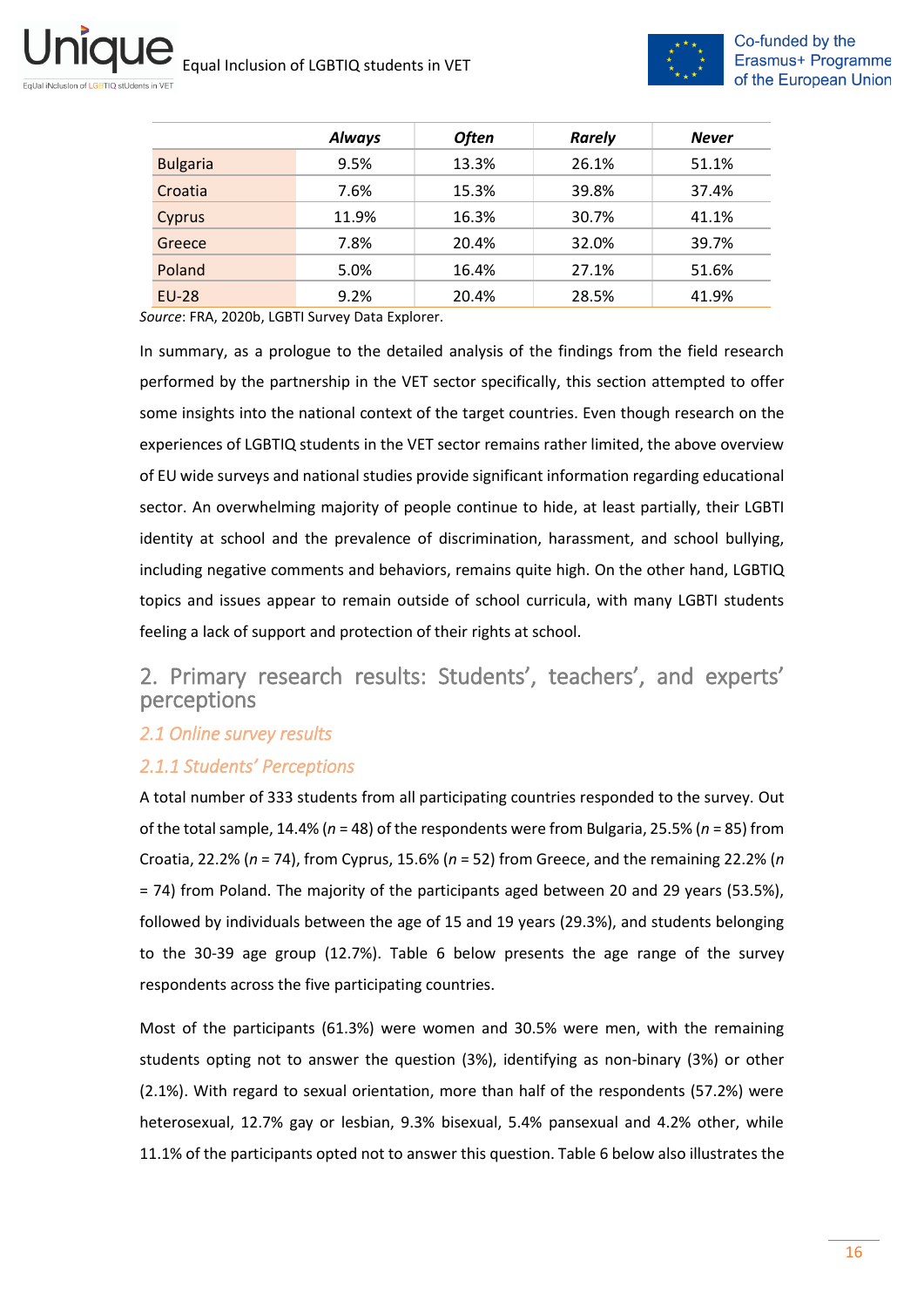| | *Always* | *Often* | *Rarely* | *Never* |
|---|---|---|---|---|
| Bulgaria | 9.5% | 13.3% | 26.1% | 51.1% |
| Croatia | 7.6% | 15.3% | 39.8% | 37.4% |
| Cyprus | 11.9% | 16.3% | 30.7% | 41.1% |
| Greece | 7.8% | 20.4% | 32.0% | 39.7% |
| Poland | 5.0% | 16.4% | 27.1% | 51.6% |
| EU-28 | 9.2% | 20.4% | 28.5% | 41.9% |

*Source*: FRA, 2020b, LGBTI Survey Data Explorer.

In summary, as a prologue to the detailed analysis of the findings from the field research performed by the partnership in the VET sector specifically, this section attempted to offer some insights into the national context of the target countries. Even though research on the experiences of LGBTIQ students in the VET sector remains rather limited, the above overview of EU wide surveys and national studies provide significant information regarding educational sector. An overwhelming majority of people continue to hide, at least partially, their LGBTI identity at school and the prevalence of discrimination, harassment, and school bullying, including negative comments and behaviors, remains quite high. On the other hand, LGBTIQ topics and issues appear to remain outside of school curricula, with many LGBTI students feeling a lack of support and protection of their rights at school.

# 2. Primary research results: Students', teachers', and experts' perceptions

## *2.1 Online survey results*

### *2.1.1 Students' Perceptions*

A total number of 333 students from all participating countries responded to the survey. Out of the total sample, 14.4% (*n* = 48) of the respondents were from Bulgaria, 25.5% (*n* = 85) from Croatia, 22.2% (*n* = 74), from Cyprus, 15.6% (*n* = 52) from Greece, and the remaining 22.2% (*n* = 74) from Poland. The majority of the participants aged between 20 and 29 years (53.5%), followed by individuals between the age of 15 and 19 years (29.3%), and students belonging to the 30-39 age group (12.7%). Table 6 below presents the age range of the survey respondents across the five participating countries.

Most of the participants (61.3%) were women and 30.5% were men, with the remaining students opting not to answer the question (3%), identifying as non-binary (3%) or other (2.1%). With regard to sexual orientation, more than half of the respondents (57.2%) were heterosexual, 12.7% gay or lesbian, 9.3% bisexual, 5.4% pansexual and 4.2% other, while 11.1% of the participants opted not to answer this question. Table 6 below also illustrates the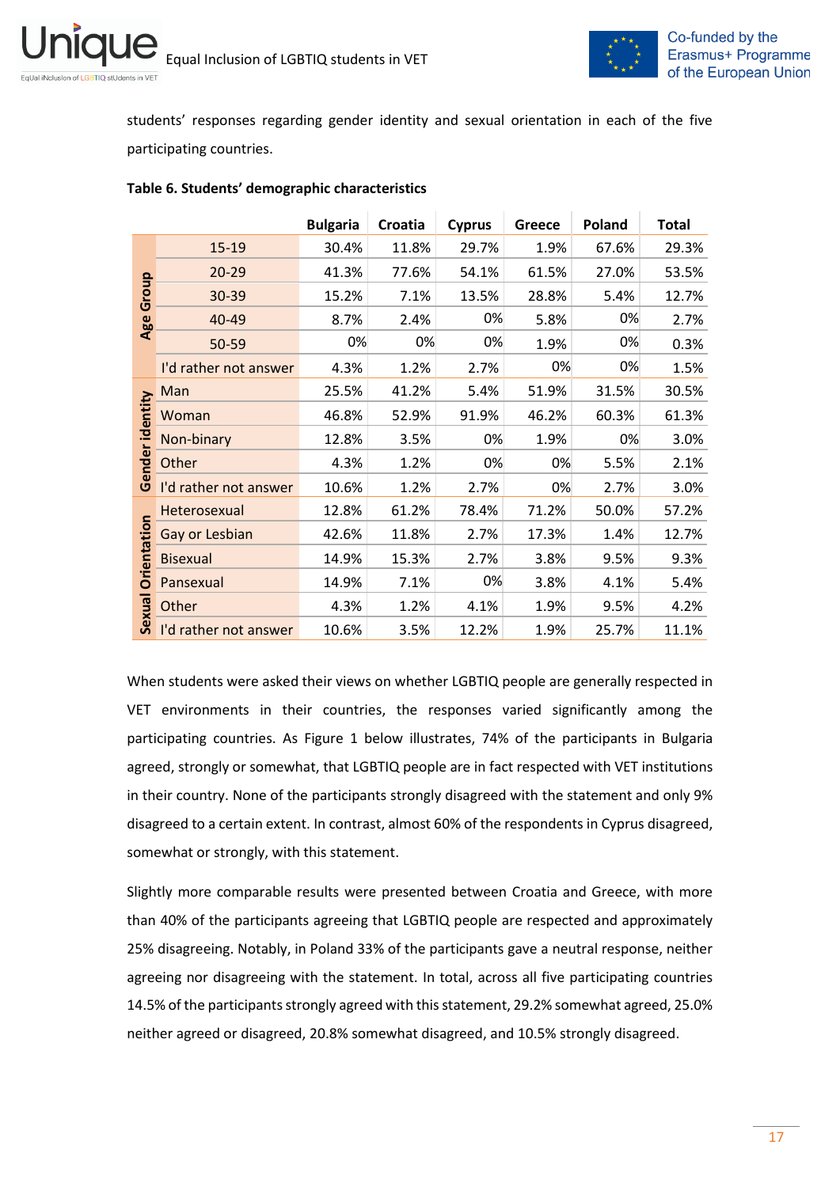students' responses regarding gender identity and sexual orientation in each of the five participating countries.

**Table 6. Students' demographic characteristics**

| | | Bulgaria | Croatia | Cyprus | Greece | Poland | Total |
|---|---|---|---|---|---|---|---|
| Age Group | 15-19 | 30.4% | 11.8% | 29.7% | 1.9% | 67.6% | 29.3% |
| | 20-29 | 41.3% | 77.6% | 54.1% | 61.5% | 27.0% | 53.5% |
| | 30-39 | 15.2% | 7.1% | 13.5% | 28.8% | 5.4% | 12.7% |
| | 40-49 | 8.7% | 2.4% | 0% | 5.8% | 0% | 2.7% |
| | 50-59 | 0% | 0% | 0% | 1.9% | 0% | 0.3% |
| | I'd rather not answer | 4.3% | 1.2% | 2.7% | 0% | 0% | 1.5% |
| Gender identity | Man | 25.5% | 41.2% | 5.4% | 51.9% | 31.5% | 30.5% |
| | Woman | 46.8% | 52.9% | 91.9% | 46.2% | 60.3% | 61.3% |
| | Non-binary | 12.8% | 3.5% | 0% | 1.9% | 0% | 3.0% |
| | Other | 4.3% | 1.2% | 0% | 0% | 5.5% | 2.1% |
| | I'd rather not answer | 10.6% | 1.2% | 2.7% | 0% | 2.7% | 3.0% |
| Sexual Orientation | Heterosexual | 12.8% | 61.2% | 78.4% | 71.2% | 50.0% | 57.2% |
| | Gay or Lesbian | 42.6% | 11.8% | 2.7% | 17.3% | 1.4% | 12.7% |
| | Bisexual | 14.9% | 15.3% | 2.7% | 3.8% | 9.5% | 9.3% |
| | Pansexual | 14.9% | 7.1% | 0% | 3.8% | 4.1% | 5.4% |
| | Other | 4.3% | 1.2% | 4.1% | 1.9% | 9.5% | 4.2% |
| | I'd rather not answer | 10.6% | 3.5% | 12.2% | 1.9% | 25.7% | 11.1% |

When students were asked their views on whether LGBTIQ people are generally respected in VET environments in their countries, the responses varied significantly among the participating countries. As Figure 1 below illustrates, 74% of the participants in Bulgaria agreed, strongly or somewhat, that LGBTIQ people are in fact respected with VET institutions in their country. None of the participants strongly disagreed with the statement and only 9% disagreed to a certain extent. In contrast, almost 60% of the respondents in Cyprus disagreed, somewhat or strongly, with this statement.

Slightly more comparable results were presented between Croatia and Greece, with more than 40% of the participants agreeing that LGBTIQ people are respected and approximately 25% disagreeing. Notably, in Poland 33% of the participants gave a neutral response, neither agreeing nor disagreeing with the statement. In total, across all five participating countries 14.5% of the participants strongly agreed with this statement, 29.2% somewhat agreed, 25.0% neither agreed or disagreed, 20.8% somewhat disagreed, and 10.5% strongly disagreed.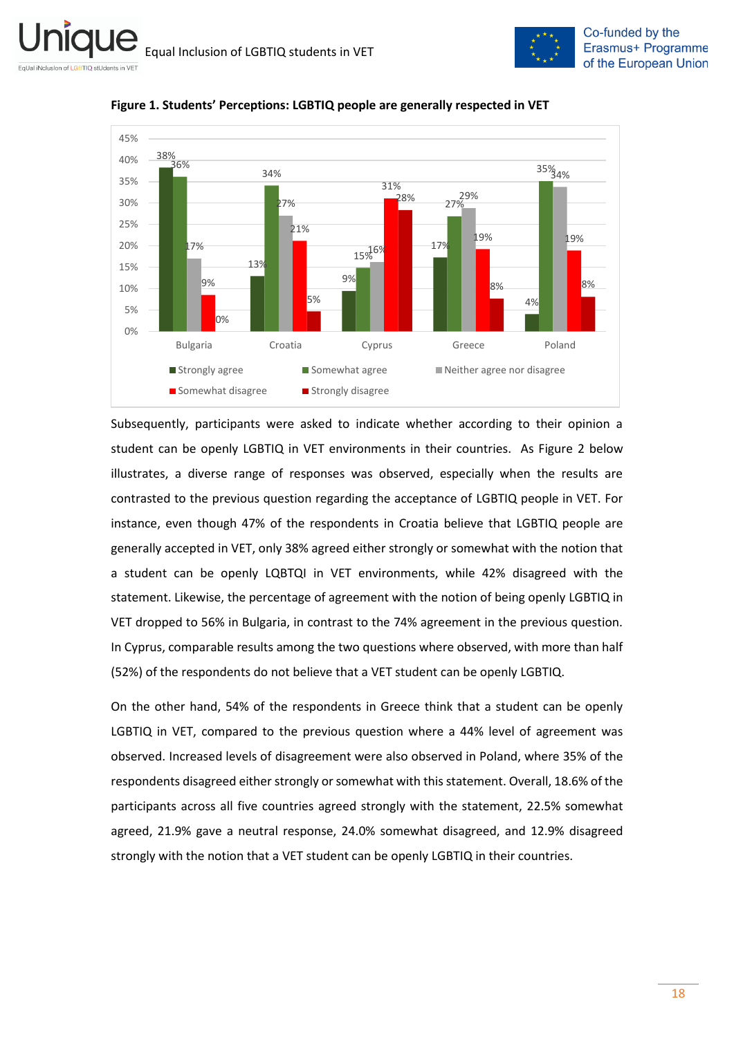**Figure 1. Students' Perceptions: LGBTIQ people are generally respected in VET**

| | Strongly agree | Somewhat agree | Neither agree nor disagree | Somewhat disagree | Strongly disagree |
|---|---|---|---|---|---|
| Bulgaria | 38% | 36% | 17% | 9% | 0% |
| Croatia | 13% | 34% | 27% | 21% | 5% |
| Cyprus | 9% | 15% | 16% | 31% | 28% |
| Greece | 17% | 27% | 29% | 19% | 8% |
| Poland | 4% | 35% | 34% | 19% | 8% |

Subsequently, participants were asked to indicate whether according to their opinion a student can be openly LGBTIQ in VET environments in their countries. As Figure 2 below illustrates, a diverse range of responses was observed, especially when the results are contrasted to the previous question regarding the acceptance of LGBTIQ people in VET. For instance, even though 47% of the respondents in Croatia believe that LGBTIQ people are generally accepted in VET, only 38% agreed either strongly or somewhat with the notion that a student can be openly LQBTQI in VET environments, while 42% disagreed with the statement. Likewise, the percentage of agreement with the notion of being openly LGBTIQ in VET dropped to 56% in Bulgaria, in contrast to the 74% agreement in the previous question. In Cyprus, comparable results among the two questions where observed, with more than half (52%) of the respondents do not believe that a VET student can be openly LGBTIQ.

On the other hand, 54% of the respondents in Greece think that a student can be openly LGBTIQ in VET, compared to the previous question where a 44% level of agreement was observed. Increased levels of disagreement were also observed in Poland, where 35% of the respondents disagreed either strongly or somewhat with this statement. Overall, 18.6% of the participants across all five countries agreed strongly with the statement, 22.5% somewhat agreed, 21.9% gave a neutral response, 24.0% somewhat disagreed, and 12.9% disagreed strongly with the notion that a VET student can be openly LGBTIQ in their countries.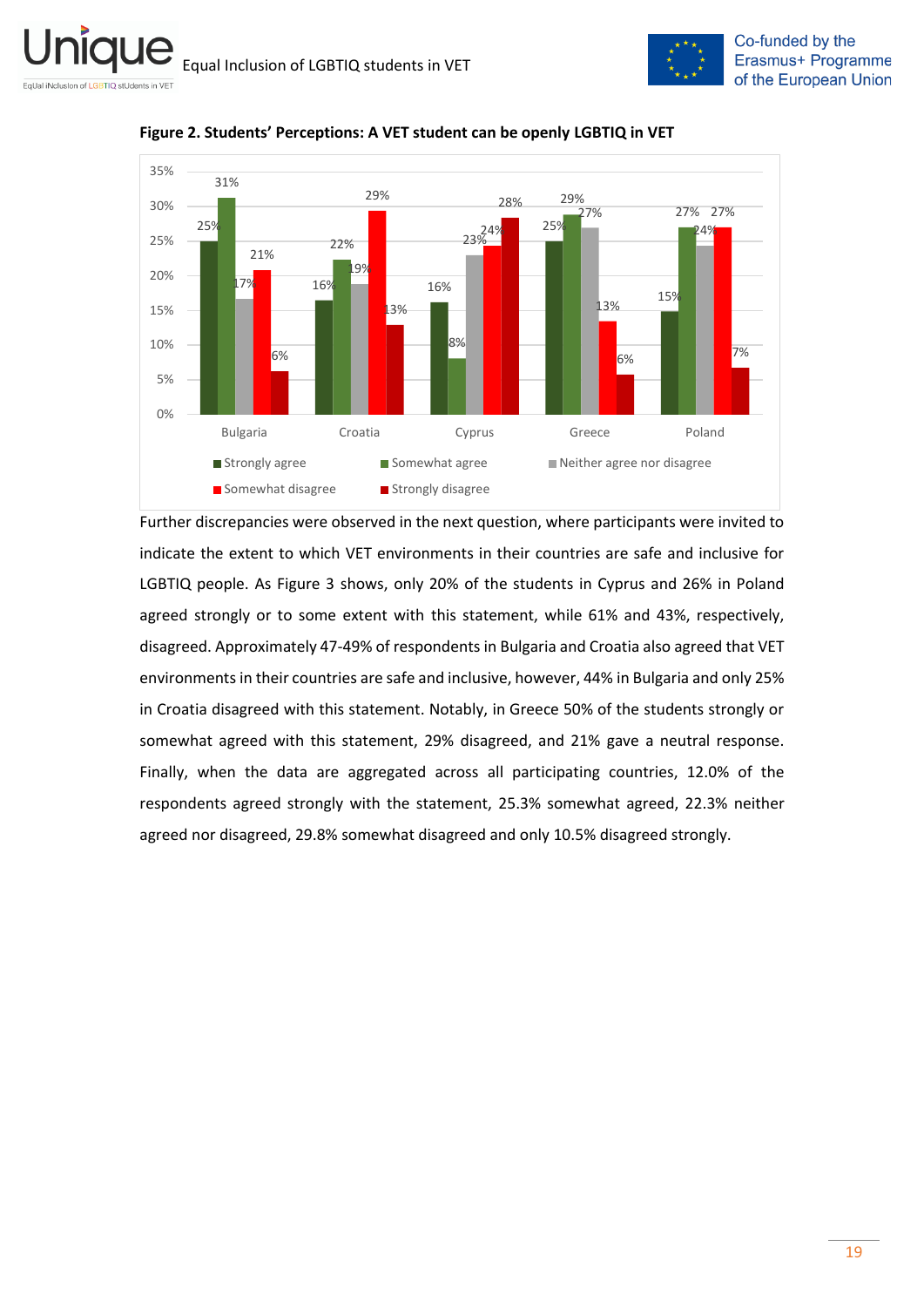**Figure 2. Students' Perceptions: A VET student can be openly LGBTIQ in VET**

| | Strongly agree | Somewhat agree | Neither agree nor disagree | Somewhat disagree | Strongly disagree |
|---|---|---|---|---|---|
| Bulgaria | 25% | 31% | 17% | 21% | 6% |
| Croatia | 16% | 22% | 19% | 29% | 13% |
| Cyprus | 16% | 8% | 23% | 24% | 28% |
| Greece | 25% | 29% | 27% | 13% | 6% |
| Poland | 15% | 27% | 24% | 27% | 7% |

Further discrepancies were observed in the next question, where participants were invited to indicate the extent to which VET environments in their countries are safe and inclusive for LGBTIQ people. As Figure 3 shows, only 20% of the students in Cyprus and 26% in Poland agreed strongly or to some extent with this statement, while 61% and 43%, respectively, disagreed. Approximately 47-49% of respondents in Bulgaria and Croatia also agreed that VET environments in their countries are safe and inclusive, however, 44% in Bulgaria and only 25% in Croatia disagreed with this statement. Notably, in Greece 50% of the students strongly or somewhat agreed with this statement, 29% disagreed, and 21% gave a neutral response. Finally, when the data are aggregated across all participating countries, 12.0% of the respondents agreed strongly with the statement, 25.3% somewhat agreed, 22.3% neither agreed nor disagreed, 29.8% somewhat disagreed and only 10.5% disagreed strongly.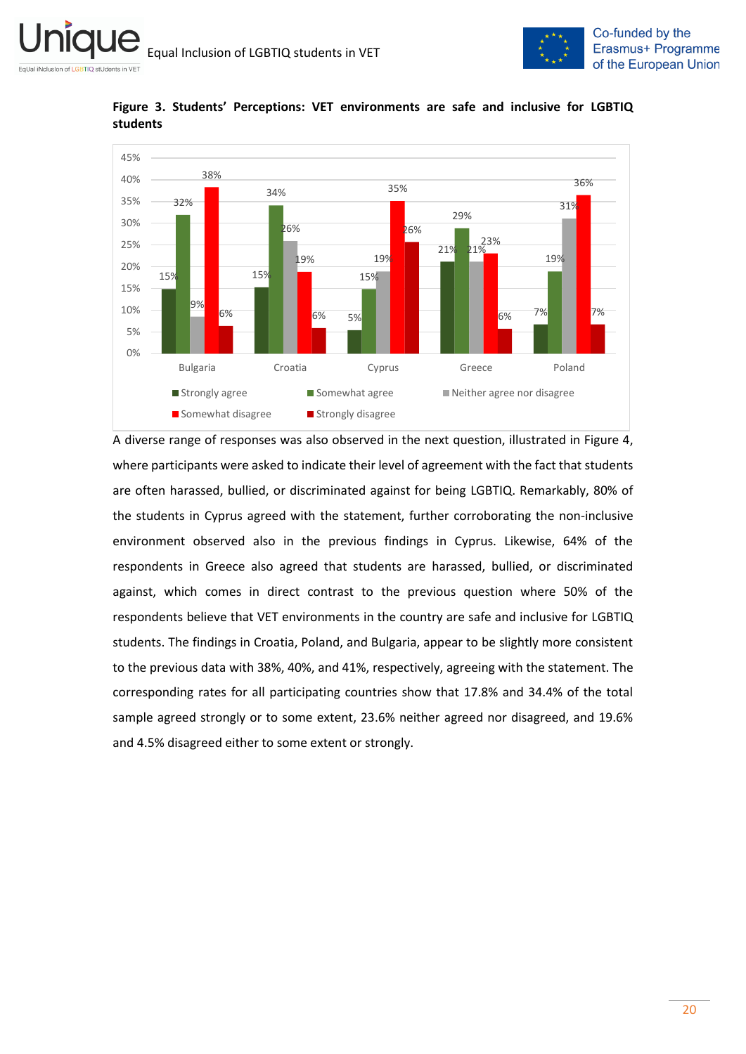**Figure 3. Students' Perceptions: VET environments are safe and inclusive for LGBTIQ students**

| | Strongly agree | Somewhat agree | Neither agree nor disagree | Somewhat disagree | Strongly disagree |
|---|---|---|---|---|---|
| Bulgaria | 15% | 32% | 9% | 38% | 6% |
| Croatia | 15% | 34% | 26% | 19% | 6% |
| Cyprus | 5% | 15% | 19% | 35% | 26% |
| Greece | 21% | 29% | 21% | 23% | 6% |
| Poland | 7% | 19% | 31% | 36% | 7% |

A diverse range of responses was also observed in the next question, illustrated in Figure 4, where participants were asked to indicate their level of agreement with the fact that students are often harassed, bullied, or discriminated against for being LGBTIQ. Remarkably, 80% of the students in Cyprus agreed with the statement, further corroborating the non-inclusive environment observed also in the previous findings in Cyprus. Likewise, 64% of the respondents in Greece also agreed that students are harassed, bullied, or discriminated against, which comes in direct contrast to the previous question where 50% of the respondents believe that VET environments in the country are safe and inclusive for LGBTIQ students. The findings in Croatia, Poland, and Bulgaria, appear to be slightly more consistent to the previous data with 38%, 40%, and 41%, respectively, agreeing with the statement. The corresponding rates for all participating countries show that 17.8% and 34.4% of the total sample agreed strongly or to some extent, 23.6% neither agreed nor disagreed, and 19.6% and 4.5% disagreed either to some extent or strongly.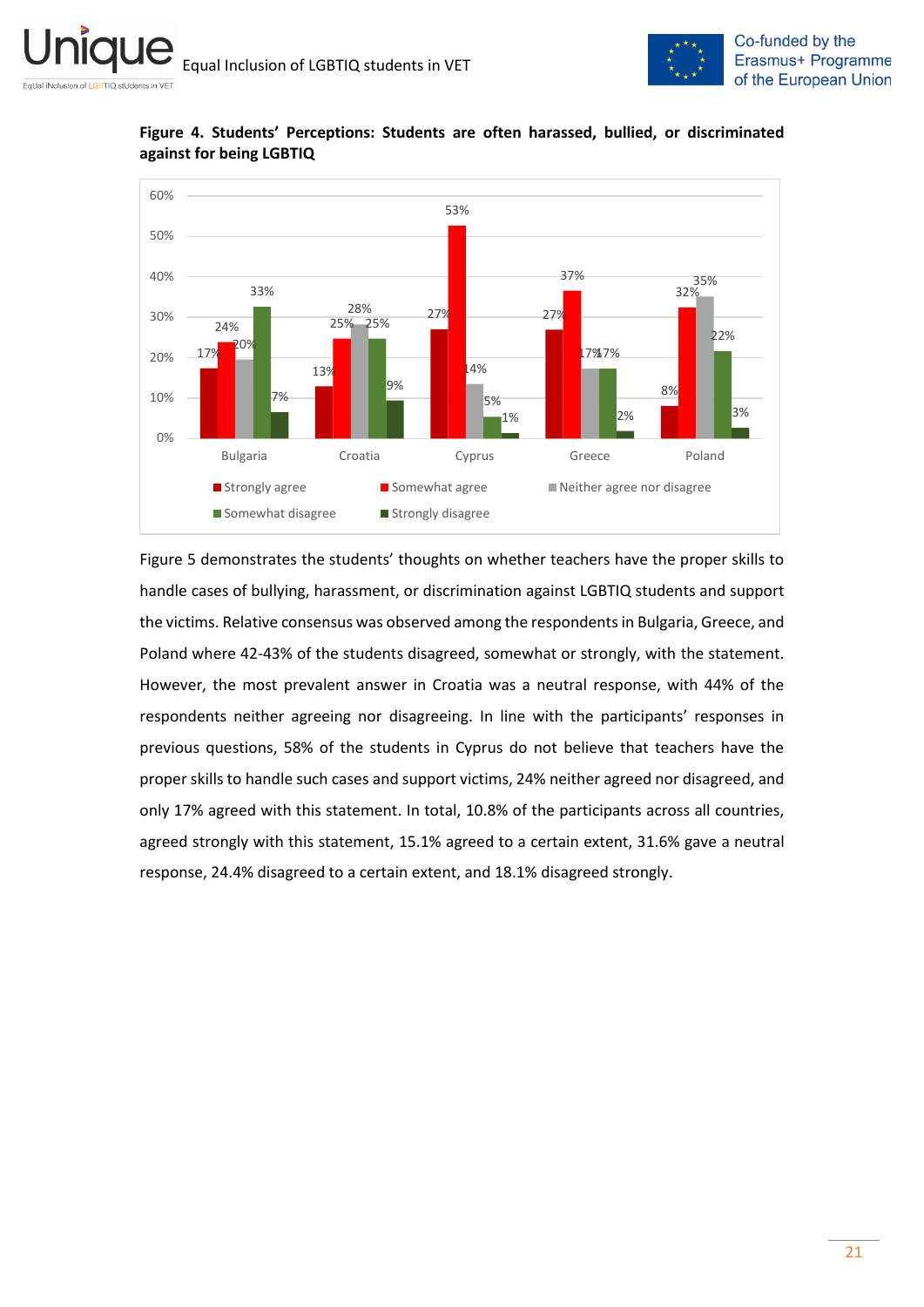**Figure 4. Students' Perceptions: Students are often harassed, bullied, or discriminated against for being LGBTIQ**

| | Strongly agree | Somewhat agree | Neither agree nor disagree | Somewhat disagree | Strongly disagree |
|---|---|---|---|---|---|
| Bulgaria | 17% | 24% | 20% | 33% | 7% |
| Croatia | 13% | 25% | 28% | 25% | 9% |
| Cyprus | 27% | 53% | 14% | 5% | 1% |
| Greece | 27% | 37% | 17% | 17% | 2% |
| Poland | 8% | 32% | 35% | 22% | 3% |

Figure 5 demonstrates the students' thoughts on whether teachers have the proper skills to handle cases of bullying, harassment, or discrimination against LGBTIQ students and support the victims. Relative consensus was observed among the respondents in Bulgaria, Greece, and Poland where 42-43% of the students disagreed, somewhat or strongly, with the statement. However, the most prevalent answer in Croatia was a neutral response, with 44% of the respondents neither agreeing nor disagreeing. In line with the participants' responses in previous questions, 58% of the students in Cyprus do not believe that teachers have the proper skills to handle such cases and support victims, 24% neither agreed nor disagreed, and only 17% agreed with this statement. In total, 10.8% of the participants across all countries, agreed strongly with this statement, 15.1% agreed to a certain extent, 31.6% gave a neutral response, 24.4% disagreed to a certain extent, and 18.1% disagreed strongly.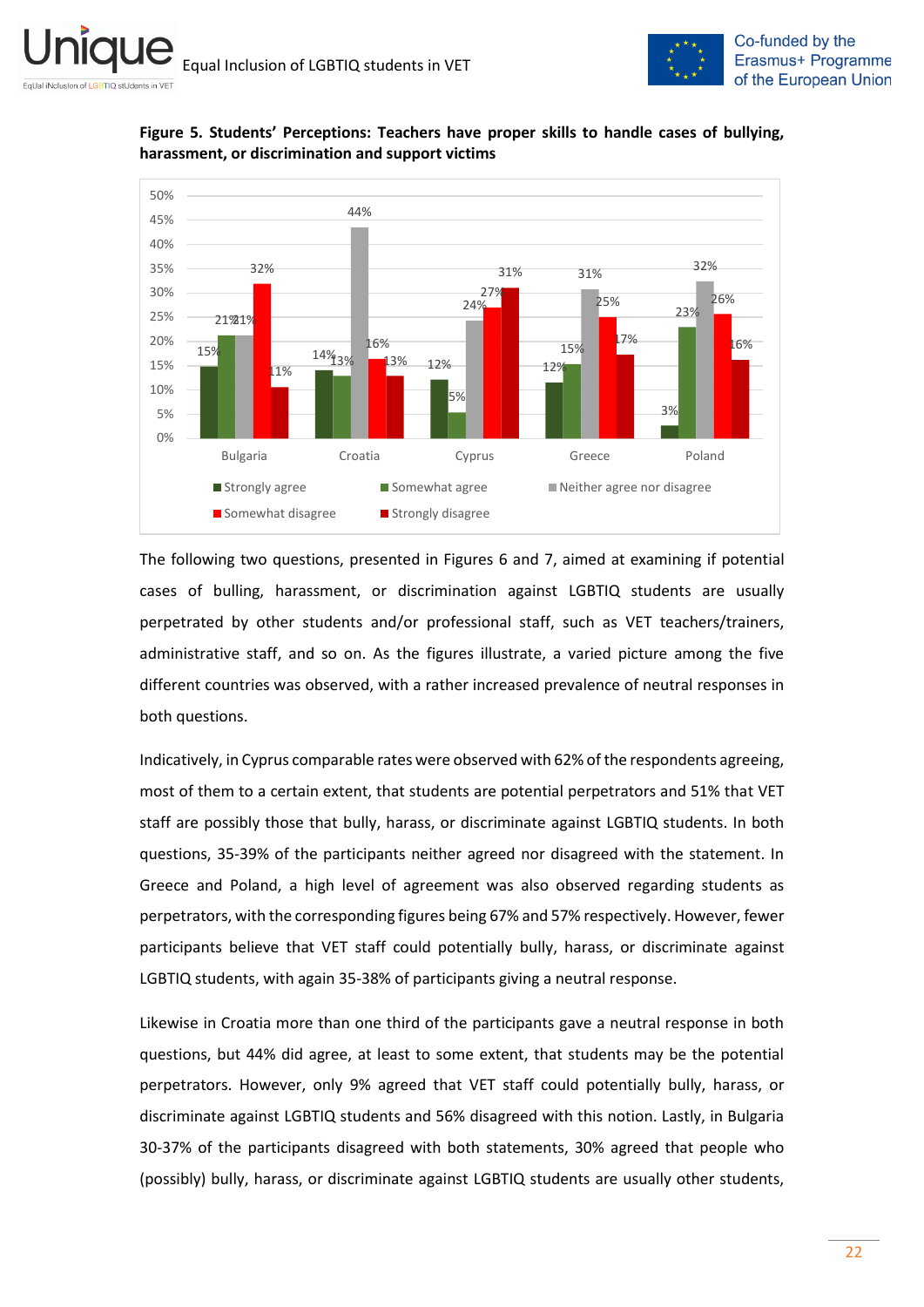**Figure 5. Students' Perceptions: Teachers have proper skills to handle cases of bullying, harassment, or discrimination and support victims**

| | Strongly agree | Somewhat agree | Neither agree nor disagree | Somewhat disagree | Strongly disagree |
|---|---|---|---|---|---|
| Bulgaria | 15% | 21% | 21% | 32% | 11% |
| Croatia | 14% | 13% | 44% | 16% | 13% |
| Cyprus | 12% | 5% | 24% | 27% | 31% |
| Greece | 12% | 15% | 31% | 25% | 17% |
| Poland | 3% | 23% | 32% | 26% | 16% |

The following two questions, presented in Figures 6 and 7, aimed at examining if potential cases of bulling, harassment, or discrimination against LGBTIQ students are usually perpetrated by other students and/or professional staff, such as VET teachers/trainers, administrative staff, and so on. As the figures illustrate, a varied picture among the five different countries was observed, with a rather increased prevalence of neutral responses in both questions.

Indicatively, in Cyprus comparable rates were observed with 62% of the respondents agreeing, most of them to a certain extent, that students are potential perpetrators and 51% that VET staff are possibly those that bully, harass, or discriminate against LGBTIQ students. In both questions, 35-39% of the participants neither agreed nor disagreed with the statement. In Greece and Poland, a high level of agreement was also observed regarding students as perpetrators, with the corresponding figures being 67% and 57% respectively. However, fewer participants believe that VET staff could potentially bully, harass, or discriminate against LGBTIQ students, with again 35-38% of participants giving a neutral response.

Likewise in Croatia more than one third of the participants gave a neutral response in both questions, but 44% did agree, at least to some extent, that students may be the potential perpetrators. However, only 9% agreed that VET staff could potentially bully, harass, or discriminate against LGBTIQ students and 56% disagreed with this notion. Lastly, in Bulgaria 30-37% of the participants disagreed with both statements, 30% agreed that people who (possibly) bully, harass, or discriminate against LGBTIQ students are usually other students,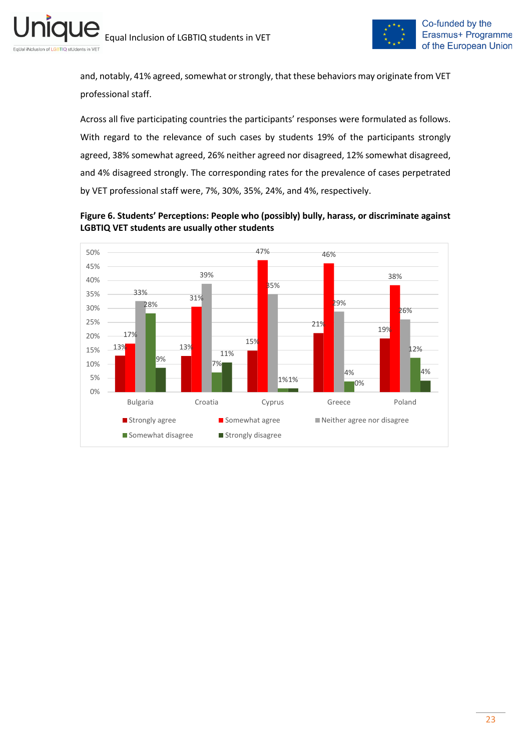and, notably, 41% agreed, somewhat or strongly, that these behaviors may originate from VET professional staff.

Across all five participating countries the participants' responses were formulated as follows. With regard to the relevance of such cases by students 19% of the participants strongly agreed, 38% somewhat agreed, 26% neither agreed nor disagreed, 12% somewhat disagreed, and 4% disagreed strongly. The corresponding rates for the prevalence of cases perpetrated by VET professional staff were, 7%, 30%, 35%, 24%, and 4%, respectively.

**Figure 6. Students' Perceptions: People who (possibly) bully, harass, or discriminate against LGBTIQ VET students are usually other students**

| | Strongly agree | Somewhat agree | Neither agree nor disagree | Somewhat disagree | Strongly disagree |
|---|---|---|---|---|---|
| Bulgaria | 13% | 17% | 33% | 28% | 9% |
| Croatia | 13% | 31% | 39% | 7% | 11% |
| Cyprus | 15% | 47% | 35% | 1% | 1% |
| Greece | 21% | 46% | 29% | 4% | 0% |
| Poland | 19% | 38% | 26% | 12% | 4% |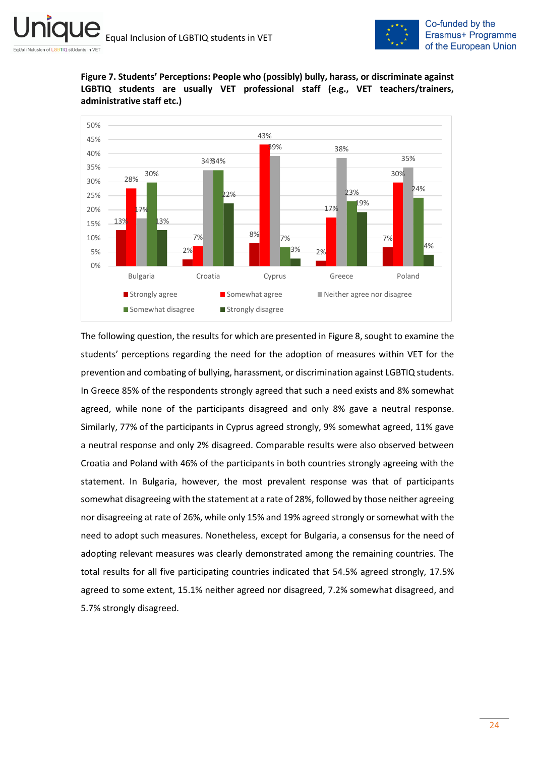**Figure 7. Students' Perceptions: People who (possibly) bully, harass, or discriminate against LGBTIQ students are usually VET professional staff (e.g., VET teachers/trainers, administrative staff etc.)**

| | Strongly agree | Somewhat agree | Neither agree nor disagree | Somewhat disagree | Strongly disagree |
|---|---|---|---|---|---|
| Bulgaria | 13% | 28% | 17% | 30% | 13% |
| Croatia | 2% | 7% | 34% | 34% | 22% |
| Cyprus | 8% | 43% | 39% | 7% | 3% |
| Greece | 2% | 17% | 38% | 23% | 19% |
| Poland | 7% | 30% | 35% | 24% | 4% |

The following question, the results for which are presented in Figure 8, sought to examine the students' perceptions regarding the need for the adoption of measures within VET for the prevention and combating of bullying, harassment, or discrimination against LGBTIQ students. In Greece 85% of the respondents strongly agreed that such a need exists and 8% somewhat agreed, while none of the participants disagreed and only 8% gave a neutral response. Similarly, 77% of the participants in Cyprus agreed strongly, 9% somewhat agreed, 11% gave a neutral response and only 2% disagreed. Comparable results were also observed between Croatia and Poland with 46% of the participants in both countries strongly agreeing with the statement. In Bulgaria, however, the most prevalent response was that of participants somewhat disagreeing with the statement at a rate of 28%, followed by those neither agreeing nor disagreeing at rate of 26%, while only 15% and 19% agreed strongly or somewhat with the need to adopt such measures. Nonetheless, except for Bulgaria, a consensus for the need of adopting relevant measures was clearly demonstrated among the remaining countries. The total results for all five participating countries indicated that 54.5% agreed strongly, 17.5% agreed to some extent, 15.1% neither agreed nor disagreed, 7.2% somewhat disagreed, and 5.7% strongly disagreed.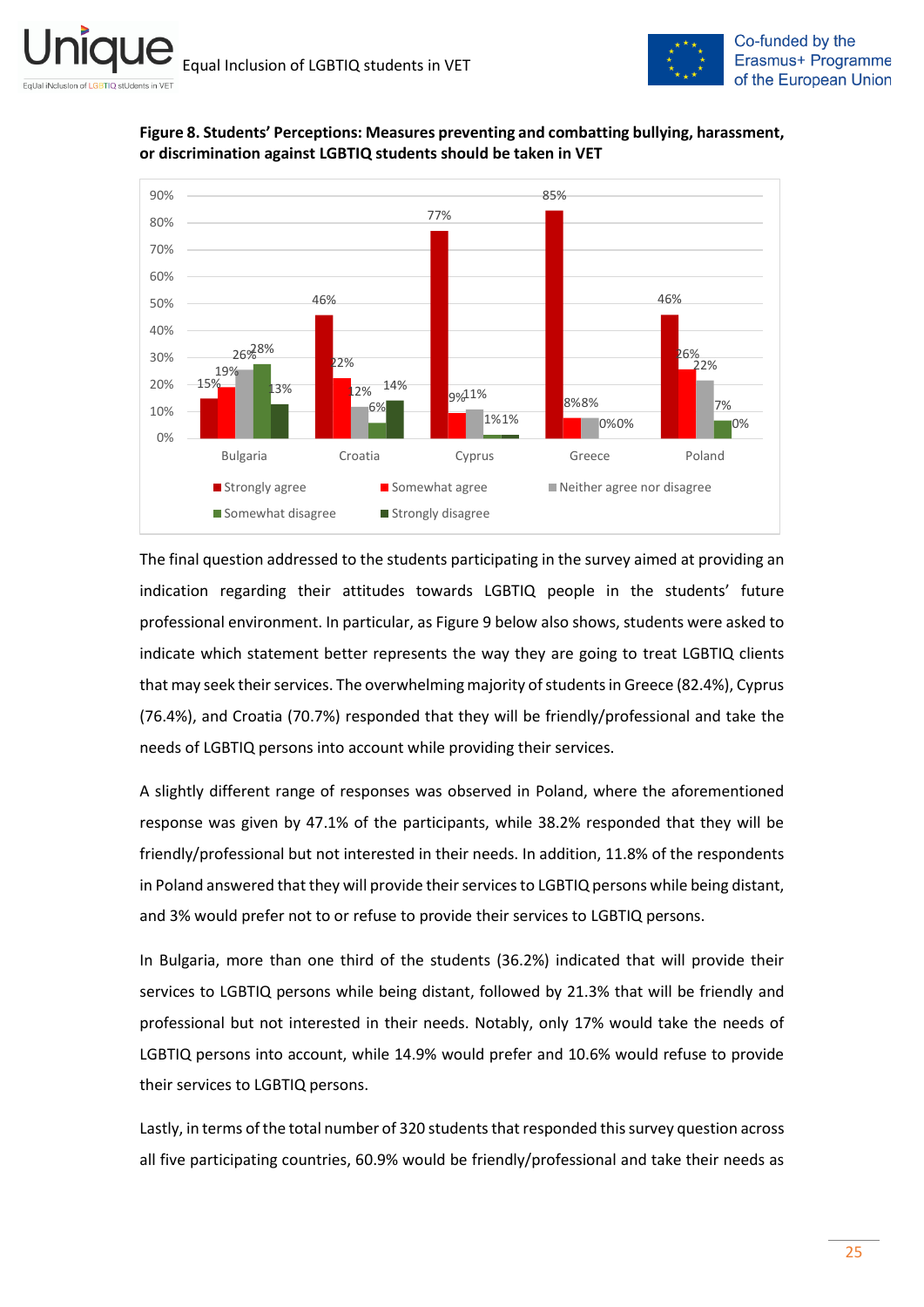**Figure 8. Students' Perceptions: Measures preventing and combatting bullying, harassment, or discrimination against LGBTIQ students should be taken in VET**

| Country | Strongly agree | Somewhat agree | Neither agree nor disagree | Somewhat disagree | Strongly disagree |
|---|---|---|---|---|---|
| Bulgaria | 15% | 19% | 26% | 28% | 13% |
| Croatia | 46% | 22% | 12% | 6% | 14% |
| Cyprus | 77% | 9% | 11% | 1% | 1% |
| Greece | 85% | 8% | 8% | 0% | 0% |
| Poland | 46% | 26% | 22% | 7% | 0% |

The final question addressed to the students participating in the survey aimed at providing an indication regarding their attitudes towards LGBTIQ people in the students' future professional environment. In particular, as Figure 9 below also shows, students were asked to indicate which statement better represents the way they are going to treat LGBTIQ clients that may seek their services. The overwhelming majority of students in Greece (82.4%), Cyprus (76.4%), and Croatia (70.7%) responded that they will be friendly/professional and take the needs of LGBTIQ persons into account while providing their services.

A slightly different range of responses was observed in Poland, where the aforementioned response was given by 47.1% of the participants, while 38.2% responded that they will be friendly/professional but not interested in their needs. In addition, 11.8% of the respondents in Poland answered that they will provide their services to LGBTIQ persons while being distant, and 3% would prefer not to or refuse to provide their services to LGBTIQ persons.

In Bulgaria, more than one third of the students (36.2%) indicated that will provide their services to LGBTIQ persons while being distant, followed by 21.3% that will be friendly and professional but not interested in their needs. Notably, only 17% would take the needs of LGBTIQ persons into account, while 14.9% would prefer and 10.6% would refuse to provide their services to LGBTIQ persons.

Lastly, in terms of the total number of 320 students that responded this survey question across all five participating countries, 60.9% would be friendly/professional and take their needs as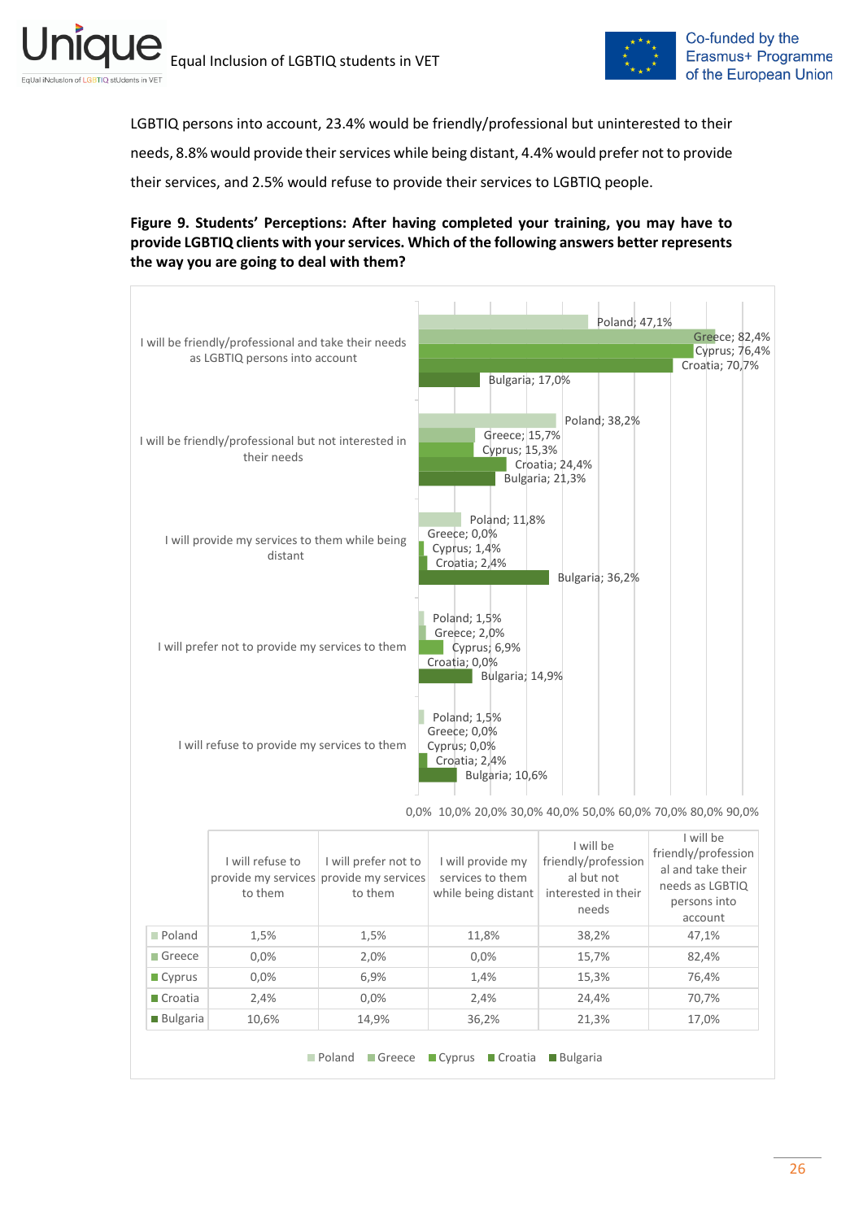LGBTIQ persons into account, 23.4% would be friendly/professional but uninterested to their needs, 8.8% would provide their services while being distant, 4.4% would prefer not to provide their services, and 2.5% would refuse to provide their services to LGBTIQ people.

**Figure 9. Students' Perceptions: After having completed your training, you may have to provide LGBTIQ clients with your services. Which of the following answers better represents the way you are going to deal with them?**

| | I will refuse to provide my services to them | I will prefer not to provide my services to them | I will provide my services to them while being distant | I will be friendly/professional but not interested in their needs | I will be friendly/professional and take their needs as LGBTIQ persons into account |
|---|---|---|---|---|---|
| Poland | 1,5% | 1,5% | 11,8% | 38,2% | 47,1% |
| Greece | 0,0% | 2,0% | 0,0% | 15,7% | 82,4% |
| Cyprus | 0,0% | 6,9% | 1,4% | 15,3% | 76,4% |
| Croatia | 2,4% | 0,0% | 2,4% | 24,4% | 70,7% |
| Bulgaria | 10,6% | 14,9% | 36,2% | 21,3% | 17,0% |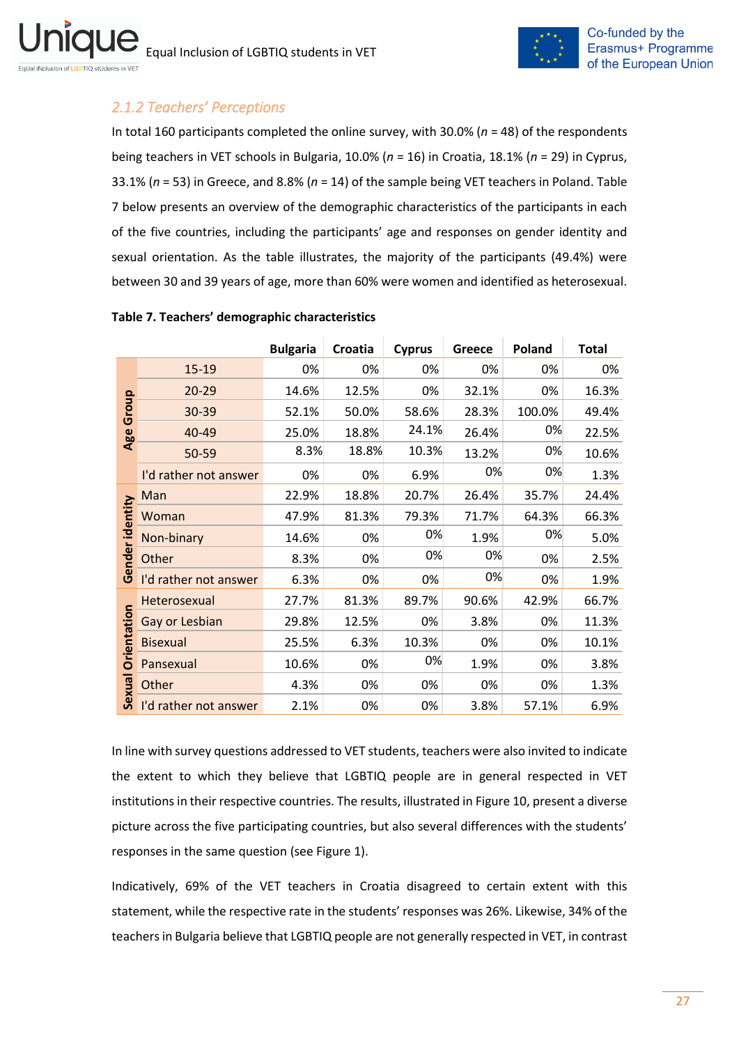### *2.1.2 Teachers' Perceptions*

In total 160 participants completed the online survey, with 30.0% (*n* = 48) of the respondents being teachers in VET schools in Bulgaria, 10.0% (*n* = 16) in Croatia, 18.1% (*n* = 29) in Cyprus, 33.1% (*n* = 53) in Greece, and 8.8% (*n* = 14) of the sample being VET teachers in Poland. Table 7 below presents an overview of the demographic characteristics of the participants in each of the five countries, including the participants' age and responses on gender identity and sexual orientation. As the table illustrates, the majority of the participants (49.4%) were between 30 and 39 years of age, more than 60% were women and identified as heterosexual.

**Table 7. Teachers' demographic characteristics**

| | | Bulgaria | Croatia | Cyprus | Greece | Poland | Total |
|---|---|---|---|---|---|---|---|
| Age Group | 15-19 | 0% | 0% | 0% | 0% | 0% | 0% |
| | 20-29 | 14.6% | 12.5% | 0% | 32.1% | 0% | 16.3% |
| | 30-39 | 52.1% | 50.0% | 58.6% | 28.3% | 100.0% | 49.4% |
| | 40-49 | 25.0% | 18.8% | 24.1% | 26.4% | 0% | 22.5% |
| | 50-59 | 8.3% | 18.8% | 10.3% | 13.2% | 0% | 10.6% |
| | I'd rather not answer | 0% | 0% | 6.9% | 0% | 0% | 1.3% |
| Gender identity | Man | 22.9% | 18.8% | 20.7% | 26.4% | 35.7% | 24.4% |
| | Woman | 47.9% | 81.3% | 79.3% | 71.7% | 64.3% | 66.3% |
| | Non-binary | 14.6% | 0% | 0% | 1.9% | 0% | 5.0% |
| | Other | 8.3% | 0% | 0% | 0% | 0% | 2.5% |
| | I'd rather not answer | 6.3% | 0% | 0% | 0% | 0% | 1.9% |
| Sexual Orientation | Heterosexual | 27.7% | 81.3% | 89.7% | 90.6% | 42.9% | 66.7% |
| | Gay or Lesbian | 29.8% | 12.5% | 0% | 3.8% | 0% | 11.3% |
| | Bisexual | 25.5% | 6.3% | 10.3% | 0% | 0% | 10.1% |
| | Pansexual | 10.6% | 0% | 0% | 1.9% | 0% | 3.8% |
| | Other | 4.3% | 0% | 0% | 0% | 0% | 1.3% |
| | I'd rather not answer | 2.1% | 0% | 0% | 3.8% | 57.1% | 6.9% |

In line with survey questions addressed to VET students, teachers were also invited to indicate the extent to which they believe that LGBTIQ people are in general respected in VET institutions in their respective countries. The results, illustrated in Figure 10, present a diverse picture across the five participating countries, but also several differences with the students' responses in the same question (see Figure 1).

Indicatively, 69% of the VET teachers in Croatia disagreed to certain extent with this statement, while the respective rate in the students' responses was 26%. Likewise, 34% of the teachers in Bulgaria believe that LGBTIQ people are not generally respected in VET, in contrast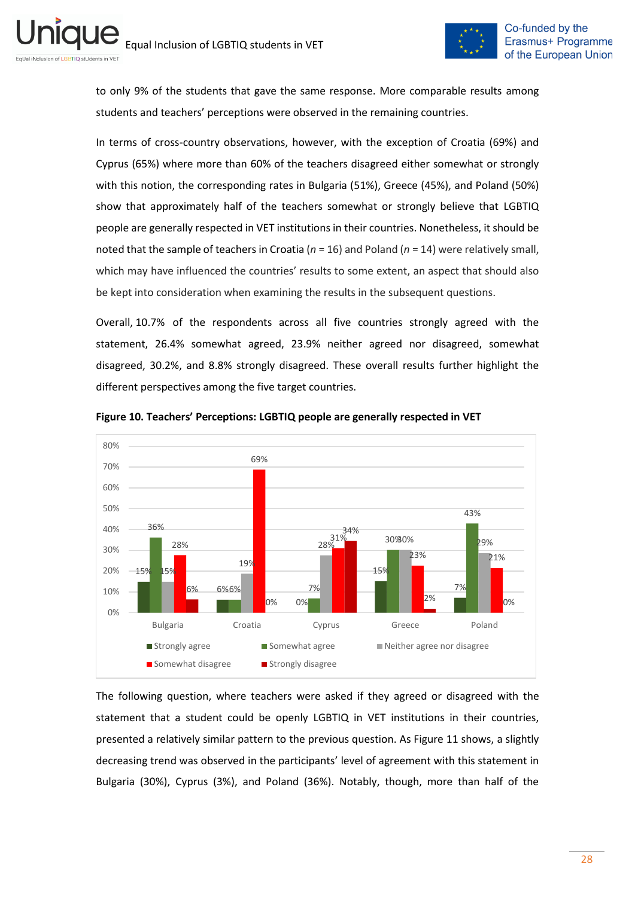to only 9% of the students that gave the same response. More comparable results among students and teachers' perceptions were observed in the remaining countries.

In terms of cross-country observations, however, with the exception of Croatia (69%) and Cyprus (65%) where more than 60% of the teachers disagreed either somewhat or strongly with this notion, the corresponding rates in Bulgaria (51%), Greece (45%), and Poland (50%) show that approximately half of the teachers somewhat or strongly believe that LGBTIQ people are generally respected in VET institutions in their countries. Nonetheless, it should be noted that the sample of teachers in Croatia (*n* = 16) and Poland (*n* = 14) were relatively small, which may have influenced the countries' results to some extent, an aspect that should also be kept into consideration when examining the results in the subsequent questions.

Overall, 10.7% of the respondents across all five countries strongly agreed with the statement, 26.4% somewhat agreed, 23.9% neither agreed nor disagreed, somewhat disagreed, 30.2%, and 8.8% strongly disagreed. These overall results further highlight the different perspectives among the five target countries.

**Figure 10. Teachers' Perceptions: LGBTIQ people are generally respected in VET**

| | Strongly agree | Somewhat agree | Neither agree nor disagree | Somewhat disagree | Strongly disagree |
|---|---|---|---|---|---|
| Bulgaria | 15% | 36% | 15% | 28% | 6% |
| Croatia | 6% | 6% | 19% | 69% | 0% |
| Cyprus | 0% | 7% | 28% | 31% | 34% |
| Greece | 15% | 30% | 30% | 23% | 2% |
| Poland | 7% | 43% | 29% | 21% | 0% |

The following question, where teachers were asked if they agreed or disagreed with the statement that a student could be openly LGBTIQ in VET institutions in their countries, presented a relatively similar pattern to the previous question. As Figure 11 shows, a slightly decreasing trend was observed in the participants' level of agreement with this statement in Bulgaria (30%), Cyprus (3%), and Poland (36%). Notably, though, more than half of the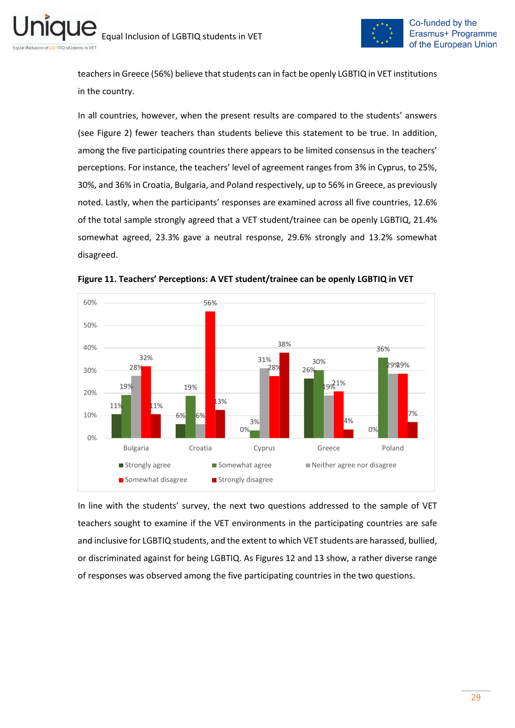teachers in Greece (56%) believe that students can in fact be openly LGBTIQ in VET institutions in the country.

In all countries, however, when the present results are compared to the students' answers (see Figure 2) fewer teachers than students believe this statement to be true. In addition, among the five participating countries there appears to be limited consensus in the teachers' perceptions. For instance, the teachers' level of agreement ranges from 3% in Cyprus, to 25%, 30%, and 36% in Croatia, Bulgaria, and Poland respectively, up to 56% in Greece, as previously noted. Lastly, when the participants' responses are examined across all five countries, 12.6% of the total sample strongly agreed that a VET student/trainee can be openly LGBTIQ, 21.4% somewhat agreed, 23.3% gave a neutral response, 29.6% strongly and 13.2% somewhat disagreed.

**Figure 11. Teachers' Perceptions: A VET student/trainee can be openly LGBTIQ in VET**

| | Strongly agree | Somewhat agree | Neither agree nor disagree | Somewhat disagree | Strongly disagree |
|---|---|---|---|---|---|
| Bulgaria | 11% | 19% | 28% | 32% | 11% |
| Croatia | 6% | 19% | 6% | 56% | 13% |
| Cyprus | 0% | 3% | 31% | 28% | 38% |
| Greece | 26% | 30% | 19% | 21% | 4% |
| Poland | 0% | 36% | 29% | 29% | 7% |

In line with the students' survey, the next two questions addressed to the sample of VET teachers sought to examine if the VET environments in the participating countries are safe and inclusive for LGBTIQ students, and the extent to which VET students are harassed, bullied, or discriminated against for being LGBTIQ. As Figures 12 and 13 show, a rather diverse range of responses was observed among the five participating countries in the two questions.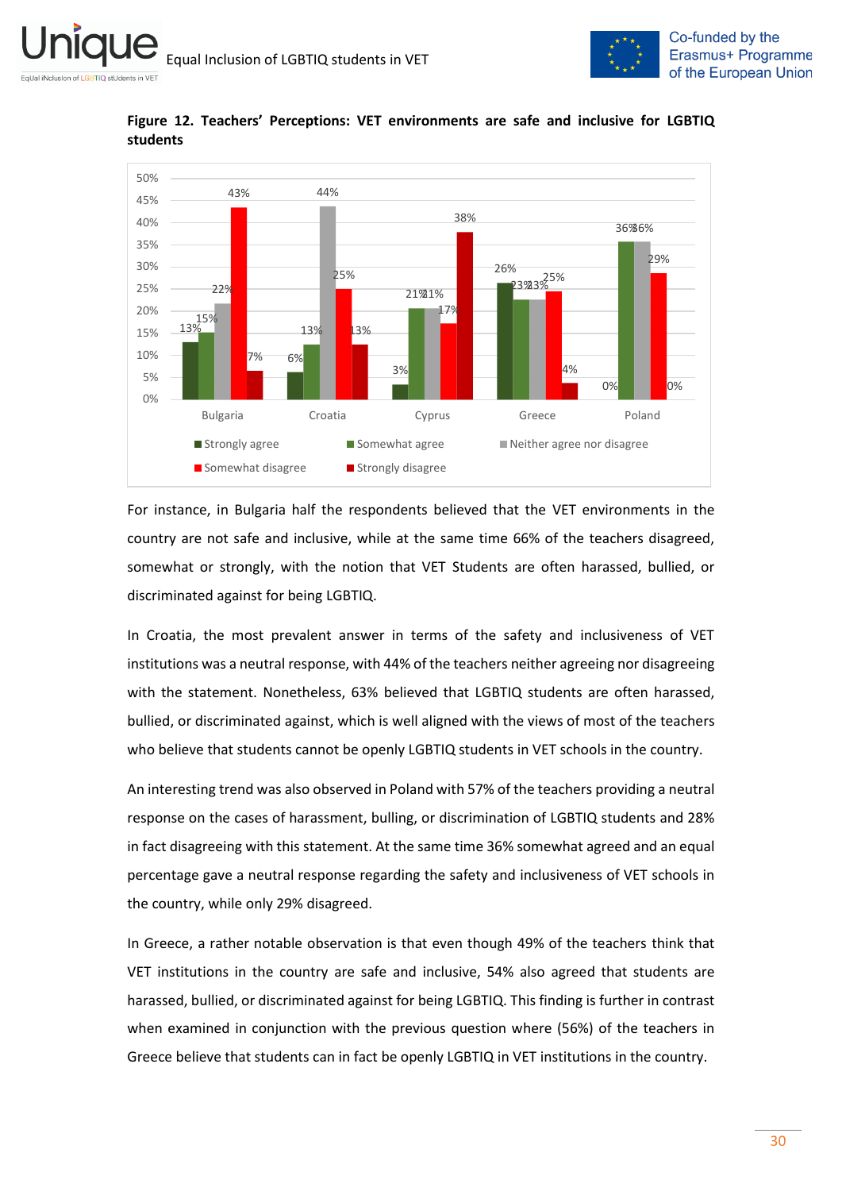**Figure 12. Teachers' Perceptions: VET environments are safe and inclusive for LGBTIQ students**

| | Strongly agree | Somewhat agree | Neither agree nor disagree | Somewhat disagree | Strongly disagree |
|---|---|---|---|---|---|
| Bulgaria | 13% | 15% | 22% | 43% | 7% |
| Croatia | 6% | 13% | 44% | 25% | 13% |
| Cyprus | 3% | 21% | 21% | 17% | 38% |
| Greece | 26% | 23% | 23% | 25% | 4% |
| Poland | 0% | 36% | 36% | 29% | 0% |

For instance, in Bulgaria half the respondents believed that the VET environments in the country are not safe and inclusive, while at the same time 66% of the teachers disagreed, somewhat or strongly, with the notion that VET Students are often harassed, bullied, or discriminated against for being LGBTIQ.

In Croatia, the most prevalent answer in terms of the safety and inclusiveness of VET institutions was a neutral response, with 44% of the teachers neither agreeing nor disagreeing with the statement. Nonetheless, 63% believed that LGBTIQ students are often harassed, bullied, or discriminated against, which is well aligned with the views of most of the teachers who believe that students cannot be openly LGBTIQ students in VET schools in the country.

An interesting trend was also observed in Poland with 57% of the teachers providing a neutral response on the cases of harassment, bulling, or discrimination of LGBTIQ students and 28% in fact disagreeing with this statement. At the same time 36% somewhat agreed and an equal percentage gave a neutral response regarding the safety and inclusiveness of VET schools in the country, while only 29% disagreed.

In Greece, a rather notable observation is that even though 49% of the teachers think that VET institutions in the country are safe and inclusive, 54% also agreed that students are harassed, bullied, or discriminated against for being LGBTIQ. This finding is further in contrast when examined in conjunction with the previous question where (56%) of the teachers in Greece believe that students can in fact be openly LGBTIQ in VET institutions in the country.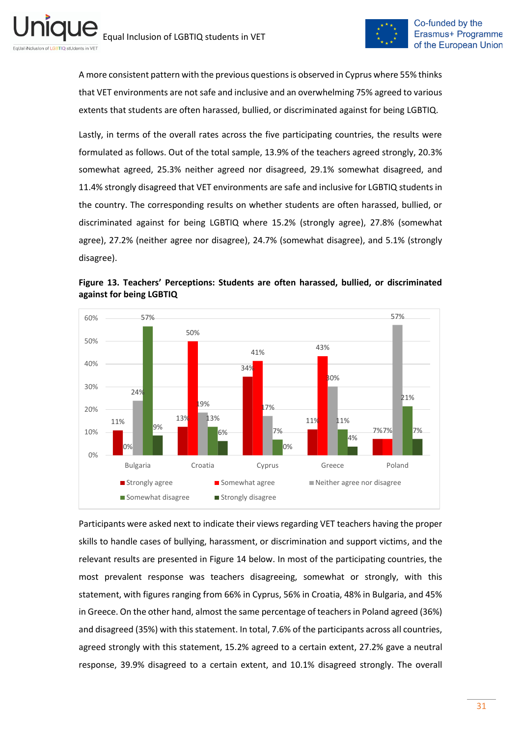A more consistent pattern with the previous questions is observed in Cyprus where 55% thinks that VET environments are not safe and inclusive and an overwhelming 75% agreed to various extents that students are often harassed, bullied, or discriminated against for being LGBTIQ.

Lastly, in terms of the overall rates across the five participating countries, the results were formulated as follows. Out of the total sample, 13.9% of the teachers agreed strongly, 20.3% somewhat agreed, 25.3% neither agreed nor disagreed, 29.1% somewhat disagreed, and 11.4% strongly disagreed that VET environments are safe and inclusive for LGBTIQ students in the country. The corresponding results on whether students are often harassed, bullied, or discriminated against for being LGBTIQ where 15.2% (strongly agree), 27.8% (somewhat agree), 27.2% (neither agree nor disagree), 24.7% (somewhat disagree), and 5.1% (strongly disagree).

**Figure 13. Teachers' Perceptions: Students are often harassed, bullied, or discriminated against for being LGBTIQ**

| | Strongly agree | Somewhat agree | Neither agree nor disagree | Somewhat disagree | Strongly disagree |
|---|---|---|---|---|---|
| Bulgaria | 11% | 0% | 24% | 57% | 9% |
| Croatia | 13% | 50% | 19% | 13% | 6% |
| Cyprus | 34% | 41% | 17% | 7% | 0% |
| Greece | 11% | 43% | 30% | 11% | 4% |
| Poland | 7% | 7% | 57% | 21% | 7% |

Participants were asked next to indicate their views regarding VET teachers having the proper skills to handle cases of bullying, harassment, or discrimination and support victims, and the relevant results are presented in Figure 14 below. In most of the participating countries, the most prevalent response was teachers disagreeing, somewhat or strongly, with this statement, with figures ranging from 66% in Cyprus, 56% in Croatia, 48% in Bulgaria, and 45% in Greece. On the other hand, almost the same percentage of teachers in Poland agreed (36%) and disagreed (35%) with this statement. In total, 7.6% of the participants across all countries, agreed strongly with this statement, 15.2% agreed to a certain extent, 27.2% gave a neutral response, 39.9% disagreed to a certain extent, and 10.1% disagreed strongly. The overall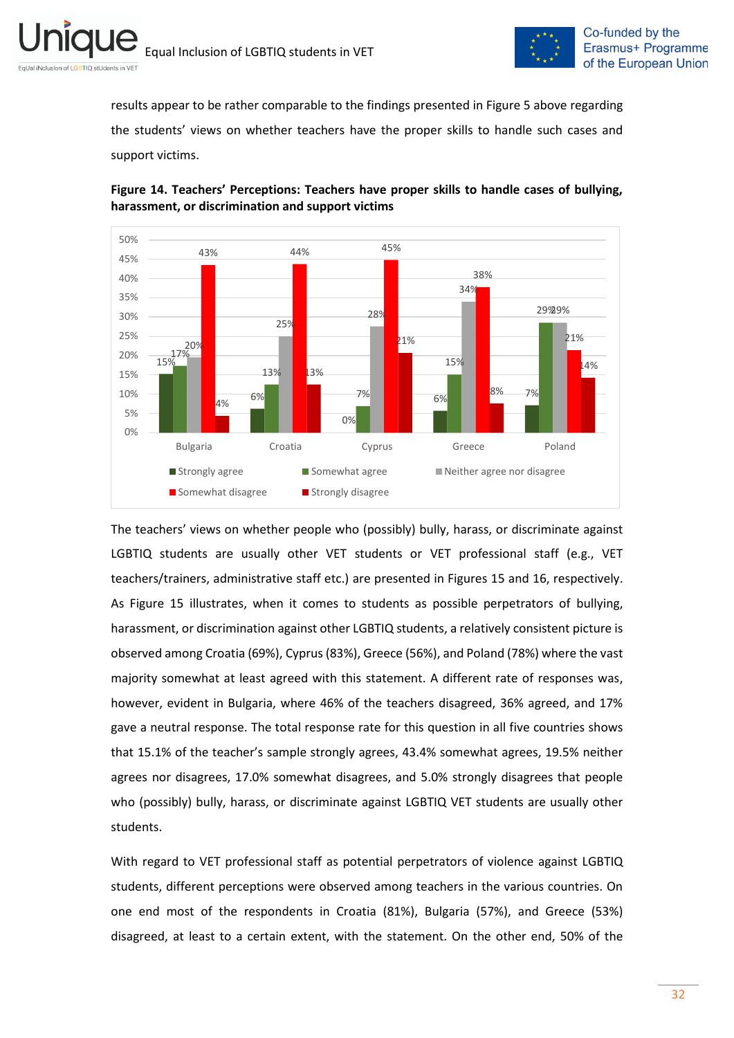results appear to be rather comparable to the findings presented in Figure 5 above regarding the students' views on whether teachers have the proper skills to handle such cases and support victims.

**Figure 14. Teachers' Perceptions: Teachers have proper skills to handle cases of bullying, harassment, or discrimination and support victims**

| | Strongly agree | Somewhat agree | Neither agree nor disagree | Somewhat disagree | Strongly disagree |
|---|---|---|---|---|---|
| Bulgaria | 15% | 17% | 20% | 43% | 4% |
| Croatia | 6% | 13% | 25% | 44% | 13% |
| Cyprus | 0% | 7% | 28% | 45% | 21% |
| Greece | 6% | 15% | 34% | 38% | 8% |
| Poland | 7% | 29% | 29% | 21% | 14% |

The teachers' views on whether people who (possibly) bully, harass, or discriminate against LGBTIQ students are usually other VET students or VET professional staff (e.g., VET teachers/trainers, administrative staff etc.) are presented in Figures 15 and 16, respectively. As Figure 15 illustrates, when it comes to students as possible perpetrators of bullying, harassment, or discrimination against other LGBTIQ students, a relatively consistent picture is observed among Croatia (69%), Cyprus (83%), Greece (56%), and Poland (78%) where the vast majority somewhat at least agreed with this statement. A different rate of responses was, however, evident in Bulgaria, where 46% of the teachers disagreed, 36% agreed, and 17% gave a neutral response. The total response rate for this question in all five countries shows that 15.1% of the teacher's sample strongly agrees, 43.4% somewhat agrees, 19.5% neither agrees nor disagrees, 17.0% somewhat disagrees, and 5.0% strongly disagrees that people who (possibly) bully, harass, or discriminate against LGBTIQ VET students are usually other students.

With regard to VET professional staff as potential perpetrators of violence against LGBTIQ students, different perceptions were observed among teachers in the various countries. On one end most of the respondents in Croatia (81%), Bulgaria (57%), and Greece (53%) disagreed, at least to a certain extent, with the statement. On the other end, 50% of the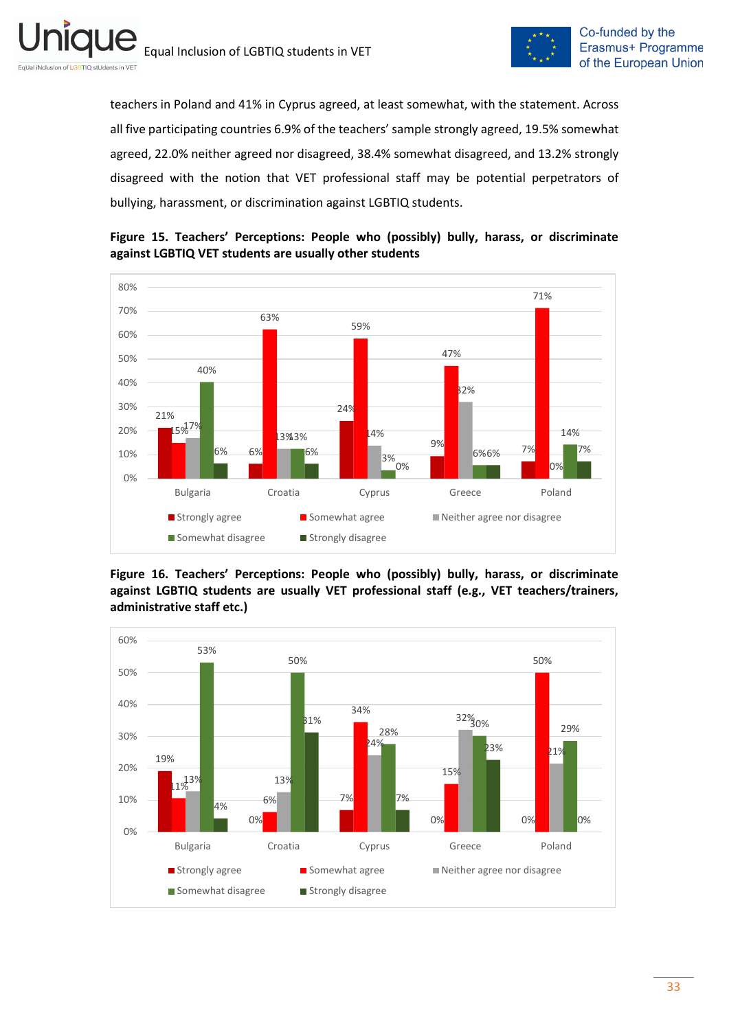teachers in Poland and 41% in Cyprus agreed, at least somewhat, with the statement. Across all five participating countries 6.9% of the teachers' sample strongly agreed, 19.5% somewhat agreed, 22.0% neither agreed nor disagreed, 38.4% somewhat disagreed, and 13.2% strongly disagreed with the notion that VET professional staff may be potential perpetrators of bullying, harassment, or discrimination against LGBTIQ students.

**Figure 15. Teachers' Perceptions: People who (possibly) bully, harass, or discriminate against LGBTIQ VET students are usually other students**

| | Strongly agree | Somewhat agree | Neither agree nor disagree | Somewhat disagree | Strongly disagree |
|---|---|---|---|---|---|
| Bulgaria | 21% | 15% | 17% | 40% | 6% |
| Croatia | 6% | 63% | 13% | 13% | 6% |
| Cyprus | 24% | 59% | 14% | 3% | 0% |
| Greece | 9% | 47% | 32% | 6% | 6% |
| Poland | 7% | 71% | 0% | 14% | 7% |

**Figure 16. Teachers' Perceptions: People who (possibly) bully, harass, or discriminate against LGBTIQ students are usually VET professional staff (e.g., VET teachers/trainers, administrative staff etc.)**

| | Strongly agree | Somewhat agree | Neither agree nor disagree | Somewhat disagree | Strongly disagree |
|---|---|---|---|---|---|
| Bulgaria | 19% | 11% | 13% | 53% | 4% |
| Croatia | 0% | 6% | 13% | 50% | 31% |
| Cyprus | 7% | 34% | 24% | 28% | 7% |
| Greece | 0% | 15% | 32% | 30% | 23% |
| Poland | 0% | 50% | 21% | 29% | 0% |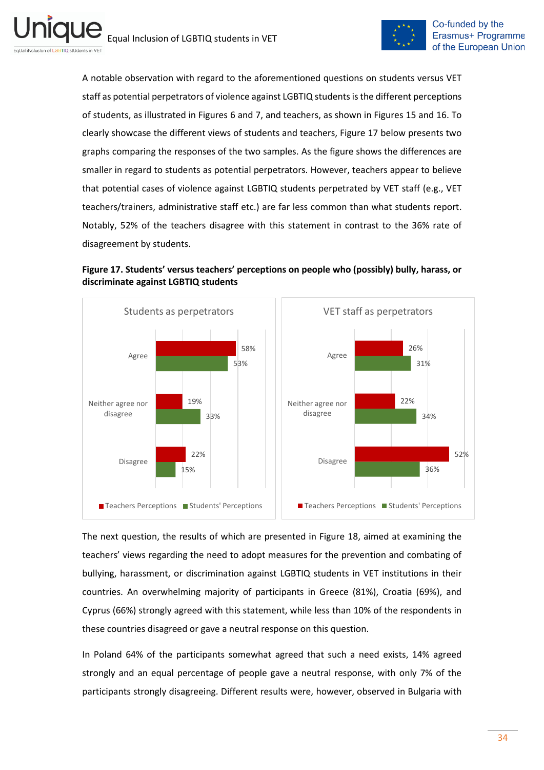A notable observation with regard to the aforementioned questions on students versus VET staff as potential perpetrators of violence against LGBTIQ students is the different perceptions of students, as illustrated in Figures 6 and 7, and teachers, as shown in Figures 15 and 16. To clearly showcase the different views of students and teachers, Figure 17 below presents two graphs comparing the responses of the two samples. As the figure shows the differences are smaller in regard to students as potential perpetrators. However, teachers appear to believe that potential cases of violence against LGBTIQ students perpetrated by VET staff (e.g., VET teachers/trainers, administrative staff etc.) are far less common than what students report. Notably, 52% of the teachers disagree with this statement in contrast to the 36% rate of disagreement by students.

**Figure 17. Students' versus teachers' perceptions on people who (possibly) bully, harass, or discriminate against LGBTIQ students**

Students as perpetrators

| | Teachers Perceptions | Students' Perceptions |
|---|---|---|
| Agree | 58% | 53% |
| Neither agree nor disagree | 19% | 33% |
| Disagree | 22% | 15% |

VET staff as perpetrators

| | Teachers Perceptions | Students' Perceptions |
|---|---|---|
| Agree | 26% | 31% |
| Neither agree nor disagree | 22% | 34% |
| Disagree | 52% | 36% |

The next question, the results of which are presented in Figure 18, aimed at examining the teachers' views regarding the need to adopt measures for the prevention and combating of bullying, harassment, or discrimination against LGBTIQ students in VET institutions in their countries. An overwhelming majority of participants in Greece (81%), Croatia (69%), and Cyprus (66%) strongly agreed with this statement, while less than 10% of the respondents in these countries disagreed or gave a neutral response on this question.

In Poland 64% of the participants somewhat agreed that such a need exists, 14% agreed strongly and an equal percentage of people gave a neutral response, with only 7% of the participants strongly disagreeing. Different results were, however, observed in Bulgaria with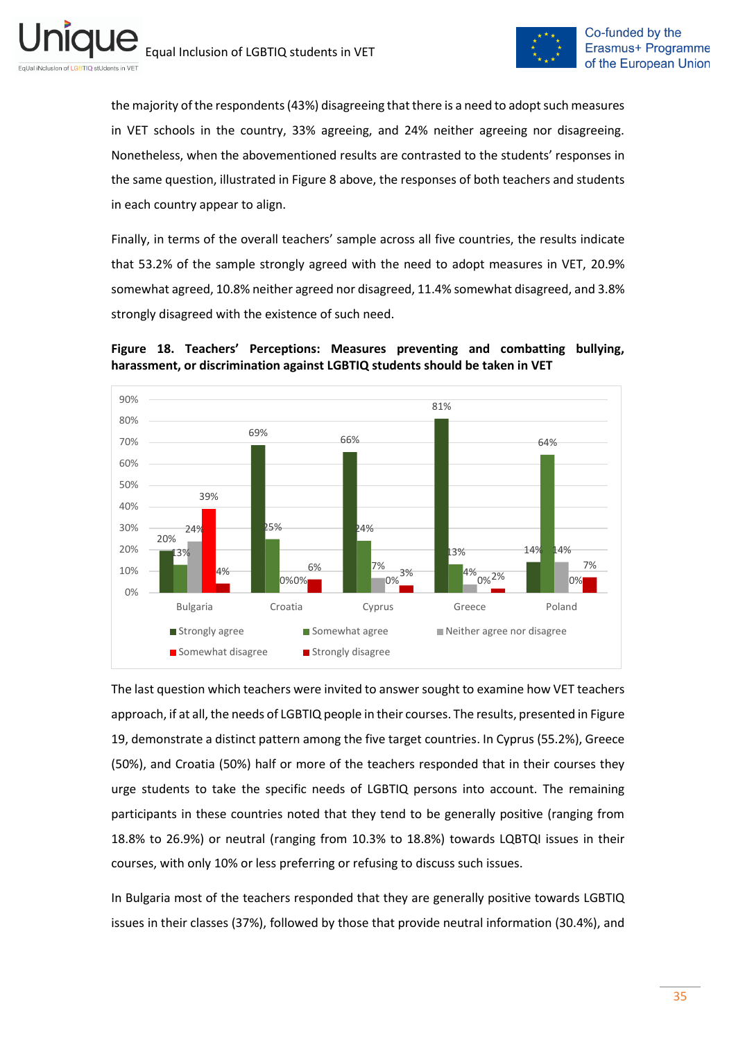the majority of the respondents (43%) disagreeing that there is a need to adopt such measures in VET schools in the country, 33% agreeing, and 24% neither agreeing nor disagreeing. Nonetheless, when the abovementioned results are contrasted to the students' responses in the same question, illustrated in Figure 8 above, the responses of both teachers and students in each country appear to align.

Finally, in terms of the overall teachers' sample across all five countries, the results indicate that 53.2% of the sample strongly agreed with the need to adopt measures in VET, 20.9% somewhat agreed, 10.8% neither agreed nor disagreed, 11.4% somewhat disagreed, and 3.8% strongly disagreed with the existence of such need.

**Figure 18. Teachers' Perceptions: Measures preventing and combatting bullying, harassment, or discrimination against LGBTIQ students should be taken in VET**

| | Strongly agree | Somewhat agree | Neither agree nor disagree | Somewhat disagree | Strongly disagree |
|---|---|---|---|---|---|
| Bulgaria | 20% | 13% | 24% | 39% | 4% |
| Croatia | 69% | 25% | 0% | 0% | 6% |
| Cyprus | 66% | 24% | 7% | 0% | 3% |
| Greece | 81% | 13% | 4% | 0% | 2% |
| Poland | 14% | 64% | 14% | 0% | 7% |

The last question which teachers were invited to answer sought to examine how VET teachers approach, if at all, the needs of LGBTIQ people in their courses. The results, presented in Figure 19, demonstrate a distinct pattern among the five target countries. In Cyprus (55.2%), Greece (50%), and Croatia (50%) half or more of the teachers responded that in their courses they urge students to take the specific needs of LGBTIQ persons into account. The remaining participants in these countries noted that they tend to be generally positive (ranging from 18.8% to 26.9%) or neutral (ranging from 10.3% to 18.8%) towards LQBTQI issues in their courses, with only 10% or less preferring or refusing to discuss such issues.

In Bulgaria most of the teachers responded that they are generally positive towards LGBTIQ issues in their classes (37%), followed by those that provide neutral information (30.4%), and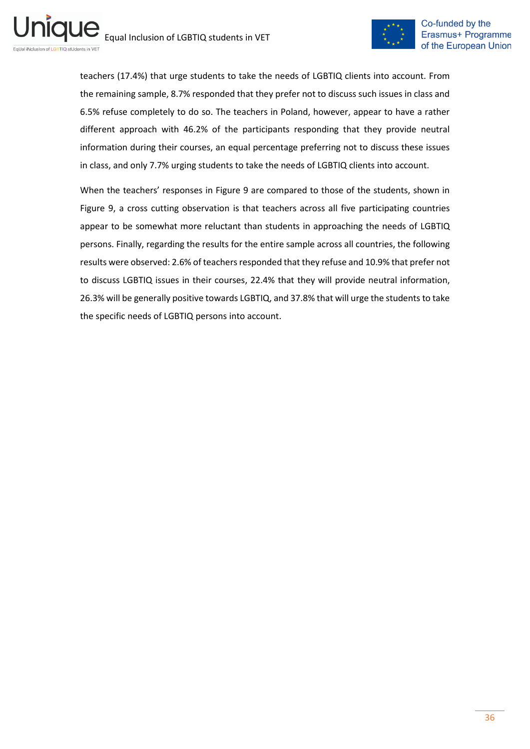teachers (17.4%) that urge students to take the needs of LGBTIQ clients into account. From the remaining sample, 8.7% responded that they prefer not to discuss such issues in class and 6.5% refuse completely to do so. The teachers in Poland, however, appear to have a rather different approach with 46.2% of the participants responding that they provide neutral information during their courses, an equal percentage preferring not to discuss these issues in class, and only 7.7% urging students to take the needs of LGBTIQ clients into account.

When the teachers' responses in Figure 9 are compared to those of the students, shown in Figure 9, a cross cutting observation is that teachers across all five participating countries appear to be somewhat more reluctant than students in approaching the needs of LGBTIQ persons. Finally, regarding the results for the entire sample across all countries, the following results were observed: 2.6% of teachers responded that they refuse and 10.9% that prefer not to discuss LGBTIQ issues in their courses, 22.4% that they will provide neutral information, 26.3% will be generally positive towards LGBTIQ, and 37.8% that will urge the students to take the specific needs of LGBTIQ persons into account.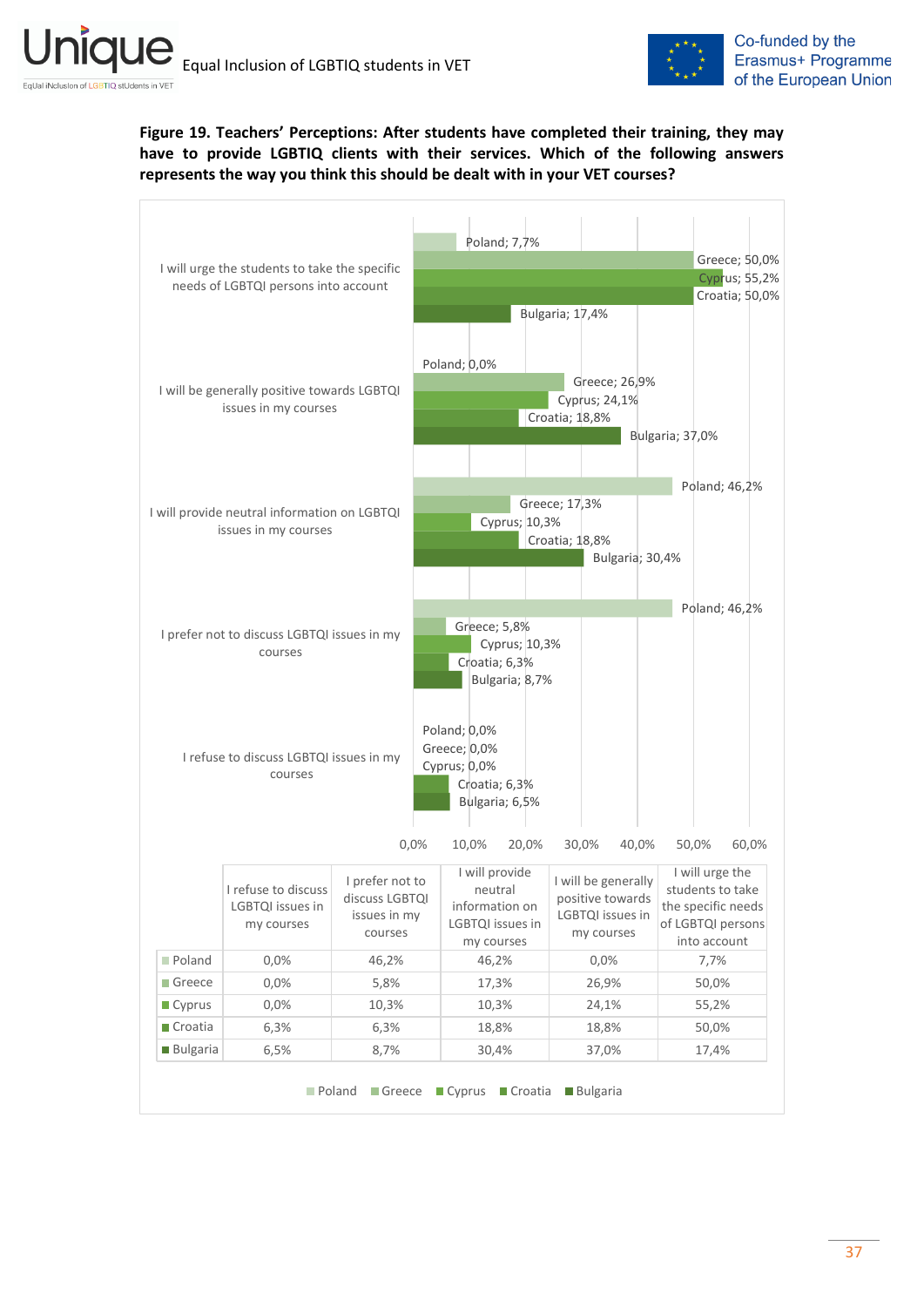**Figure 19. Teachers' Perceptions: After students have completed their training, they may have to provide LGBTIQ clients with their services. Which of the following answers represents the way you think this should be dealt with in your VET courses?**

| | I refuse to discuss LGBTQI issues in my courses | I prefer not to discuss LGBTQI issues in my courses | I will provide neutral information on LGBTQI issues in my courses | I will be generally positive towards LGBTQI issues in my courses | I will urge the students to take the specific needs of LGBTQI persons into account |
|---|---|---|---|---|---|
| Poland | 0,0% | 46,2% | 46,2% | 0,0% | 7,7% |
| Greece | 0,0% | 5,8% | 17,3% | 26,9% | 50,0% |
| Cyprus | 0,0% | 10,3% | 10,3% | 24,1% | 55,2% |
| Croatia | 6,3% | 6,3% | 18,8% | 18,8% | 50,0% |
| Bulgaria | 6,5% | 8,7% | 30,4% | 37,0% | 17,4% |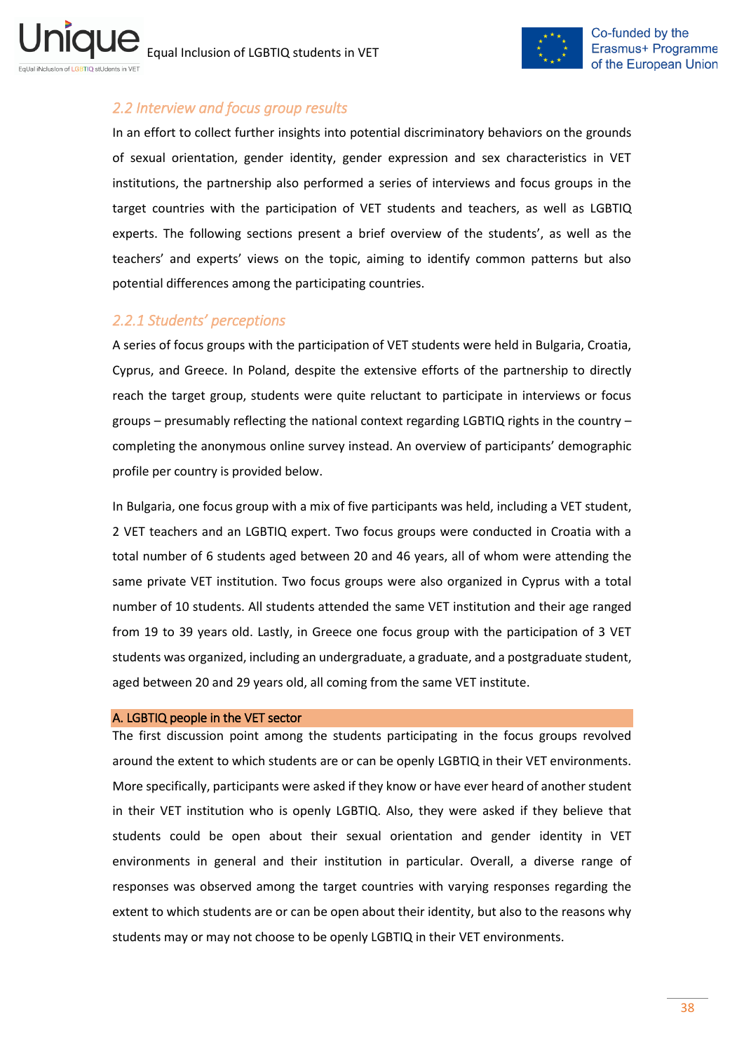## 2.2 Interview and focus group results

In an effort to collect further insights into potential discriminatory behaviors on the grounds of sexual orientation, gender identity, gender expression and sex characteristics in VET institutions, the partnership also performed a series of interviews and focus groups in the target countries with the participation of VET students and teachers, as well as LGBTIQ experts. The following sections present a brief overview of the students', as well as the teachers' and experts' views on the topic, aiming to identify common patterns but also potential differences among the participating countries.

### 2.2.1 Students' perceptions

A series of focus groups with the participation of VET students were held in Bulgaria, Croatia, Cyprus, and Greece. In Poland, despite the extensive efforts of the partnership to directly reach the target group, students were quite reluctant to participate in interviews or focus groups – presumably reflecting the national context regarding LGBTIQ rights in the country – completing the anonymous online survey instead. An overview of participants' demographic profile per country is provided below.

In Bulgaria, one focus group with a mix of five participants was held, including a VET student, 2 VET teachers and an LGBTIQ expert. Two focus groups were conducted in Croatia with a total number of 6 students aged between 20 and 46 years, all of whom were attending the same private VET institution. Two focus groups were also organized in Cyprus with a total number of 10 students. All students attended the same VET institution and their age ranged from 19 to 39 years old. Lastly, in Greece one focus group with the participation of 3 VET students was organized, including an undergraduate, a graduate, and a postgraduate student, aged between 20 and 29 years old, all coming from the same VET institute.

#### A. LGBTIQ people in the VET sector

The first discussion point among the students participating in the focus groups revolved around the extent to which students are or can be openly LGBTIQ in their VET environments. More specifically, participants were asked if they know or have ever heard of another student in their VET institution who is openly LGBTIQ. Also, they were asked if they believe that students could be open about their sexual orientation and gender identity in VET environments in general and their institution in particular. Overall, a diverse range of responses was observed among the target countries with varying responses regarding the extent to which students are or can be open about their identity, but also to the reasons why students may or may not choose to be openly LGBTIQ in their VET environments.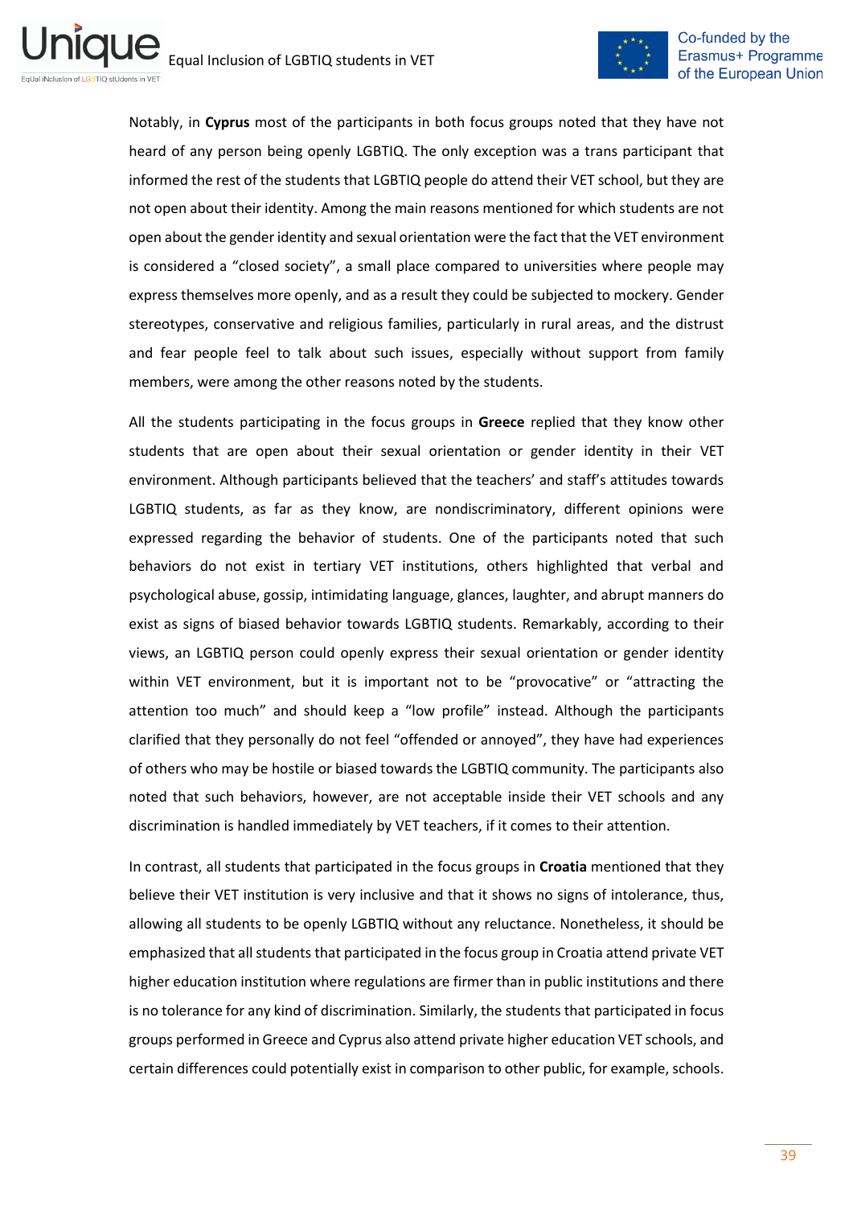Notably, in **Cyprus** most of the participants in both focus groups noted that they have not heard of any person being openly LGBTIQ. The only exception was a trans participant that informed the rest of the students that LGBTIQ people do attend their VET school, but they are not open about their identity. Among the main reasons mentioned for which students are not open about the gender identity and sexual orientation were the fact that the VET environment is considered a "closed society", a small place compared to universities where people may express themselves more openly, and as a result they could be subjected to mockery. Gender stereotypes, conservative and religious families, particularly in rural areas, and the distrust and fear people feel to talk about such issues, especially without support from family members, were among the other reasons noted by the students.

All the students participating in the focus groups in **Greece** replied that they know other students that are open about their sexual orientation or gender identity in their VET environment. Although participants believed that the teachers' and staff's attitudes towards LGBTIQ students, as far as they know, are nondiscriminatory, different opinions were expressed regarding the behavior of students. One of the participants noted that such behaviors do not exist in tertiary VET institutions, others highlighted that verbal and psychological abuse, gossip, intimidating language, glances, laughter, and abrupt manners do exist as signs of biased behavior towards LGBTIQ students. Remarkably, according to their views, an LGBTIQ person could openly express their sexual orientation or gender identity within VET environment, but it is important not to be "provocative" or "attracting the attention too much" and should keep a "low profile" instead. Although the participants clarified that they personally do not feel "offended or annoyed", they have had experiences of others who may be hostile or biased towards the LGBTIQ community. The participants also noted that such behaviors, however, are not acceptable inside their VET schools and any discrimination is handled immediately by VET teachers, if it comes to their attention.

In contrast, all students that participated in the focus groups in **Croatia** mentioned that they believe their VET institution is very inclusive and that it shows no signs of intolerance, thus, allowing all students to be openly LGBTIQ without any reluctance. Nonetheless, it should be emphasized that all students that participated in the focus group in Croatia attend private VET higher education institution where regulations are firmer than in public institutions and there is no tolerance for any kind of discrimination. Similarly, the students that participated in focus groups performed in Greece and Cyprus also attend private higher education VET schools, and certain differences could potentially exist in comparison to other public, for example, schools.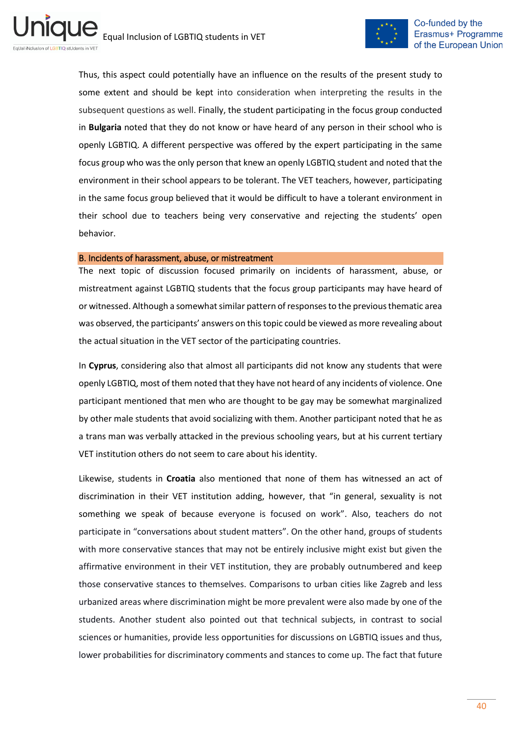Thus, this aspect could potentially have an influence on the results of the present study to some extent and should be kept into consideration when interpreting the results in the subsequent questions as well. Finally, the student participating in the focus group conducted in **Bulgaria** noted that they do not know or have heard of any person in their school who is openly LGBTIQ. A different perspective was offered by the expert participating in the same focus group who was the only person that knew an openly LGBTIQ student and noted that the environment in their school appears to be tolerant. The VET teachers, however, participating in the same focus group believed that it would be difficult to have a tolerant environment in their school due to teachers being very conservative and rejecting the students' open behavior.

### B. Incidents of harassment, abuse, or mistreatment

The next topic of discussion focused primarily on incidents of harassment, abuse, or mistreatment against LGBTIQ students that the focus group participants may have heard of or witnessed. Although a somewhat similar pattern of responses to the previous thematic area was observed, the participants' answers on this topic could be viewed as more revealing about the actual situation in the VET sector of the participating countries.

In **Cyprus**, considering also that almost all participants did not know any students that were openly LGBTIQ, most of them noted that they have not heard of any incidents of violence. One participant mentioned that men who are thought to be gay may be somewhat marginalized by other male students that avoid socializing with them. Another participant noted that he as a trans man was verbally attacked in the previous schooling years, but at his current tertiary VET institution others do not seem to care about his identity.

Likewise, students in **Croatia** also mentioned that none of them has witnessed an act of discrimination in their VET institution adding, however, that "in general, sexuality is not something we speak of because everyone is focused on work". Also, teachers do not participate in "conversations about student matters". On the other hand, groups of students with more conservative stances that may not be entirely inclusive might exist but given the affirmative environment in their VET institution, they are probably outnumbered and keep those conservative stances to themselves. Comparisons to urban cities like Zagreb and less urbanized areas where discrimination might be more prevalent were also made by one of the students. Another student also pointed out that technical subjects, in contrast to social sciences or humanities, provide less opportunities for discussions on LGBTIQ issues and thus, lower probabilities for discriminatory comments and stances to come up. The fact that future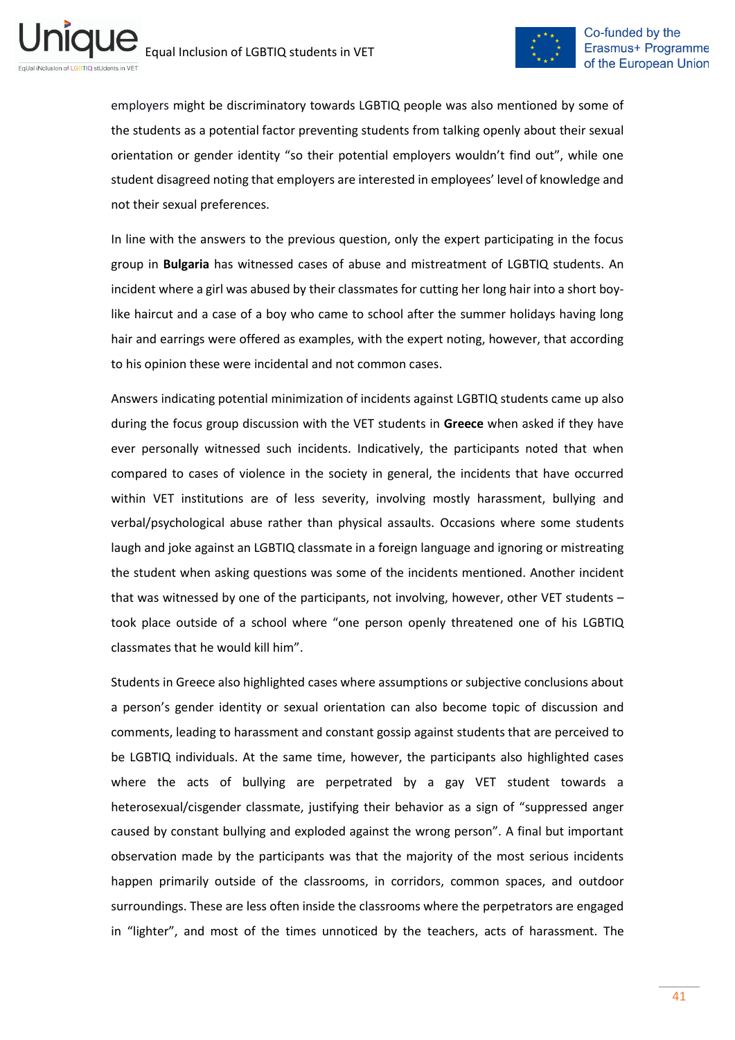employers might be discriminatory towards LGBTIQ people was also mentioned by some of the students as a potential factor preventing students from talking openly about their sexual orientation or gender identity "so their potential employers wouldn't find out", while one student disagreed noting that employers are interested in employees' level of knowledge and not their sexual preferences.

In line with the answers to the previous question, only the expert participating in the focus group in **Bulgaria** has witnessed cases of abuse and mistreatment of LGBTIQ students. An incident where a girl was abused by their classmates for cutting her long hair into a short boy-like haircut and a case of a boy who came to school after the summer holidays having long hair and earrings were offered as examples, with the expert noting, however, that according to his opinion these were incidental and not common cases.

Answers indicating potential minimization of incidents against LGBTIQ students came up also during the focus group discussion with the VET students in **Greece** when asked if they have ever personally witnessed such incidents. Indicatively, the participants noted that when compared to cases of violence in the society in general, the incidents that have occurred within VET institutions are of less severity, involving mostly harassment, bullying and verbal/psychological abuse rather than physical assaults. Occasions where some students laugh and joke against an LGBTIQ classmate in a foreign language and ignoring or mistreating the student when asking questions was some of the incidents mentioned. Another incident that was witnessed by one of the participants, not involving, however, other VET students – took place outside of a school where "one person openly threatened one of his LGBTIQ classmates that he would kill him".

Students in Greece also highlighted cases where assumptions or subjective conclusions about a person's gender identity or sexual orientation can also become topic of discussion and comments, leading to harassment and constant gossip against students that are perceived to be LGBTIQ individuals. At the same time, however, the participants also highlighted cases where the acts of bullying are perpetrated by a gay VET student towards a heterosexual/cisgender classmate, justifying their behavior as a sign of "suppressed anger caused by constant bullying and exploded against the wrong person". A final but important observation made by the participants was that the majority of the most serious incidents happen primarily outside of the classrooms, in corridors, common spaces, and outdoor surroundings. These are less often inside the classrooms where the perpetrators are engaged in "lighter", and most of the times unnoticed by the teachers, acts of harassment. The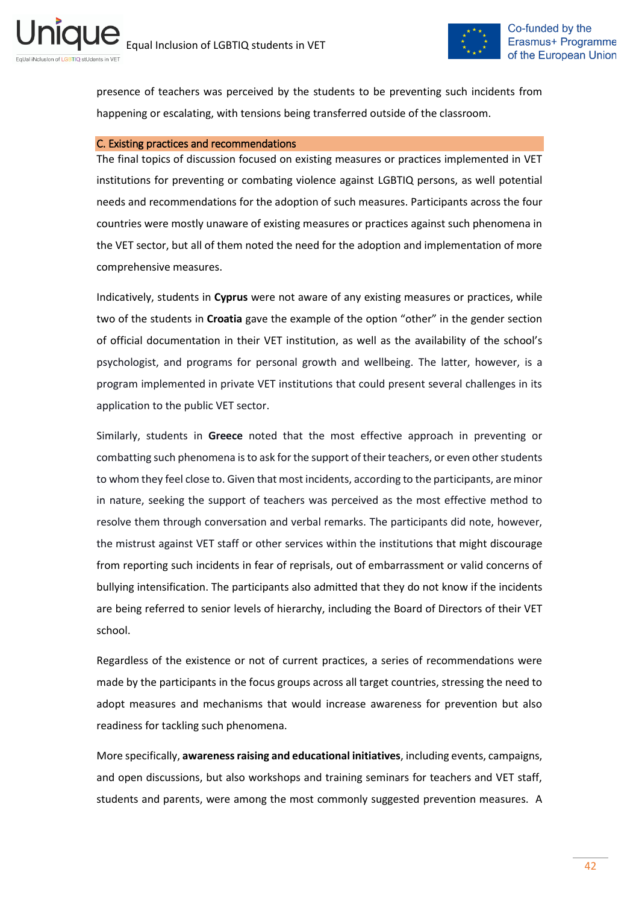presence of teachers was perceived by the students to be preventing such incidents from happening or escalating, with tensions being transferred outside of the classroom.

### C. Existing practices and recommendations

The final topics of discussion focused on existing measures or practices implemented in VET institutions for preventing or combating violence against LGBTIQ persons, as well potential needs and recommendations for the adoption of such measures. Participants across the four countries were mostly unaware of existing measures or practices against such phenomena in the VET sector, but all of them noted the need for the adoption and implementation of more comprehensive measures.

Indicatively, students in **Cyprus** were not aware of any existing measures or practices, while two of the students in **Croatia** gave the example of the option "other" in the gender section of official documentation in their VET institution, as well as the availability of the school's psychologist, and programs for personal growth and wellbeing. The latter, however, is a program implemented in private VET institutions that could present several challenges in its application to the public VET sector.

Similarly, students in **Greece** noted that the most effective approach in preventing or combatting such phenomena is to ask for the support of their teachers, or even other students to whom they feel close to. Given that most incidents, according to the participants, are minor in nature, seeking the support of teachers was perceived as the most effective method to resolve them through conversation and verbal remarks. The participants did note, however, the mistrust against VET staff or other services within the institutions that might discourage from reporting such incidents in fear of reprisals, out of embarrassment or valid concerns of bullying intensification. The participants also admitted that they do not know if the incidents are being referred to senior levels of hierarchy, including the Board of Directors of their VET school.

Regardless of the existence or not of current practices, a series of recommendations were made by the participants in the focus groups across all target countries, stressing the need to adopt measures and mechanisms that would increase awareness for prevention but also readiness for tackling such phenomena.

More specifically, **awareness raising and educational initiatives**, including events, campaigns, and open discussions, but also workshops and training seminars for teachers and VET staff, students and parents, were among the most commonly suggested prevention measures. A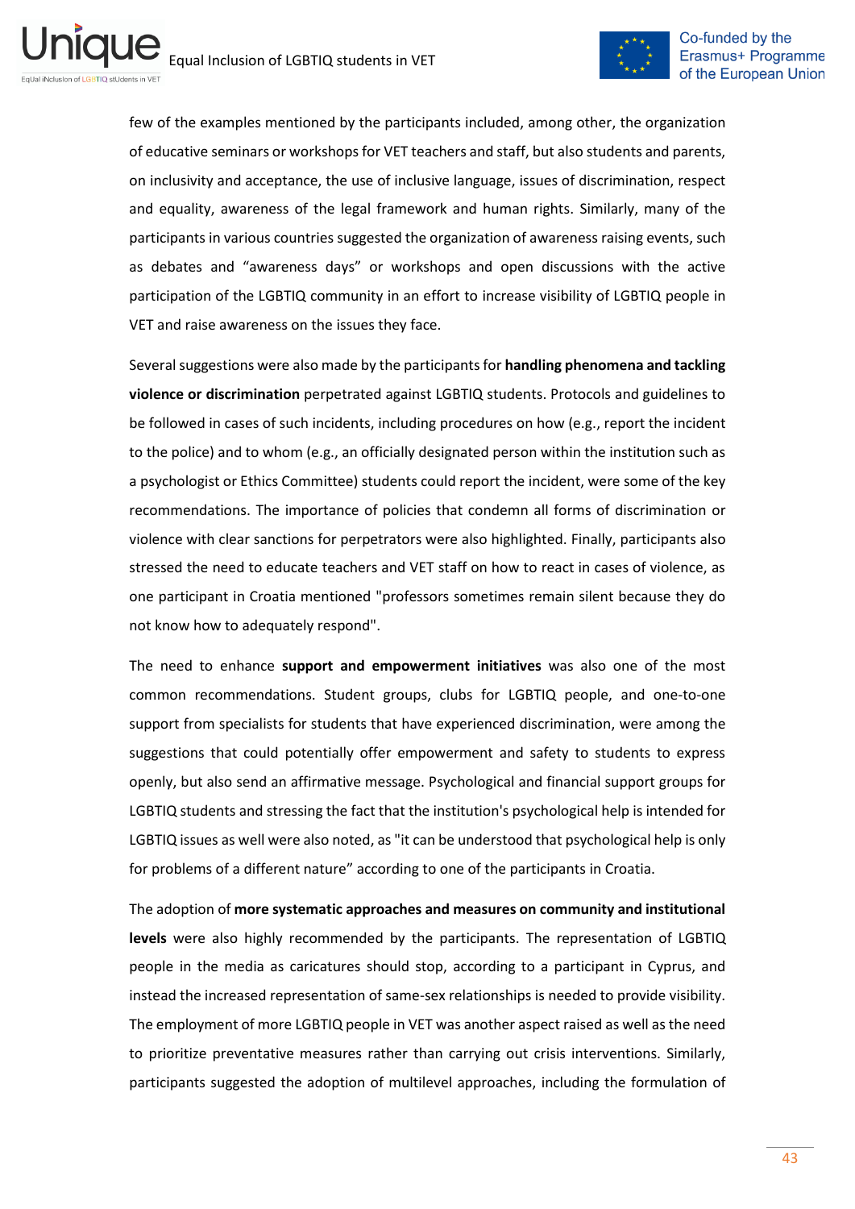few of the examples mentioned by the participants included, among other, the organization of educative seminars or workshops for VET teachers and staff, but also students and parents, on inclusivity and acceptance, the use of inclusive language, issues of discrimination, respect and equality, awareness of the legal framework and human rights. Similarly, many of the participants in various countries suggested the organization of awareness raising events, such as debates and "awareness days" or workshops and open discussions with the active participation of the LGBTIQ community in an effort to increase visibility of LGBTIQ people in VET and raise awareness on the issues they face.

Several suggestions were also made by the participants for **handling phenomena and tackling violence or discrimination** perpetrated against LGBTIQ students. Protocols and guidelines to be followed in cases of such incidents, including procedures on how (e.g., report the incident to the police) and to whom (e.g., an officially designated person within the institution such as a psychologist or Ethics Committee) students could report the incident, were some of the key recommendations. The importance of policies that condemn all forms of discrimination or violence with clear sanctions for perpetrators were also highlighted. Finally, participants also stressed the need to educate teachers and VET staff on how to react in cases of violence, as one participant in Croatia mentioned "professors sometimes remain silent because they do not know how to adequately respond".

The need to enhance **support and empowerment initiatives** was also one of the most common recommendations. Student groups, clubs for LGBTIQ people, and one-to-one support from specialists for students that have experienced discrimination, were among the suggestions that could potentially offer empowerment and safety to students to express openly, but also send an affirmative message. Psychological and financial support groups for LGBTIQ students and stressing the fact that the institution's psychological help is intended for LGBTIQ issues as well were also noted, as "it can be understood that psychological help is only for problems of a different nature" according to one of the participants in Croatia.

The adoption of **more systematic approaches and measures on community and institutional levels** were also highly recommended by the participants. The representation of LGBTIQ people in the media as caricatures should stop, according to a participant in Cyprus, and instead the increased representation of same-sex relationships is needed to provide visibility. The employment of more LGBTIQ people in VET was another aspect raised as well as the need to prioritize preventative measures rather than carrying out crisis interventions. Similarly, participants suggested the adoption of multilevel approaches, including the formulation of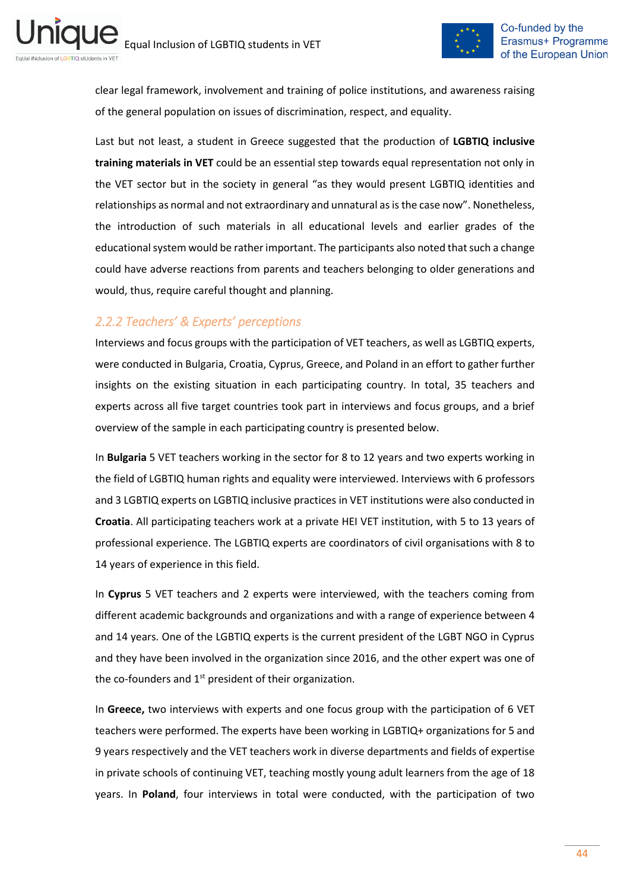clear legal framework, involvement and training of police institutions, and awareness raising of the general population on issues of discrimination, respect, and equality.

Last but not least, a student in Greece suggested that the production of **LGBTIQ inclusive training materials in VET** could be an essential step towards equal representation not only in the VET sector but in the society in general "as they would present LGBTIQ identities and relationships as normal and not extraordinary and unnatural as is the case now". Nonetheless, the introduction of such materials in all educational levels and earlier grades of the educational system would be rather important. The participants also noted that such a change could have adverse reactions from parents and teachers belonging to older generations and would, thus, require careful thought and planning.

### *2.2.2 Teachers' & Experts' perceptions*

Interviews and focus groups with the participation of VET teachers, as well as LGBTIQ experts, were conducted in Bulgaria, Croatia, Cyprus, Greece, and Poland in an effort to gather further insights on the existing situation in each participating country. In total, 35 teachers and experts across all five target countries took part in interviews and focus groups, and a brief overview of the sample in each participating country is presented below.

In **Bulgaria** 5 VET teachers working in the sector for 8 to 12 years and two experts working in the field of LGBTIQ human rights and equality were interviewed. Interviews with 6 professors and 3 LGBTIQ experts on LGBTIQ inclusive practices in VET institutions were also conducted in **Croatia**. All participating teachers work at a private HEI VET institution, with 5 to 13 years of professional experience. The LGBTIQ experts are coordinators of civil organisations with 8 to 14 years of experience in this field.

In **Cyprus** 5 VET teachers and 2 experts were interviewed, with the teachers coming from different academic backgrounds and organizations and with a range of experience between 4 and 14 years. One of the LGBTIQ experts is the current president of the LGBT NGO in Cyprus and they have been involved in the organization since 2016, and the other expert was one of the co-founders and 1st president of their organization.

In **Greece,** two interviews with experts and one focus group with the participation of 6 VET teachers were performed. The experts have been working in LGBTIQ+ organizations for 5 and 9 years respectively and the VET teachers work in diverse departments and fields of expertise in private schools of continuing VET, teaching mostly young adult learners from the age of 18 years. In **Poland**, four interviews in total were conducted, with the participation of two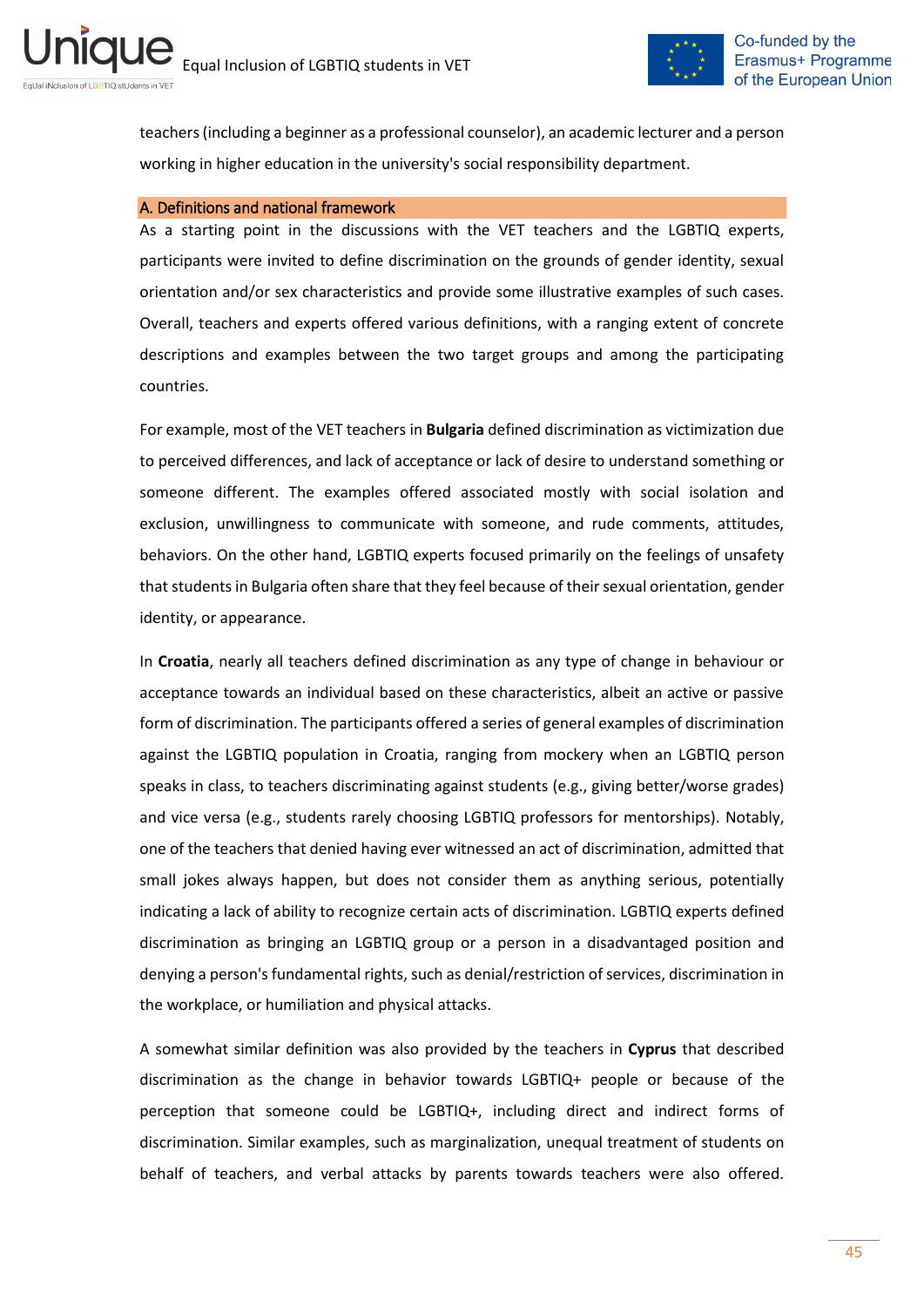teachers (including a beginner as a professional counselor), an academic lecturer and a person working in higher education in the university's social responsibility department.

## A. Definitions and national framework

As a starting point in the discussions with the VET teachers and the LGBTIQ experts, participants were invited to define discrimination on the grounds of gender identity, sexual orientation and/or sex characteristics and provide some illustrative examples of such cases. Overall, teachers and experts offered various definitions, with a ranging extent of concrete descriptions and examples between the two target groups and among the participating countries.

For example, most of the VET teachers in **Bulgaria** defined discrimination as victimization due to perceived differences, and lack of acceptance or lack of desire to understand something or someone different. The examples offered associated mostly with social isolation and exclusion, unwillingness to communicate with someone, and rude comments, attitudes, behaviors. On the other hand, LGBTIQ experts focused primarily on the feelings of unsafety that students in Bulgaria often share that they feel because of their sexual orientation, gender identity, or appearance.

In **Croatia**, nearly all teachers defined discrimination as any type of change in behaviour or acceptance towards an individual based on these characteristics, albeit an active or passive form of discrimination. The participants offered a series of general examples of discrimination against the LGBTIQ population in Croatia, ranging from mockery when an LGBTIQ person speaks in class, to teachers discriminating against students (e.g., giving better/worse grades) and vice versa (e.g., students rarely choosing LGBTIQ professors for mentorships). Notably, one of the teachers that denied having ever witnessed an act of discrimination, admitted that small jokes always happen, but does not consider them as anything serious, potentially indicating a lack of ability to recognize certain acts of discrimination. LGBTIQ experts defined discrimination as bringing an LGBTIQ group or a person in a disadvantaged position and denying a person's fundamental rights, such as denial/restriction of services, discrimination in the workplace, or humiliation and physical attacks.

A somewhat similar definition was also provided by the teachers in **Cyprus** that described discrimination as the change in behavior towards LGBTIQ+ people or because of the perception that someone could be LGBTIQ+, including direct and indirect forms of discrimination. Similar examples, such as marginalization, unequal treatment of students on behalf of teachers, and verbal attacks by parents towards teachers were also offered.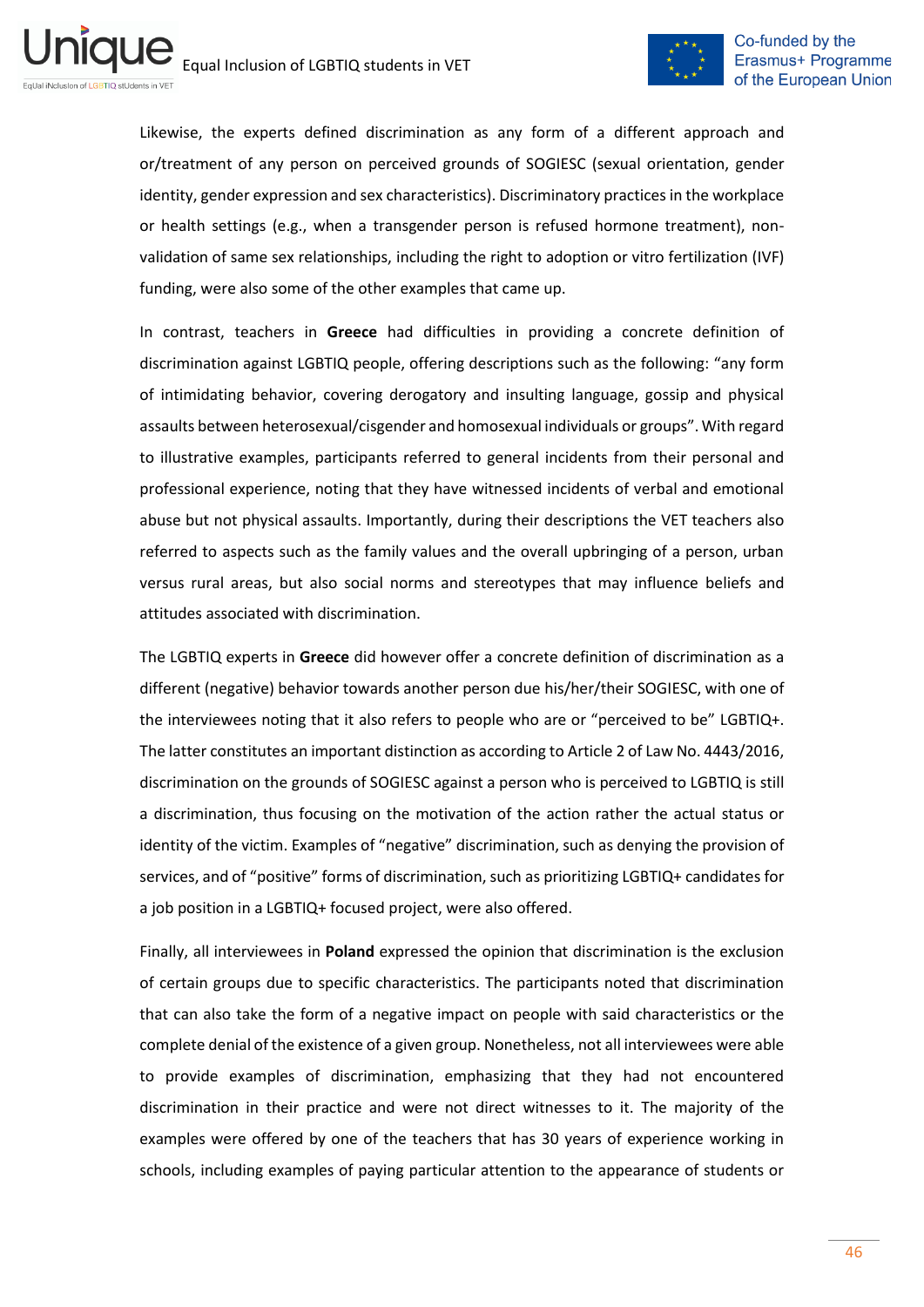Likewise, the experts defined discrimination as any form of a different approach and or/treatment of any person on perceived grounds of SOGIESC (sexual orientation, gender identity, gender expression and sex characteristics). Discriminatory practices in the workplace or health settings (e.g., when a transgender person is refused hormone treatment), non-validation of same sex relationships, including the right to adoption or vitro fertilization (IVF) funding, were also some of the other examples that came up.

In contrast, teachers in **Greece** had difficulties in providing a concrete definition of discrimination against LGBTIQ people, offering descriptions such as the following: "any form of intimidating behavior, covering derogatory and insulting language, gossip and physical assaults between heterosexual/cisgender and homosexual individuals or groups". With regard to illustrative examples, participants referred to general incidents from their personal and professional experience, noting that they have witnessed incidents of verbal and emotional abuse but not physical assaults. Importantly, during their descriptions the VET teachers also referred to aspects such as the family values and the overall upbringing of a person, urban versus rural areas, but also social norms and stereotypes that may influence beliefs and attitudes associated with discrimination.

The LGBTIQ experts in **Greece** did however offer a concrete definition of discrimination as a different (negative) behavior towards another person due his/her/their SOGIESC, with one of the interviewees noting that it also refers to people who are or "perceived to be" LGBTIQ+. The latter constitutes an important distinction as according to Article 2 of Law No. 4443/2016, discrimination on the grounds of SOGIESC against a person who is perceived to LGBTIQ is still a discrimination, thus focusing on the motivation of the action rather the actual status or identity of the victim. Examples of "negative" discrimination, such as denying the provision of services, and of "positive" forms of discrimination, such as prioritizing LGBTIQ+ candidates for a job position in a LGBTIQ+ focused project, were also offered.

Finally, all interviewees in **Poland** expressed the opinion that discrimination is the exclusion of certain groups due to specific characteristics. The participants noted that discrimination that can also take the form of a negative impact on people with said characteristics or the complete denial of the existence of a given group. Nonetheless, not all interviewees were able to provide examples of discrimination, emphasizing that they had not encountered discrimination in their practice and were not direct witnesses to it. The majority of the examples were offered by one of the teachers that has 30 years of experience working in schools, including examples of paying particular attention to the appearance of students or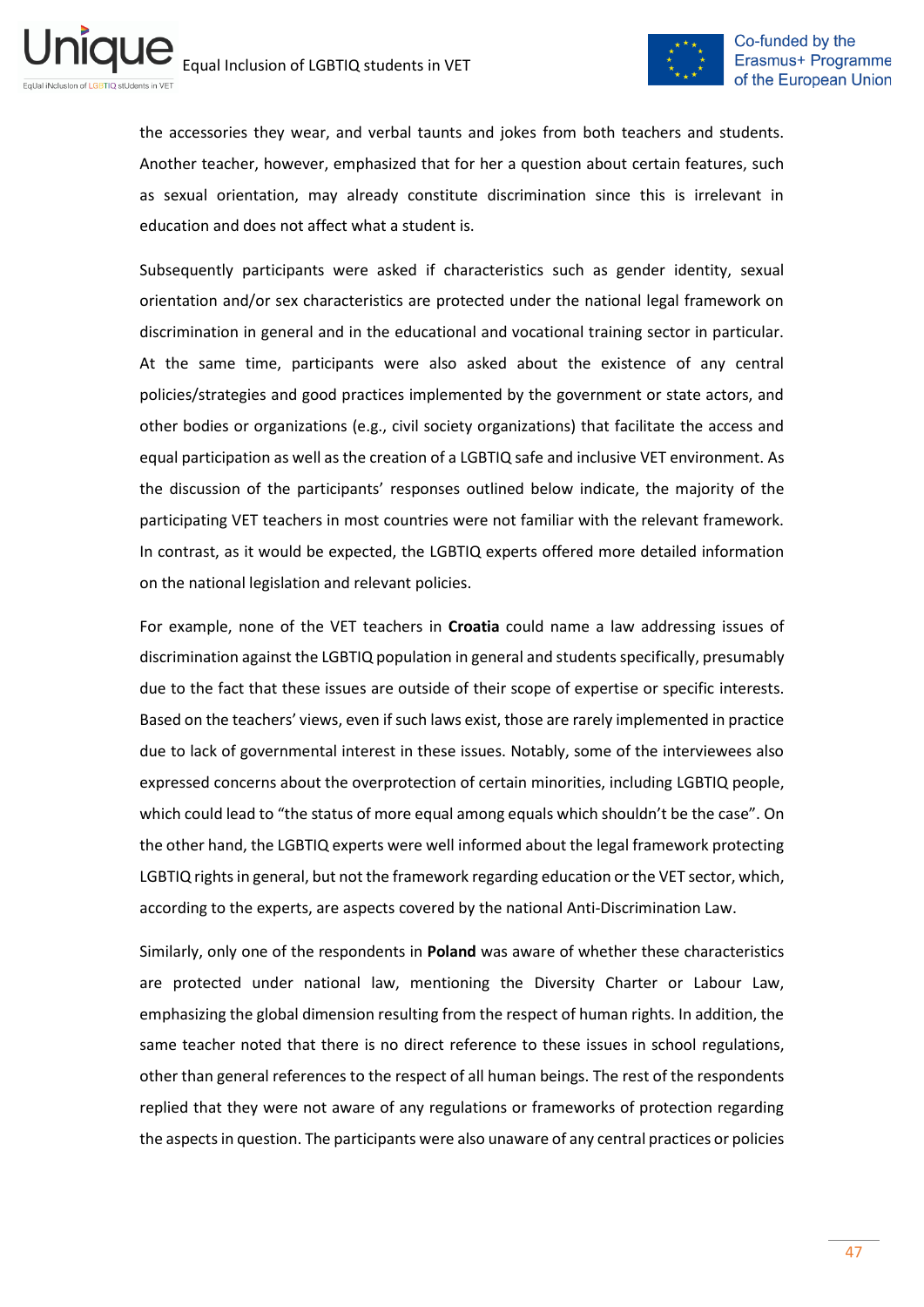the accessories they wear, and verbal taunts and jokes from both teachers and students. Another teacher, however, emphasized that for her a question about certain features, such as sexual orientation, may already constitute discrimination since this is irrelevant in education and does not affect what a student is.

Subsequently participants were asked if characteristics such as gender identity, sexual orientation and/or sex characteristics are protected under the national legal framework on discrimination in general and in the educational and vocational training sector in particular. At the same time, participants were also asked about the existence of any central policies/strategies and good practices implemented by the government or state actors, and other bodies or organizations (e.g., civil society organizations) that facilitate the access and equal participation as well as the creation of a LGBTIQ safe and inclusive VET environment. As the discussion of the participants' responses outlined below indicate, the majority of the participating VET teachers in most countries were not familiar with the relevant framework. In contrast, as it would be expected, the LGBTIQ experts offered more detailed information on the national legislation and relevant policies.

For example, none of the VET teachers in **Croatia** could name a law addressing issues of discrimination against the LGBTIQ population in general and students specifically, presumably due to the fact that these issues are outside of their scope of expertise or specific interests. Based on the teachers' views, even if such laws exist, those are rarely implemented in practice due to lack of governmental interest in these issues. Notably, some of the interviewees also expressed concerns about the overprotection of certain minorities, including LGBTIQ people, which could lead to "the status of more equal among equals which shouldn't be the case". On the other hand, the LGBTIQ experts were well informed about the legal framework protecting LGBTIQ rights in general, but not the framework regarding education or the VET sector, which, according to the experts, are aspects covered by the national Anti-Discrimination Law.

Similarly, only one of the respondents in **Poland** was aware of whether these characteristics are protected under national law, mentioning the Diversity Charter or Labour Law, emphasizing the global dimension resulting from the respect of human rights. In addition, the same teacher noted that there is no direct reference to these issues in school regulations, other than general references to the respect of all human beings. The rest of the respondents replied that they were not aware of any regulations or frameworks of protection regarding the aspects in question. The participants were also unaware of any central practices or policies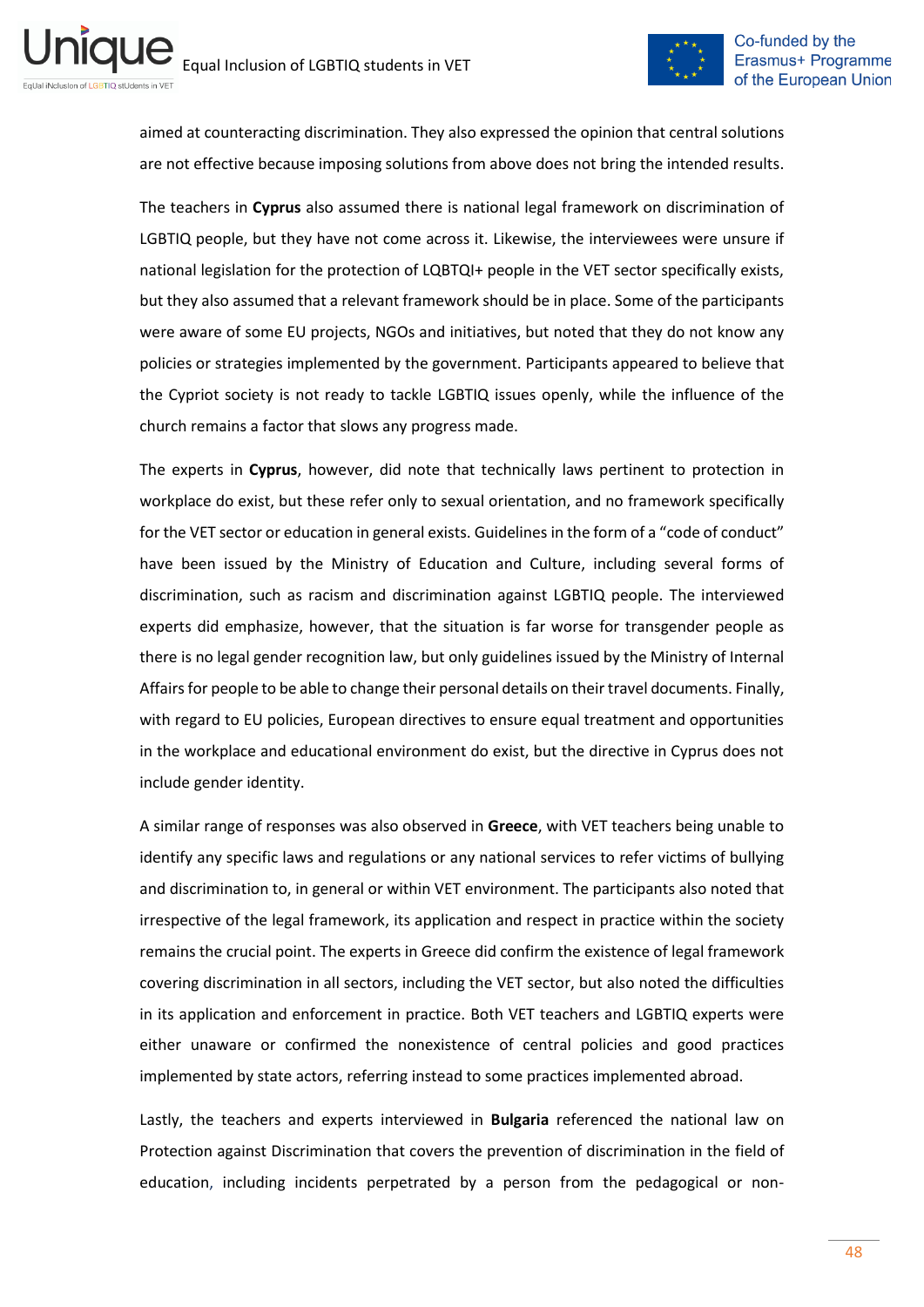aimed at counteracting discrimination. They also expressed the opinion that central solutions are not effective because imposing solutions from above does not bring the intended results.

The teachers in **Cyprus** also assumed there is national legal framework on discrimination of LGBTIQ people, but they have not come across it. Likewise, the interviewees were unsure if national legislation for the protection of LQBTQI+ people in the VET sector specifically exists, but they also assumed that a relevant framework should be in place. Some of the participants were aware of some EU projects, NGOs and initiatives, but noted that they do not know any policies or strategies implemented by the government. Participants appeared to believe that the Cypriot society is not ready to tackle LGBTIQ issues openly, while the influence of the church remains a factor that slows any progress made.

The experts in **Cyprus**, however, did note that technically laws pertinent to protection in workplace do exist, but these refer only to sexual orientation, and no framework specifically for the VET sector or education in general exists. Guidelines in the form of a "code of conduct" have been issued by the Ministry of Education and Culture, including several forms of discrimination, such as racism and discrimination against LGBTIQ people. The interviewed experts did emphasize, however, that the situation is far worse for transgender people as there is no legal gender recognition law, but only guidelines issued by the Ministry of Internal Affairs for people to be able to change their personal details on their travel documents. Finally, with regard to EU policies, European directives to ensure equal treatment and opportunities in the workplace and educational environment do exist, but the directive in Cyprus does not include gender identity.

A similar range of responses was also observed in **Greece**, with VET teachers being unable to identify any specific laws and regulations or any national services to refer victims of bullying and discrimination to, in general or within VET environment. The participants also noted that irrespective of the legal framework, its application and respect in practice within the society remains the crucial point. The experts in Greece did confirm the existence of legal framework covering discrimination in all sectors, including the VET sector, but also noted the difficulties in its application and enforcement in practice. Both VET teachers and LGBTIQ experts were either unaware or confirmed the nonexistence of central policies and good practices implemented by state actors, referring instead to some practices implemented abroad.

Lastly, the teachers and experts interviewed in **Bulgaria** referenced the national law on Protection against Discrimination that covers the prevention of discrimination in the field of education, including incidents perpetrated by a person from the pedagogical or non-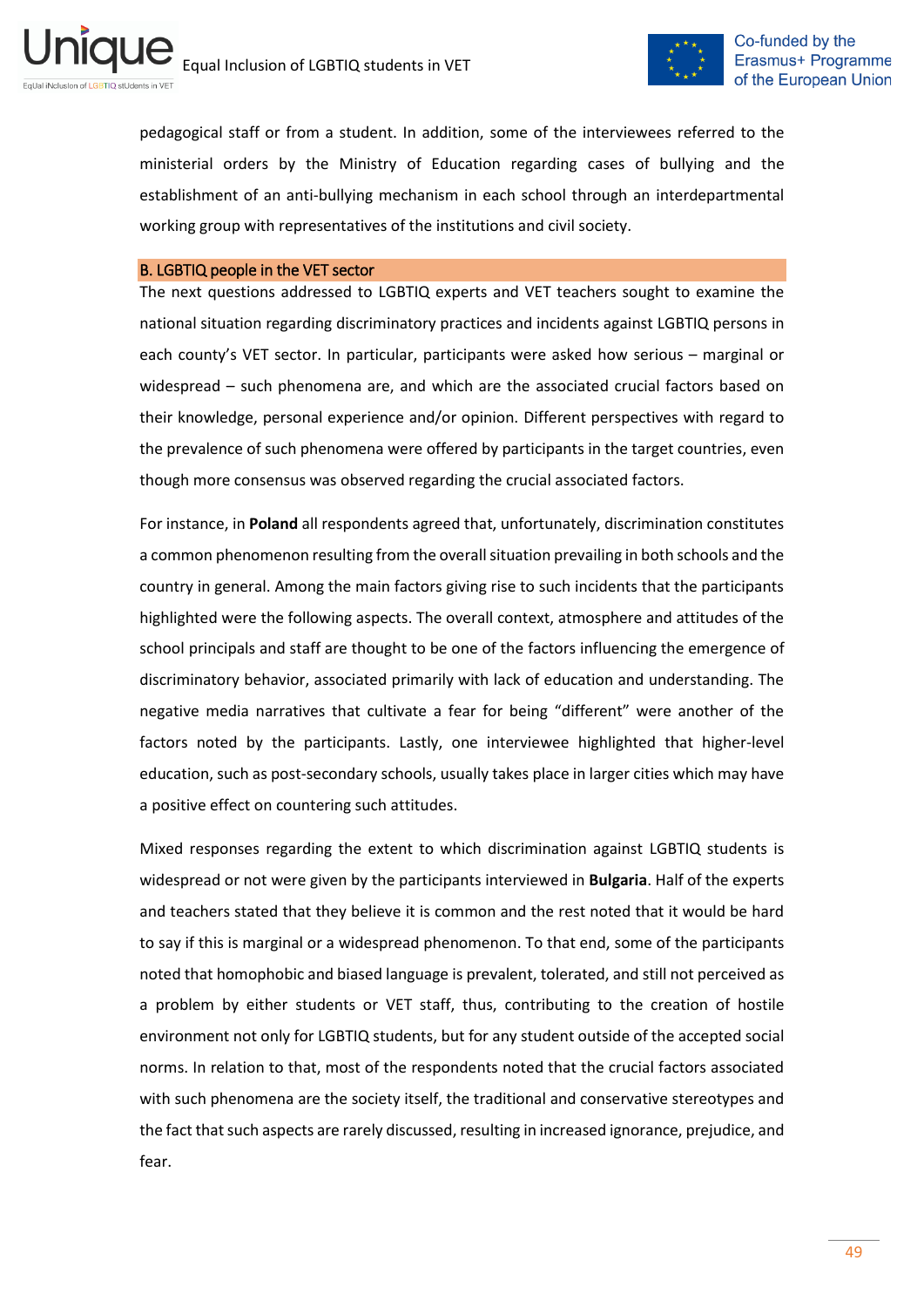pedagogical staff or from a student. In addition, some of the interviewees referred to the ministerial orders by the Ministry of Education regarding cases of bullying and the establishment of an anti-bullying mechanism in each school through an interdepartmental working group with representatives of the institutions and civil society.

### B. LGBTIQ people in the VET sector

The next questions addressed to LGBTIQ experts and VET teachers sought to examine the national situation regarding discriminatory practices and incidents against LGBTIQ persons in each county's VET sector. In particular, participants were asked how serious – marginal or widespread – such phenomena are, and which are the associated crucial factors based on their knowledge, personal experience and/or opinion. Different perspectives with regard to the prevalence of such phenomena were offered by participants in the target countries, even though more consensus was observed regarding the crucial associated factors.

For instance, in **Poland** all respondents agreed that, unfortunately, discrimination constitutes a common phenomenon resulting from the overall situation prevailing in both schools and the country in general. Among the main factors giving rise to such incidents that the participants highlighted were the following aspects. The overall context, atmosphere and attitudes of the school principals and staff are thought to be one of the factors influencing the emergence of discriminatory behavior, associated primarily with lack of education and understanding. The negative media narratives that cultivate a fear for being "different" were another of the factors noted by the participants. Lastly, one interviewee highlighted that higher-level education, such as post-secondary schools, usually takes place in larger cities which may have a positive effect on countering such attitudes.

Mixed responses regarding the extent to which discrimination against LGBTIQ students is widespread or not were given by the participants interviewed in **Bulgaria**. Half of the experts and teachers stated that they believe it is common and the rest noted that it would be hard to say if this is marginal or a widespread phenomenon. To that end, some of the participants noted that homophobic and biased language is prevalent, tolerated, and still not perceived as a problem by either students or VET staff, thus, contributing to the creation of hostile environment not only for LGBTIQ students, but for any student outside of the accepted social norms. In relation to that, most of the respondents noted that the crucial factors associated with such phenomena are the society itself, the traditional and conservative stereotypes and the fact that such aspects are rarely discussed, resulting in increased ignorance, prejudice, and fear.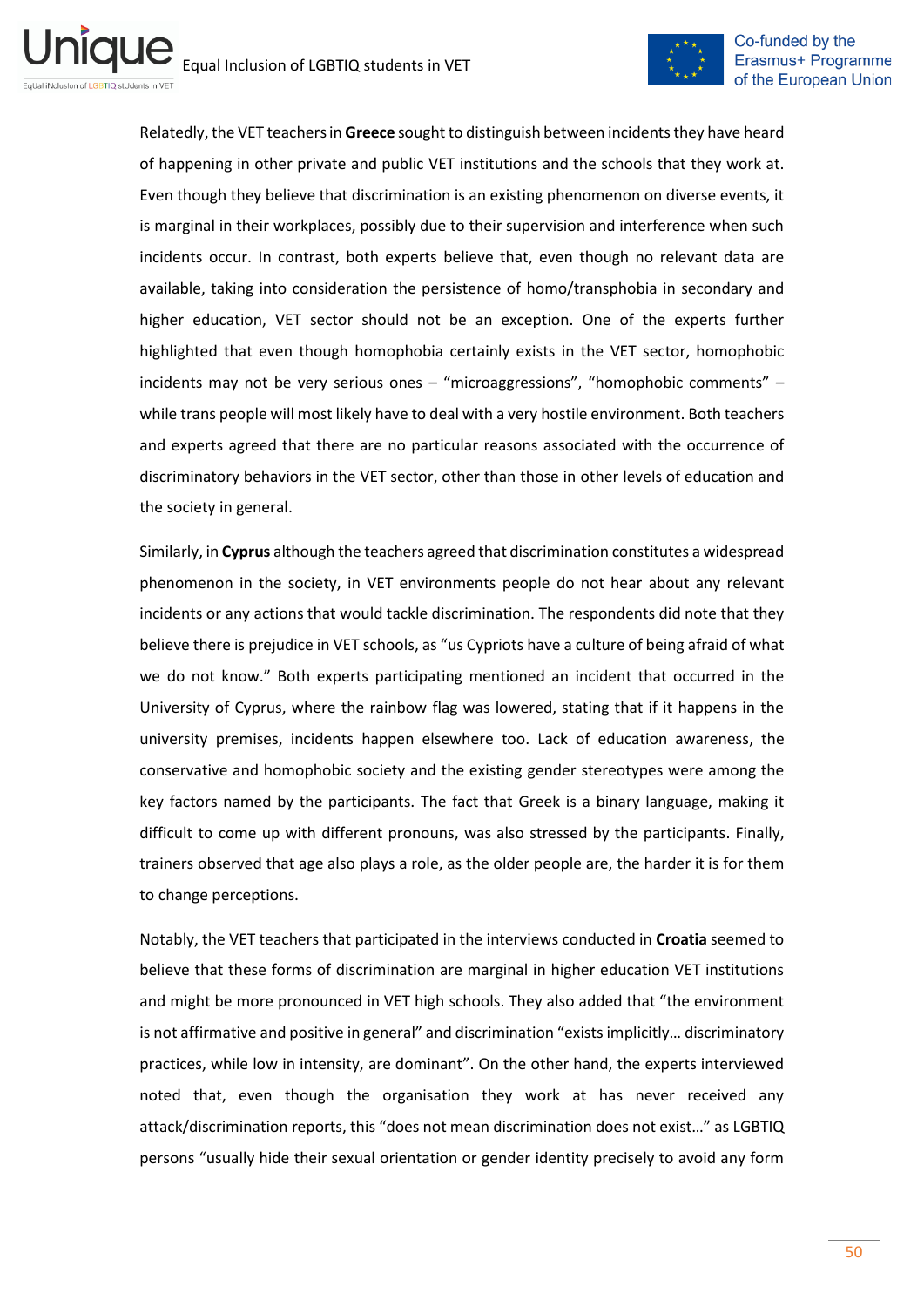Relatedly, the VET teachers in **Greece** sought to distinguish between incidents they have heard of happening in other private and public VET institutions and the schools that they work at. Even though they believe that discrimination is an existing phenomenon on diverse events, it is marginal in their workplaces, possibly due to their supervision and interference when such incidents occur. In contrast, both experts believe that, even though no relevant data are available, taking into consideration the persistence of homo/transphobia in secondary and higher education, VET sector should not be an exception. One of the experts further highlighted that even though homophobia certainly exists in the VET sector, homophobic incidents may not be very serious ones – "microaggressions", "homophobic comments" – while trans people will most likely have to deal with a very hostile environment. Both teachers and experts agreed that there are no particular reasons associated with the occurrence of discriminatory behaviors in the VET sector, other than those in other levels of education and the society in general.

Similarly, in **Cyprus** although the teachers agreed that discrimination constitutes a widespread phenomenon in the society, in VET environments people do not hear about any relevant incidents or any actions that would tackle discrimination. The respondents did note that they believe there is prejudice in VET schools, as "us Cypriots have a culture of being afraid of what we do not know." Both experts participating mentioned an incident that occurred in the University of Cyprus, where the rainbow flag was lowered, stating that if it happens in the university premises, incidents happen elsewhere too. Lack of education awareness, the conservative and homophobic society and the existing gender stereotypes were among the key factors named by the participants. The fact that Greek is a binary language, making it difficult to come up with different pronouns, was also stressed by the participants. Finally, trainers observed that age also plays a role, as the older people are, the harder it is for them to change perceptions.

Notably, the VET teachers that participated in the interviews conducted in **Croatia** seemed to believe that these forms of discrimination are marginal in higher education VET institutions and might be more pronounced in VET high schools. They also added that "the environment is not affirmative and positive in general" and discrimination "exists implicitly… discriminatory practices, while low in intensity, are dominant". On the other hand, the experts interviewed noted that, even though the organisation they work at has never received any attack/discrimination reports, this "does not mean discrimination does not exist…" as LGBTIQ persons "usually hide their sexual orientation or gender identity precisely to avoid any form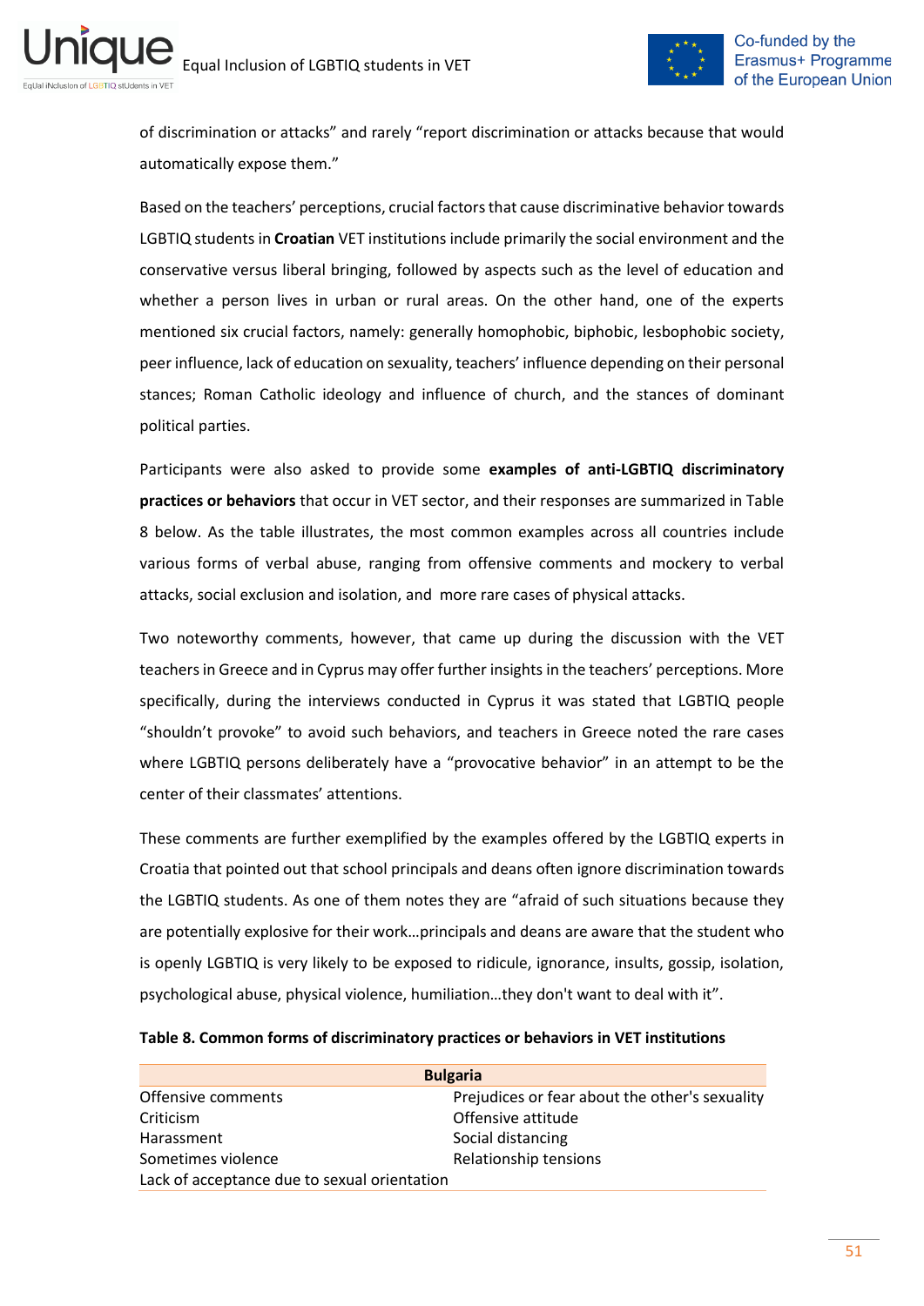of discrimination or attacks" and rarely "report discrimination or attacks because that would automatically expose them."

Based on the teachers' perceptions, crucial factors that cause discriminative behavior towards LGBTIQ students in **Croatian** VET institutions include primarily the social environment and the conservative versus liberal bringing, followed by aspects such as the level of education and whether a person lives in urban or rural areas. On the other hand, one of the experts mentioned six crucial factors, namely: generally homophobic, biphobic, lesbophobic society, peer influence, lack of education on sexuality, teachers' influence depending on their personal stances; Roman Catholic ideology and influence of church, and the stances of dominant political parties.

Participants were also asked to provide some **examples of anti-LGBTIQ discriminatory practices or behaviors** that occur in VET sector, and their responses are summarized in Table 8 below. As the table illustrates, the most common examples across all countries include various forms of verbal abuse, ranging from offensive comments and mockery to verbal attacks, social exclusion and isolation, and more rare cases of physical attacks.

Two noteworthy comments, however, that came up during the discussion with the VET teachers in Greece and in Cyprus may offer further insights in the teachers' perceptions. More specifically, during the interviews conducted in Cyprus it was stated that LGBTIQ people "shouldn't provoke" to avoid such behaviors, and teachers in Greece noted the rare cases where LGBTIQ persons deliberately have a "provocative behavior" in an attempt to be the center of their classmates' attentions.

These comments are further exemplified by the examples offered by the LGBTIQ experts in Croatia that pointed out that school principals and deans often ignore discrimination towards the LGBTIQ students. As one of them notes they are "afraid of such situations because they are potentially explosive for their work…principals and deans are aware that the student who is openly LGBTIQ is very likely to be exposed to ridicule, ignorance, insults, gossip, isolation, psychological abuse, physical violence, humiliation…they don't want to deal with it".

**Table 8. Common forms of discriminatory practices or behaviors in VET institutions**

| Bulgaria | |
|---|---|
| Offensive comments | Prejudices or fear about the other's sexuality |
| Criticism | Offensive attitude |
| Harassment | Social distancing |
| Sometimes violence | Relationship tensions |
| Lack of acceptance due to sexual orientation | |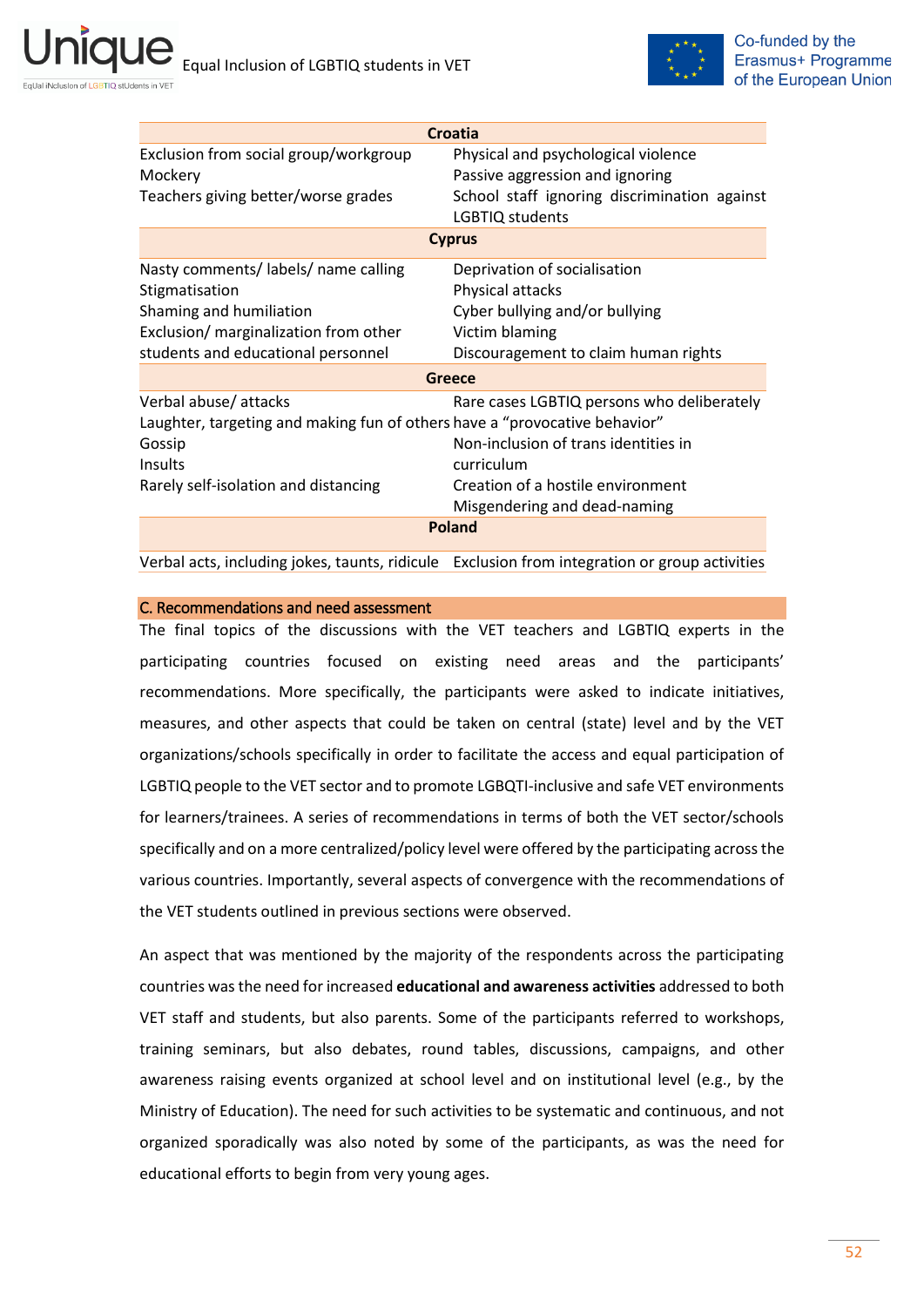| Croatia | |
|---|---|
| Exclusion from social group/workgroup<br>Mockery<br>Teachers giving better/worse grades | Physical and psychological violence<br>Passive aggression and ignoring<br>School staff ignoring discrimination against LGBTIQ students |
| **Cyprus** | |
| Nasty comments/ labels/ name calling<br>Stigmatisation<br>Shaming and humiliation<br>Exclusion/ marginalization from other students and educational personnel | Deprivation of socialisation<br>Physical attacks<br>Cyber bullying and/or bullying<br>Victim blaming<br>Discouragement to claim human rights |
| **Greece** | |
| Verbal abuse/ attacks<br>Laughter, targeting and making fun of others<br>Gossip<br>Insults<br>Rarely self-isolation and distancing | Rare cases LGBTIQ persons who deliberately have a "provocative behavior"<br>Non-inclusion of trans identities in curriculum<br>Creation of a hostile environment<br>Misgendering and dead-naming |
| **Poland** | |
| Verbal acts, including jokes, taunts, ridicule | Exclusion from integration or group activities |

## C. Recommendations and need assessment

The final topics of the discussions with the VET teachers and LGBTIQ experts in the participating countries focused on existing need areas and the participants' recommendations. More specifically, the participants were asked to indicate initiatives, measures, and other aspects that could be taken on central (state) level and by the VET organizations/schools specifically in order to facilitate the access and equal participation of LGBTIQ people to the VET sector and to promote LGBQTI-inclusive and safe VET environments for learners/trainees. A series of recommendations in terms of both the VET sector/schools specifically and on a more centralized/policy level were offered by the participating across the various countries. Importantly, several aspects of convergence with the recommendations of the VET students outlined in previous sections were observed.

An aspect that was mentioned by the majority of the respondents across the participating countries was the need for increased **educational and awareness activities** addressed to both VET staff and students, but also parents. Some of the participants referred to workshops, training seminars, but also debates, round tables, discussions, campaigns, and other awareness raising events organized at school level and on institutional level (e.g., by the Ministry of Education). The need for such activities to be systematic and continuous, and not organized sporadically was also noted by some of the participants, as was the need for educational efforts to begin from very young ages.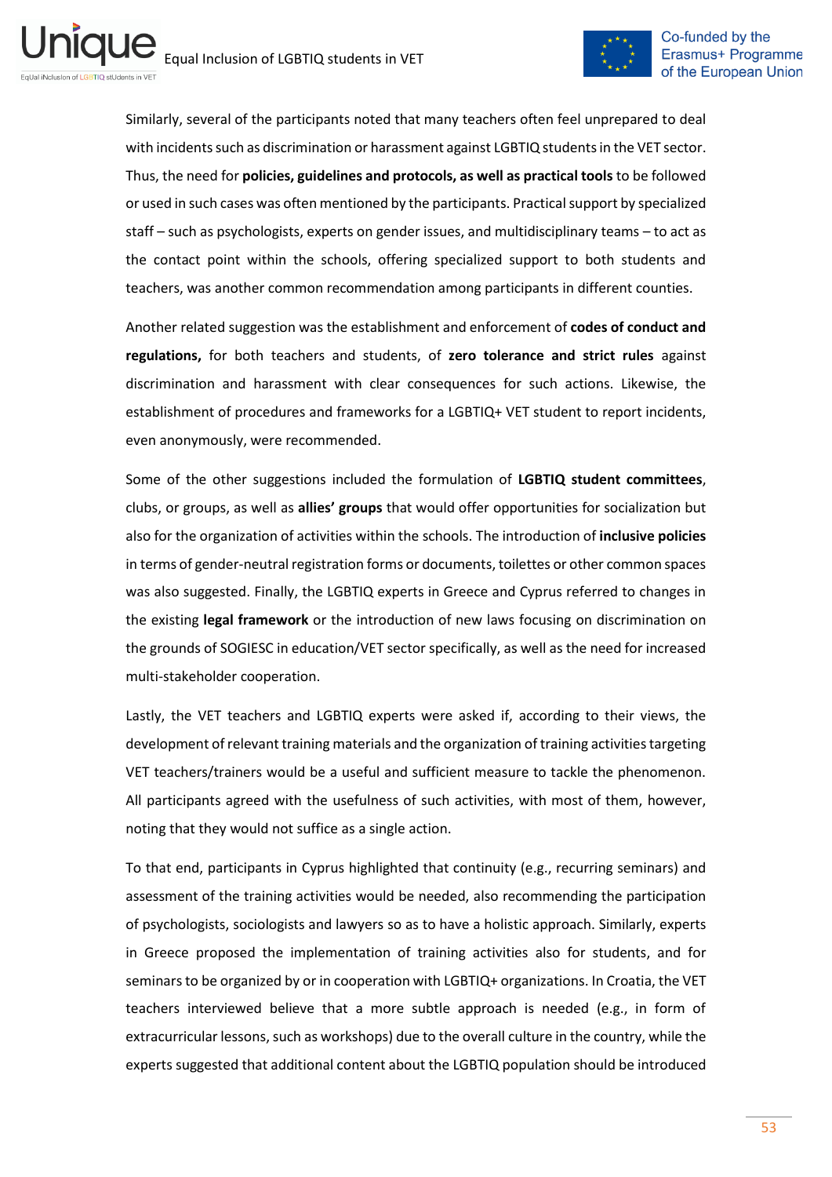Similarly, several of the participants noted that many teachers often feel unprepared to deal with incidents such as discrimination or harassment against LGBTIQ students in the VET sector. Thus, the need for **policies, guidelines and protocols, as well as practical tools** to be followed or used in such cases was often mentioned by the participants. Practical support by specialized staff – such as psychologists, experts on gender issues, and multidisciplinary teams – to act as the contact point within the schools, offering specialized support to both students and teachers, was another common recommendation among participants in different counties.

Another related suggestion was the establishment and enforcement of **codes of conduct and regulations,** for both teachers and students, of **zero tolerance and strict rules** against discrimination and harassment with clear consequences for such actions. Likewise, the establishment of procedures and frameworks for a LGBTIQ+ VET student to report incidents, even anonymously, were recommended.

Some of the other suggestions included the formulation of **LGBTIQ student committees**, clubs, or groups, as well as **allies' groups** that would offer opportunities for socialization but also for the organization of activities within the schools. The introduction of **inclusive policies** in terms of gender-neutral registration forms or documents, toilettes or other common spaces was also suggested. Finally, the LGBTIQ experts in Greece and Cyprus referred to changes in the existing **legal framework** or the introduction of new laws focusing on discrimination on the grounds of SOGIESC in education/VET sector specifically, as well as the need for increased multi-stakeholder cooperation.

Lastly, the VET teachers and LGBTIQ experts were asked if, according to their views, the development of relevant training materials and the organization of training activities targeting VET teachers/trainers would be a useful and sufficient measure to tackle the phenomenon. All participants agreed with the usefulness of such activities, with most of them, however, noting that they would not suffice as a single action.

To that end, participants in Cyprus highlighted that continuity (e.g., recurring seminars) and assessment of the training activities would be needed, also recommending the participation of psychologists, sociologists and lawyers so as to have a holistic approach. Similarly, experts in Greece proposed the implementation of training activities also for students, and for seminars to be organized by or in cooperation with LGBTIQ+ organizations. In Croatia, the VET teachers interviewed believe that a more subtle approach is needed (e.g., in form of extracurricular lessons, such as workshops) due to the overall culture in the country, while the experts suggested that additional content about the LGBTIQ population should be introduced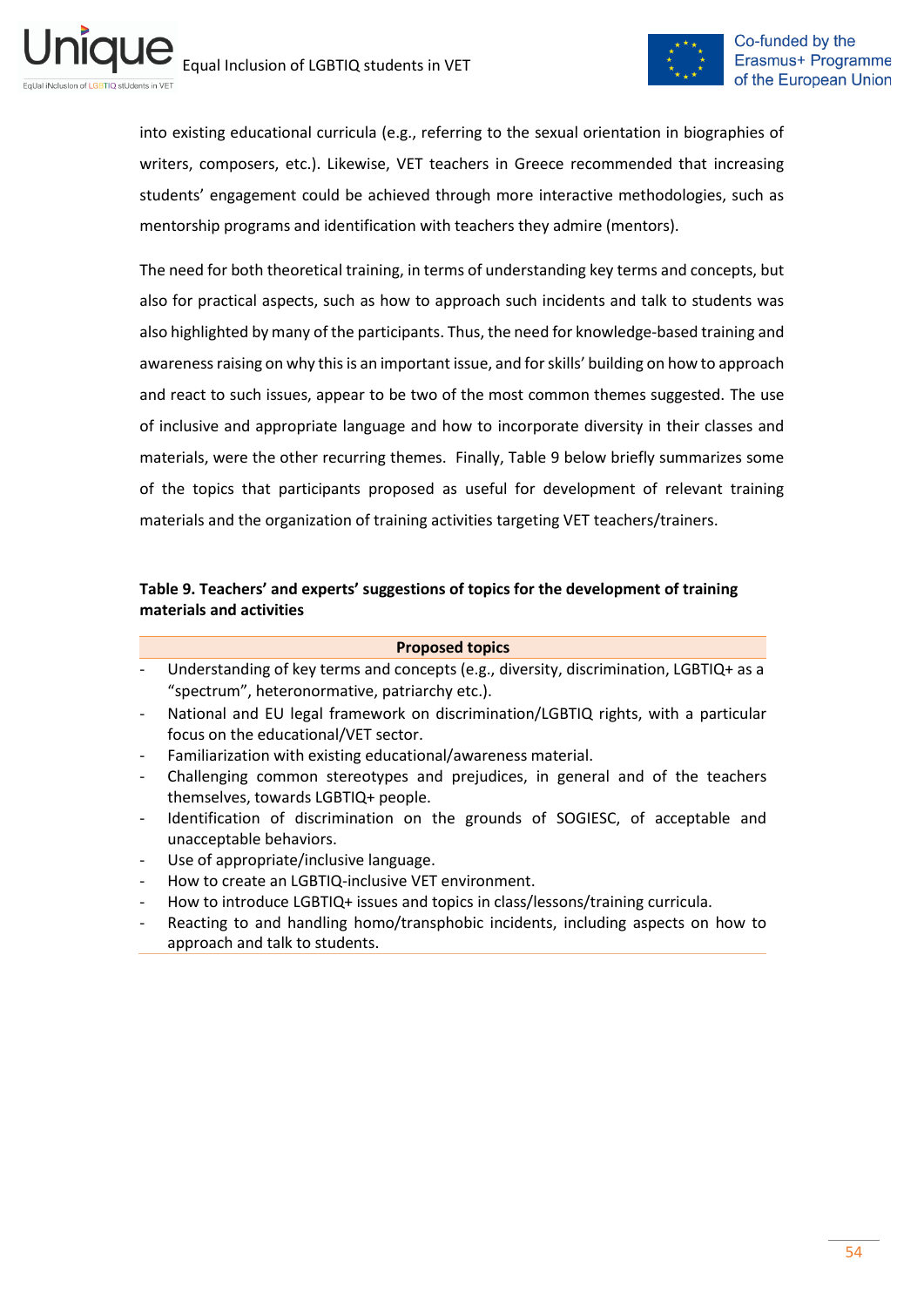into existing educational curricula (e.g., referring to the sexual orientation in biographies of writers, composers, etc.). Likewise, VET teachers in Greece recommended that increasing students' engagement could be achieved through more interactive methodologies, such as mentorship programs and identification with teachers they admire (mentors).

The need for both theoretical training, in terms of understanding key terms and concepts, but also for practical aspects, such as how to approach such incidents and talk to students was also highlighted by many of the participants. Thus, the need for knowledge-based training and awareness raising on why this is an important issue, and for skills' building on how to approach and react to such issues, appear to be two of the most common themes suggested. The use of inclusive and appropriate language and how to incorporate diversity in their classes and materials, were the other recurring themes. Finally, Table 9 below briefly summarizes some of the topics that participants proposed as useful for development of relevant training materials and the organization of training activities targeting VET teachers/trainers.

**Table 9. Teachers' and experts' suggestions of topics for the development of training materials and activities**

| Proposed topics |
|---|
| - Understanding of key terms and concepts (e.g., diversity, discrimination, LGBTIQ+ as a "spectrum", heteronormative, patriarchy etc.). |
| - National and EU legal framework on discrimination/LGBTIQ rights, with a particular focus on the educational/VET sector. |
| - Familiarization with existing educational/awareness material. |
| - Challenging common stereotypes and prejudices, in general and of the teachers themselves, towards LGBTIQ+ people. |
| - Identification of discrimination on the grounds of SOGIESC, of acceptable and unacceptable behaviors. |
| - Use of appropriate/inclusive language. |
| - How to create an LGBTIQ-inclusive VET environment. |
| - How to introduce LGBTIQ+ issues and topics in class/lessons/training curricula. |
| - Reacting to and handling homo/transphobic incidents, including aspects on how to approach and talk to students. |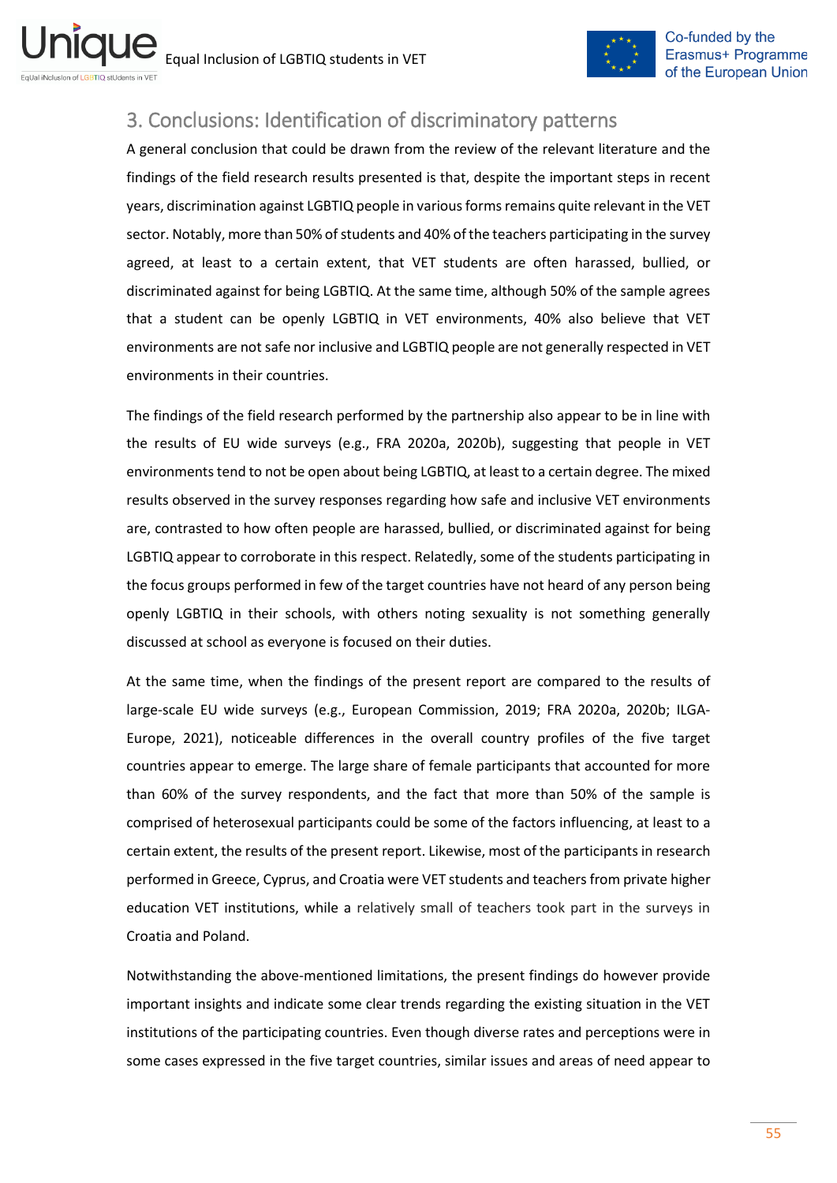## 3. Conclusions: Identification of discriminatory patterns

A general conclusion that could be drawn from the review of the relevant literature and the findings of the field research results presented is that, despite the important steps in recent years, discrimination against LGBTIQ people in various forms remains quite relevant in the VET sector. Notably, more than 50% of students and 40% of the teachers participating in the survey agreed, at least to a certain extent, that VET students are often harassed, bullied, or discriminated against for being LGBTIQ. At the same time, although 50% of the sample agrees that a student can be openly LGBTIQ in VET environments, 40% also believe that VET environments are not safe nor inclusive and LGBTIQ people are not generally respected in VET environments in their countries.

The findings of the field research performed by the partnership also appear to be in line with the results of EU wide surveys (e.g., FRA 2020a, 2020b), suggesting that people in VET environments tend to not be open about being LGBTIQ, at least to a certain degree. The mixed results observed in the survey responses regarding how safe and inclusive VET environments are, contrasted to how often people are harassed, bullied, or discriminated against for being LGBTIQ appear to corroborate in this respect. Relatedly, some of the students participating in the focus groups performed in few of the target countries have not heard of any person being openly LGBTIQ in their schools, with others noting sexuality is not something generally discussed at school as everyone is focused on their duties.

At the same time, when the findings of the present report are compared to the results of large-scale EU wide surveys (e.g., European Commission, 2019; FRA 2020a, 2020b; ILGA-Europe, 2021), noticeable differences in the overall country profiles of the five target countries appear to emerge. The large share of female participants that accounted for more than 60% of the survey respondents, and the fact that more than 50% of the sample is comprised of heterosexual participants could be some of the factors influencing, at least to a certain extent, the results of the present report. Likewise, most of the participants in research performed in Greece, Cyprus, and Croatia were VET students and teachers from private higher education VET institutions, while a relatively small of teachers took part in the surveys in Croatia and Poland.

Notwithstanding the above-mentioned limitations, the present findings do however provide important insights and indicate some clear trends regarding the existing situation in the VET institutions of the participating countries. Even though diverse rates and perceptions were in some cases expressed in the five target countries, similar issues and areas of need appear to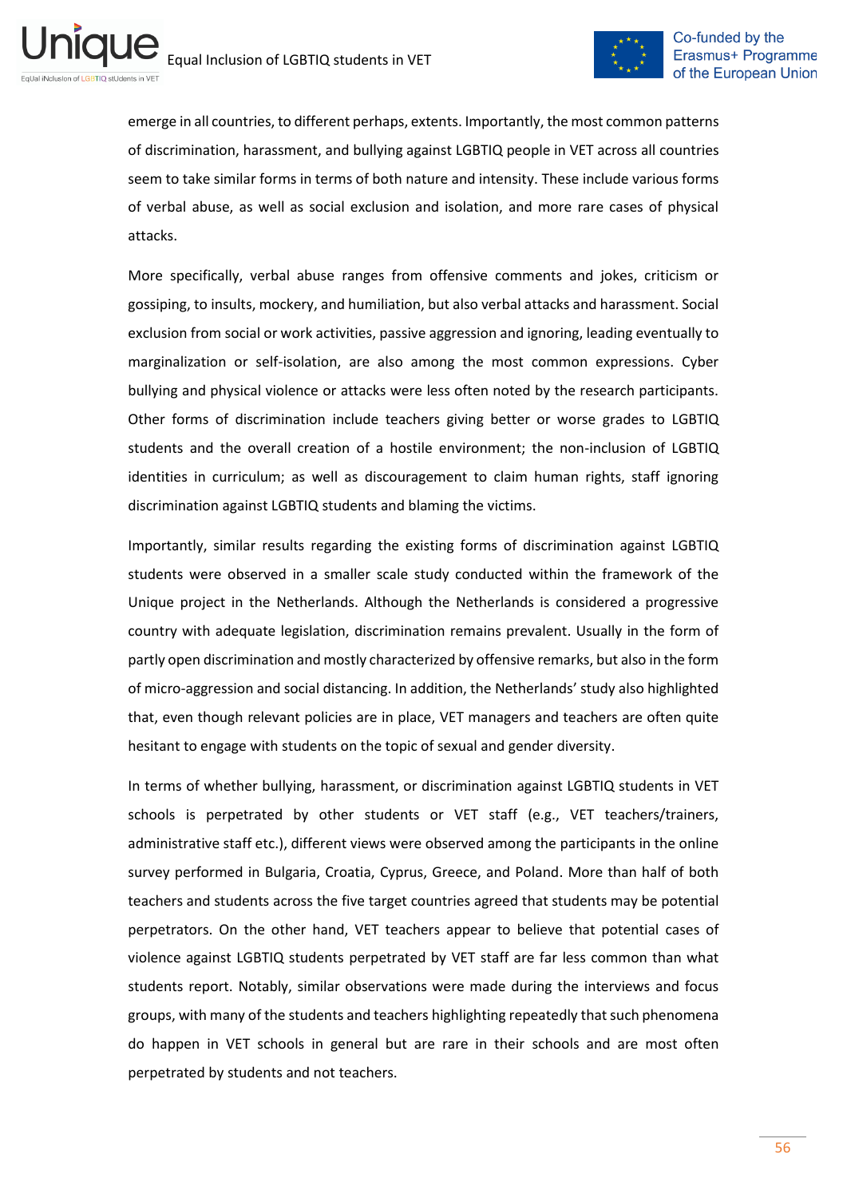emerge in all countries, to different perhaps, extents. Importantly, the most common patterns of discrimination, harassment, and bullying against LGBTIQ people in VET across all countries seem to take similar forms in terms of both nature and intensity. These include various forms of verbal abuse, as well as social exclusion and isolation, and more rare cases of physical attacks.

More specifically, verbal abuse ranges from offensive comments and jokes, criticism or gossiping, to insults, mockery, and humiliation, but also verbal attacks and harassment. Social exclusion from social or work activities, passive aggression and ignoring, leading eventually to marginalization or self-isolation, are also among the most common expressions. Cyber bullying and physical violence or attacks were less often noted by the research participants. Other forms of discrimination include teachers giving better or worse grades to LGBTIQ students and the overall creation of a hostile environment; the non-inclusion of LGBTIQ identities in curriculum; as well as discouragement to claim human rights, staff ignoring discrimination against LGBTIQ students and blaming the victims.

Importantly, similar results regarding the existing forms of discrimination against LGBTIQ students were observed in a smaller scale study conducted within the framework of the Unique project in the Netherlands. Although the Netherlands is considered a progressive country with adequate legislation, discrimination remains prevalent. Usually in the form of partly open discrimination and mostly characterized by offensive remarks, but also in the form of micro-aggression and social distancing. In addition, the Netherlands' study also highlighted that, even though relevant policies are in place, VET managers and teachers are often quite hesitant to engage with students on the topic of sexual and gender diversity.

In terms of whether bullying, harassment, or discrimination against LGBTIQ students in VET schools is perpetrated by other students or VET staff (e.g., VET teachers/trainers, administrative staff etc.), different views were observed among the participants in the online survey performed in Bulgaria, Croatia, Cyprus, Greece, and Poland. More than half of both teachers and students across the five target countries agreed that students may be potential perpetrators. On the other hand, VET teachers appear to believe that potential cases of violence against LGBTIQ students perpetrated by VET staff are far less common than what students report. Notably, similar observations were made during the interviews and focus groups, with many of the students and teachers highlighting repeatedly that such phenomena do happen in VET schools in general but are rare in their schools and are most often perpetrated by students and not teachers.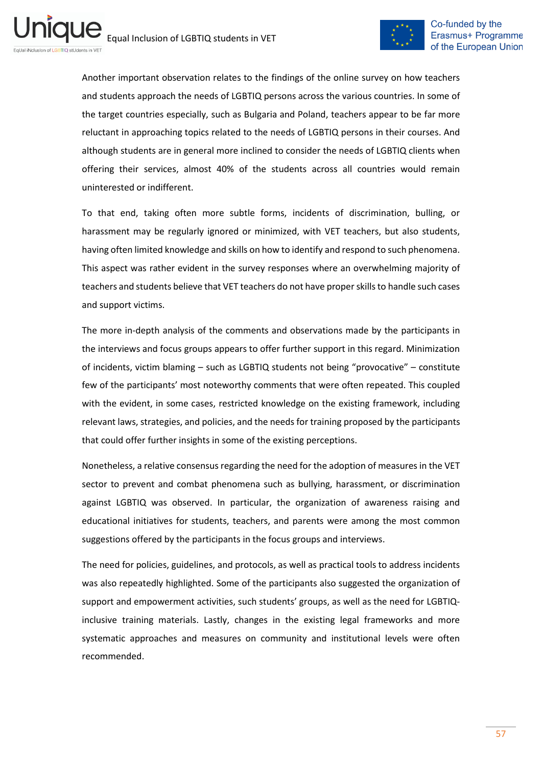Another important observation relates to the findings of the online survey on how teachers and students approach the needs of LGBTIQ persons across the various countries. In some of the target countries especially, such as Bulgaria and Poland, teachers appear to be far more reluctant in approaching topics related to the needs of LGBTIQ persons in their courses. And although students are in general more inclined to consider the needs of LGBTIQ clients when offering their services, almost 40% of the students across all countries would remain uninterested or indifferent.

To that end, taking often more subtle forms, incidents of discrimination, bulling, or harassment may be regularly ignored or minimized, with VET teachers, but also students, having often limited knowledge and skills on how to identify and respond to such phenomena. This aspect was rather evident in the survey responses where an overwhelming majority of teachers and students believe that VET teachers do not have proper skills to handle such cases and support victims.

The more in-depth analysis of the comments and observations made by the participants in the interviews and focus groups appears to offer further support in this regard. Minimization of incidents, victim blaming – such as LGBTIQ students not being "provocative" – constitute few of the participants' most noteworthy comments that were often repeated. This coupled with the evident, in some cases, restricted knowledge on the existing framework, including relevant laws, strategies, and policies, and the needs for training proposed by the participants that could offer further insights in some of the existing perceptions.

Nonetheless, a relative consensus regarding the need for the adoption of measures in the VET sector to prevent and combat phenomena such as bullying, harassment, or discrimination against LGBTIQ was observed. In particular, the organization of awareness raising and educational initiatives for students, teachers, and parents were among the most common suggestions offered by the participants in the focus groups and interviews.

The need for policies, guidelines, and protocols, as well as practical tools to address incidents was also repeatedly highlighted. Some of the participants also suggested the organization of support and empowerment activities, such students' groups, as well as the need for LGBTIQ-inclusive training materials. Lastly, changes in the existing legal frameworks and more systematic approaches and measures on community and institutional levels were often recommended.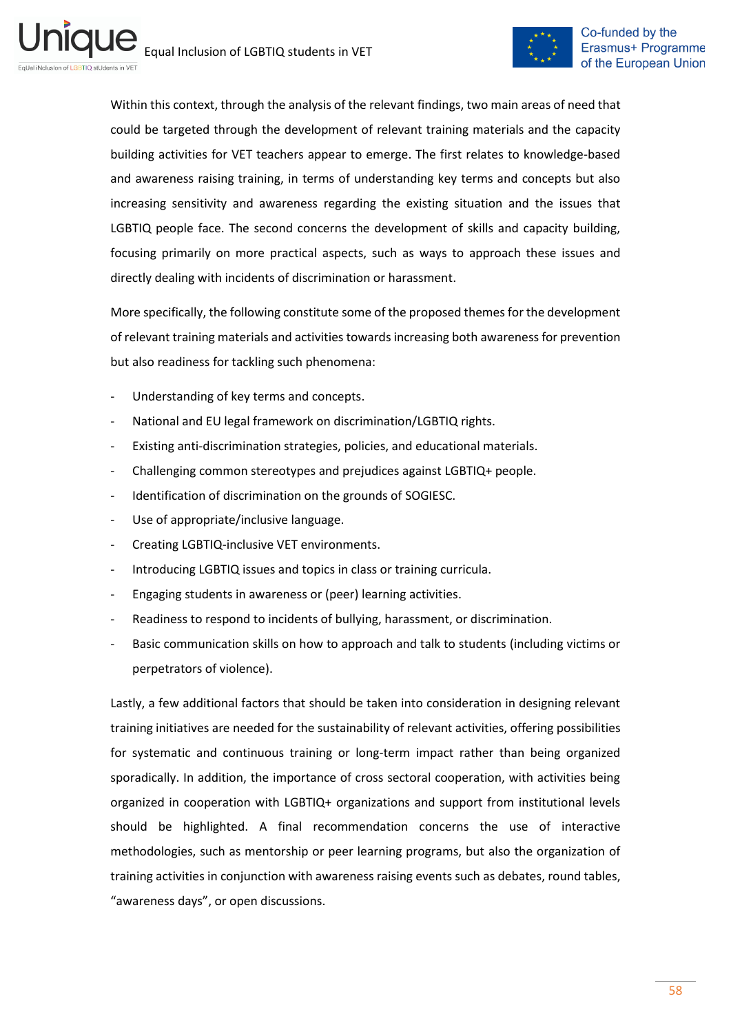Within this context, through the analysis of the relevant findings, two main areas of need that could be targeted through the development of relevant training materials and the capacity building activities for VET teachers appear to emerge. The first relates to knowledge-based and awareness raising training, in terms of understanding key terms and concepts but also increasing sensitivity and awareness regarding the existing situation and the issues that LGBTIQ people face. The second concerns the development of skills and capacity building, focusing primarily on more practical aspects, such as ways to approach these issues and directly dealing with incidents of discrimination or harassment.

More specifically, the following constitute some of the proposed themes for the development of relevant training materials and activities towards increasing both awareness for prevention but also readiness for tackling such phenomena:

- Understanding of key terms and concepts.
- National and EU legal framework on discrimination/LGBTIQ rights.
- Existing anti-discrimination strategies, policies, and educational materials.
- Challenging common stereotypes and prejudices against LGBTIQ+ people.
- Identification of discrimination on the grounds of SOGIESC.
- Use of appropriate/inclusive language.
- Creating LGBTIQ-inclusive VET environments.
- Introducing LGBTIQ issues and topics in class or training curricula.
- Engaging students in awareness or (peer) learning activities.
- Readiness to respond to incidents of bullying, harassment, or discrimination.
- Basic communication skills on how to approach and talk to students (including victims or perpetrators of violence).

Lastly, a few additional factors that should be taken into consideration in designing relevant training initiatives are needed for the sustainability of relevant activities, offering possibilities for systematic and continuous training or long-term impact rather than being organized sporadically. In addition, the importance of cross sectoral cooperation, with activities being organized in cooperation with LGBTIQ+ organizations and support from institutional levels should be highlighted. A final recommendation concerns the use of interactive methodologies, such as mentorship or peer learning programs, but also the organization of training activities in conjunction with awareness raising events such as debates, round tables, "awareness days", or open discussions.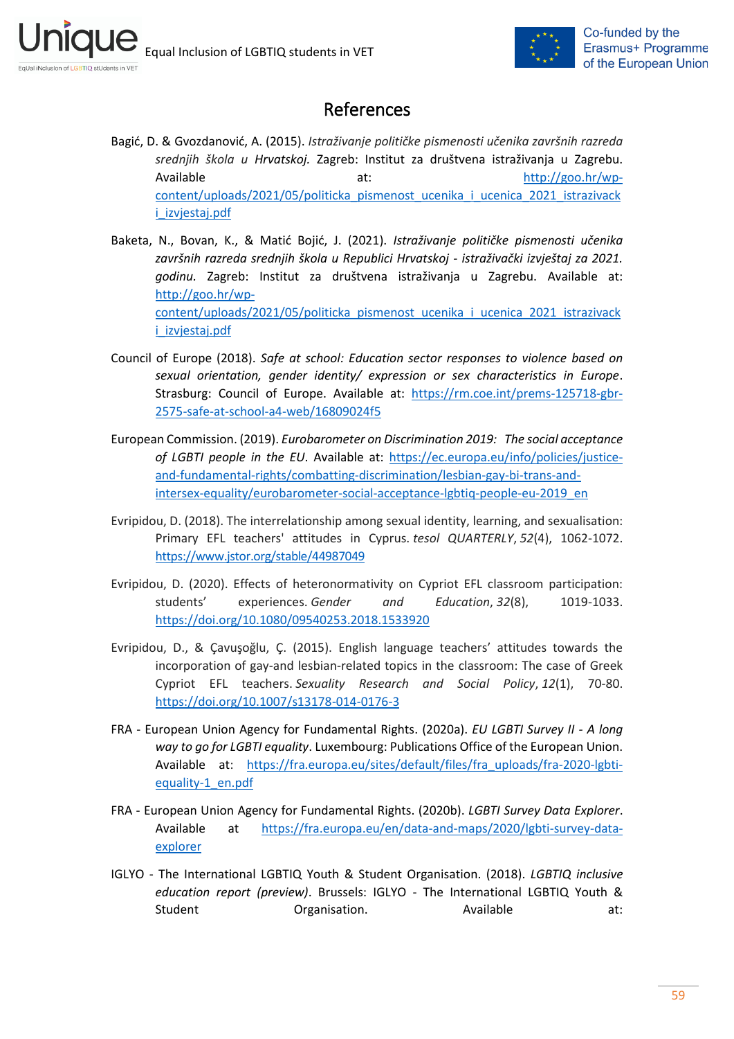# References

Bagić, D. & Gvozdanović, A. (2015). *Istraživanje političke pismenosti učenika završnih razreda srednjih škola u Hrvatskoj.* Zagreb: Institut za društvena istraživanja u Zagrebu. Available at: http://goo.hr/wp-content/uploads/2021/05/politicka_pismenost_ucenika_i_ucenica_2021_istrazivacki_izvjestaj.pdf

Baketa, N., Bovan, K., & Matić Bojić, J. (2021). *Istraživanje političke pismenosti učenika završnih razreda srednjih škola u Republici Hrvatskoj - istraživački izvještaj za 2021. godinu*. Zagreb: Institut za društvena istraživanja u Zagrebu. Available at: http://goo.hr/wp-content/uploads/2021/05/politicka_pismenost_ucenika_i_ucenica_2021_istrazivacki_izvjestaj.pdf

Council of Europe (2018). *Safe at school: Education sector responses to violence based on sexual orientation, gender identity/ expression or sex characteristics in Europe*. Strasburg: Council of Europe. Available at: https://rm.coe.int/prems-125718-gbr-2575-safe-at-school-a4-web/16809024f5

European Commission. (2019). *Eurobarometer on Discrimination 2019: The social acceptance of LGBTI people in the EU*. Available at: https://ec.europa.eu/info/policies/justice-and-fundamental-rights/combatting-discrimination/lesbian-gay-bi-trans-and-intersex-equality/eurobarometer-social-acceptance-lgbtiq-people-eu-2019_en

Evripidou, D. (2018). The interrelationship among sexual identity, learning, and sexualisation: Primary EFL teachers' attitudes in Cyprus. *tesol QUARTERLY*, *52*(4), 1062-1072. https://www.jstor.org/stable/44987049

Evripidou, D. (2020). Effects of heteronormativity on Cypriot EFL classroom participation: students' experiences. *Gender and Education*, *32*(8), 1019-1033. https://doi.org/10.1080/09540253.2018.1533920

Evripidou, D., & Çavuşoğlu, Ç. (2015). English language teachers' attitudes towards the incorporation of gay-and lesbian-related topics in the classroom: The case of Greek Cypriot EFL teachers. *Sexuality Research and Social Policy*, *12*(1), 70-80. https://doi.org/10.1007/s13178-014-0176-3

FRA - European Union Agency for Fundamental Rights. (2020a). *EU LGBTI Survey II - A long way to go for LGBTI equality*. Luxembourg: Publications Office of the European Union. Available at: https://fra.europa.eu/sites/default/files/fra_uploads/fra-2020-lgbti-equality-1_en.pdf

FRA - European Union Agency for Fundamental Rights. (2020b). *LGBTI Survey Data Explorer*. Available at https://fra.europa.eu/en/data-and-maps/2020/lgbti-survey-data-explorer

IGLYO - The International LGBTIQ Youth & Student Organisation. (2018). *LGBTIQ inclusive education report (preview)*. Brussels: IGLYO - The International LGBTIQ Youth & Student Organisation. Available at: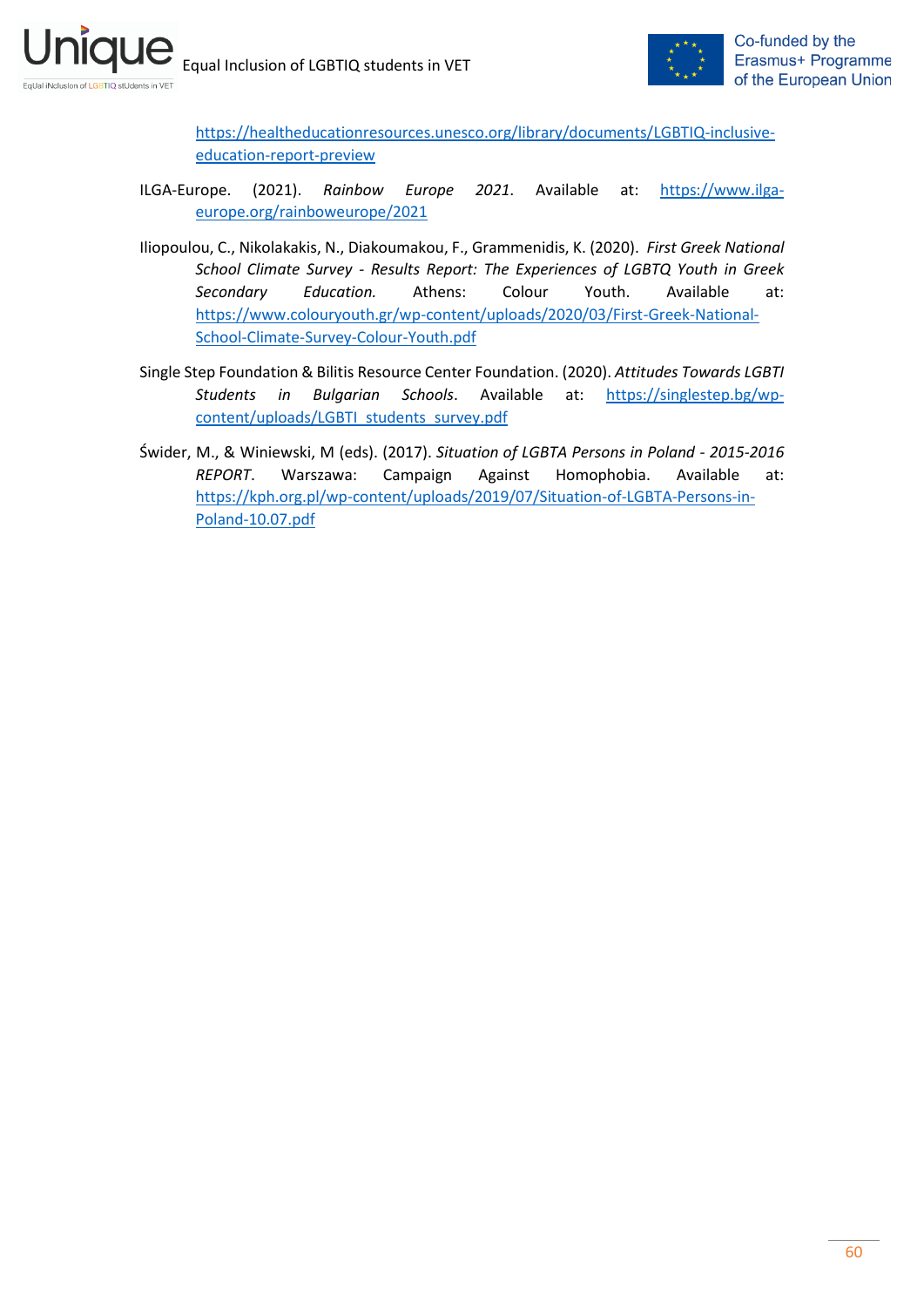https://healtheducationresources.unesco.org/library/documents/LGBTIQ-inclusive-education-report-preview

ILGA-Europe. (2021). *Rainbow Europe 2021*. Available at: https://www.ilga-europe.org/rainboweurope/2021

Iliopoulou, C., Nikolakakis, N., Diakoumakou, F., Grammenidis, K. (2020). *First Greek National School Climate Survey - Results Report: The Experiences of LGBTQ Youth in Greek Secondary Education.* Athens: Colour Youth. Available at: https://www.colouryouth.gr/wp-content/uploads/2020/03/First-Greek-National-School-Climate-Survey-Colour-Youth.pdf

Single Step Foundation & Bilitis Resource Center Foundation. (2020). *Attitudes Towards LGBTI Students in Bulgarian Schools*. Available at: https://singlestep.bg/wp-content/uploads/LGBTI_students_survey.pdf

Świder, M., & Winiewski, M (eds). (2017). *Situation of LGBTA Persons in Poland - 2015-2016 REPORT*. Warszawa: Campaign Against Homophobia. Available at: https://kph.org.pl/wp-content/uploads/2019/07/Situation-of-LGBTA-Persons-in-Poland-10.07.pdf